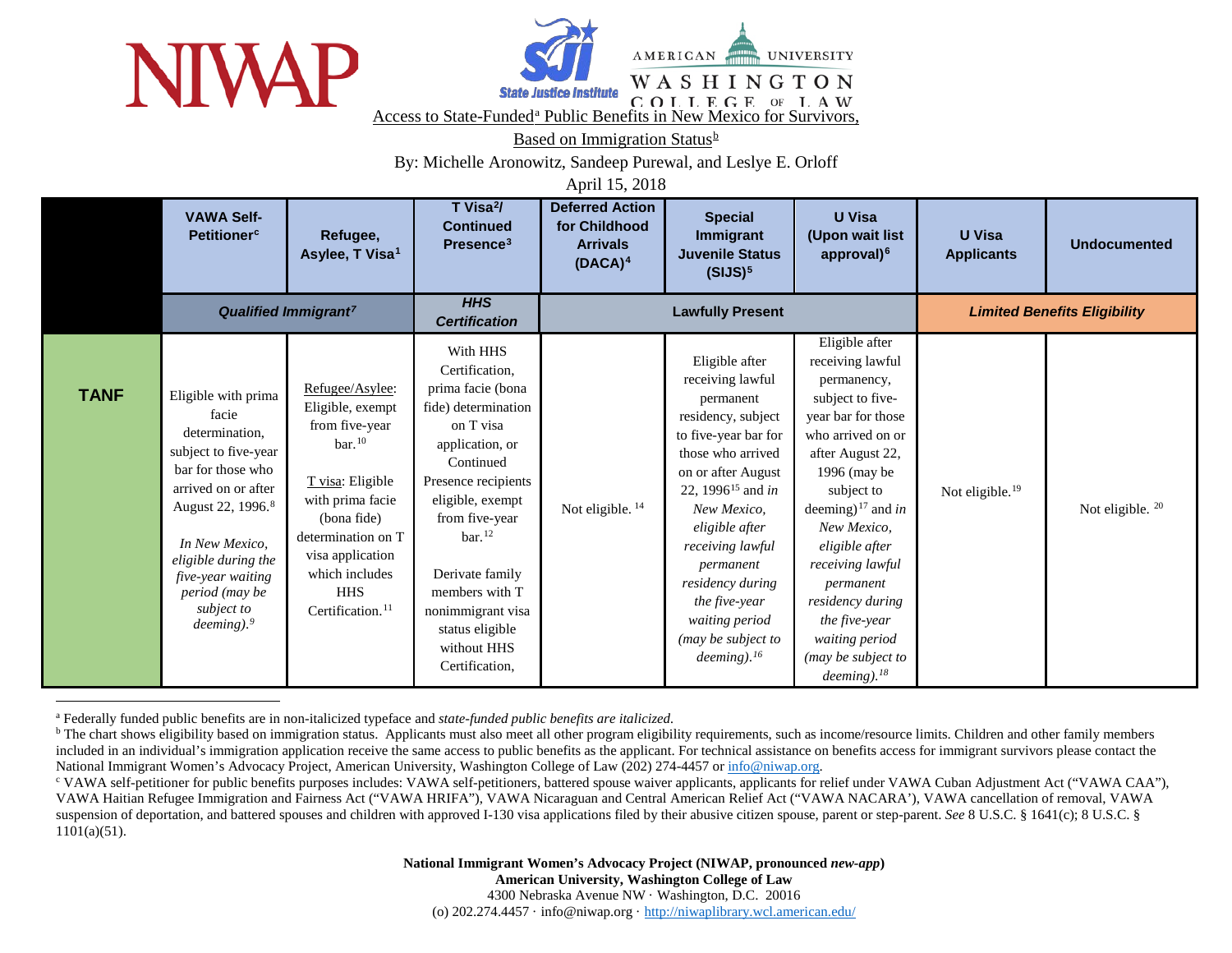Access to State-Funded[a] Public Benefits in New Mexico for Survivors, Based on Immigration Status[b]

By: Michelle Aronowitz, Sandeep Purewal, and Leslye E. Orloff

April 15, 2018

| | VAWA Self-Petitioner[c] | Refugee, Asylee, T Visa[1] | T Visa[2]/ Continued Presence[3] | Deferred Action for Childhood Arrivals (DACA)[4] | Special Immigrant Juvenile Status (SIJS)[5] | U Visa (Upon wait list approval)[6] | U Visa Applicants | Undocumented |
|---|---|---|---|---|---|---|---|---|
| | ***Qualified Immigrant***[7] | | ***HHS Certification*** | **Lawfully Present** | | | ***Limited Benefits Eligibility*** | |
| **TANF** | Eligible with prima facie determination, subject to five-year bar for those who arrived on or after August 22, 1996.[8] *In New Mexico, eligible during the five-year waiting period (may be subject to deeming).*[9] | Refugee/Asylee: Eligible, exempt from five-year bar.[10] T visa: Eligible with prima facie (bona fide) determination on T visa application which includes HHS Certification.[11] | With HHS Certification, prima facie (bona fide) determination on T visa application, or Continued Presence recipients eligible, exempt from five-year bar.[12] Derivate family members with T nonimmigrant visa status eligible without HHS Certification, | Not eligible.[14] | Eligible after receiving lawful permanent residency, subject to five-year bar for those who arrived on or after August 22, 1996[15] and *in New Mexico, eligible after receiving lawful permanent residency during the five-year waiting period (may be subject to deeming).*[16] | Eligible after receiving lawful permanency, subject to five-year bar for those who arrived on or after August 22, 1996 (may be subject to deeming)[17] and *in New Mexico, eligible after receiving lawful permanent residency during the five-year waiting period (may be subject to deeming).*[18] | Not eligible.[19] | Not eligible.[20] |

[a] Federally funded public benefits are in non-italicized typeface and *state-funded public benefits are italicized.*

[b] The chart shows eligibility based on immigration status. Applicants must also meet all other program eligibility requirements, such as income/resource limits. Children and other family members included in an individual's immigration application receive the same access to public benefits as the applicant. For technical assistance on benefits access for immigrant survivors please contact the National Immigrant Women's Advocacy Project, American University, Washington College of Law (202) 274-4457 or info@niwap.org.

[c] VAWA self-petitioner for public benefits purposes includes: VAWA self-petitioners, battered spouse waiver applicants, applicants for relief under VAWA Cuban Adjustment Act ("VAWA CAA"), VAWA Haitian Refugee Immigration and Fairness Act ("VAWA HRIFA"), VAWA Nicaraguan and Central American Relief Act ("VAWA NACARA'), VAWA cancellation of removal, VAWA suspension of deportation, and battered spouses and children with approved I-130 visa applications filed by their abusive citizen spouse, parent or step-parent. *See* 8 U.S.C. § 1641(c); 8 U.S.C. § 1101(a)(51).

**National Immigrant Women's Advocacy Project (NIWAP, pronounced *new-app*)**
**American University, Washington College of Law**
4300 Nebraska Avenue NW · Washington, D.C. 20016
(o) 202.274.4457 · info@niwap.org · http://niwaplibrary.wcl.american.edu/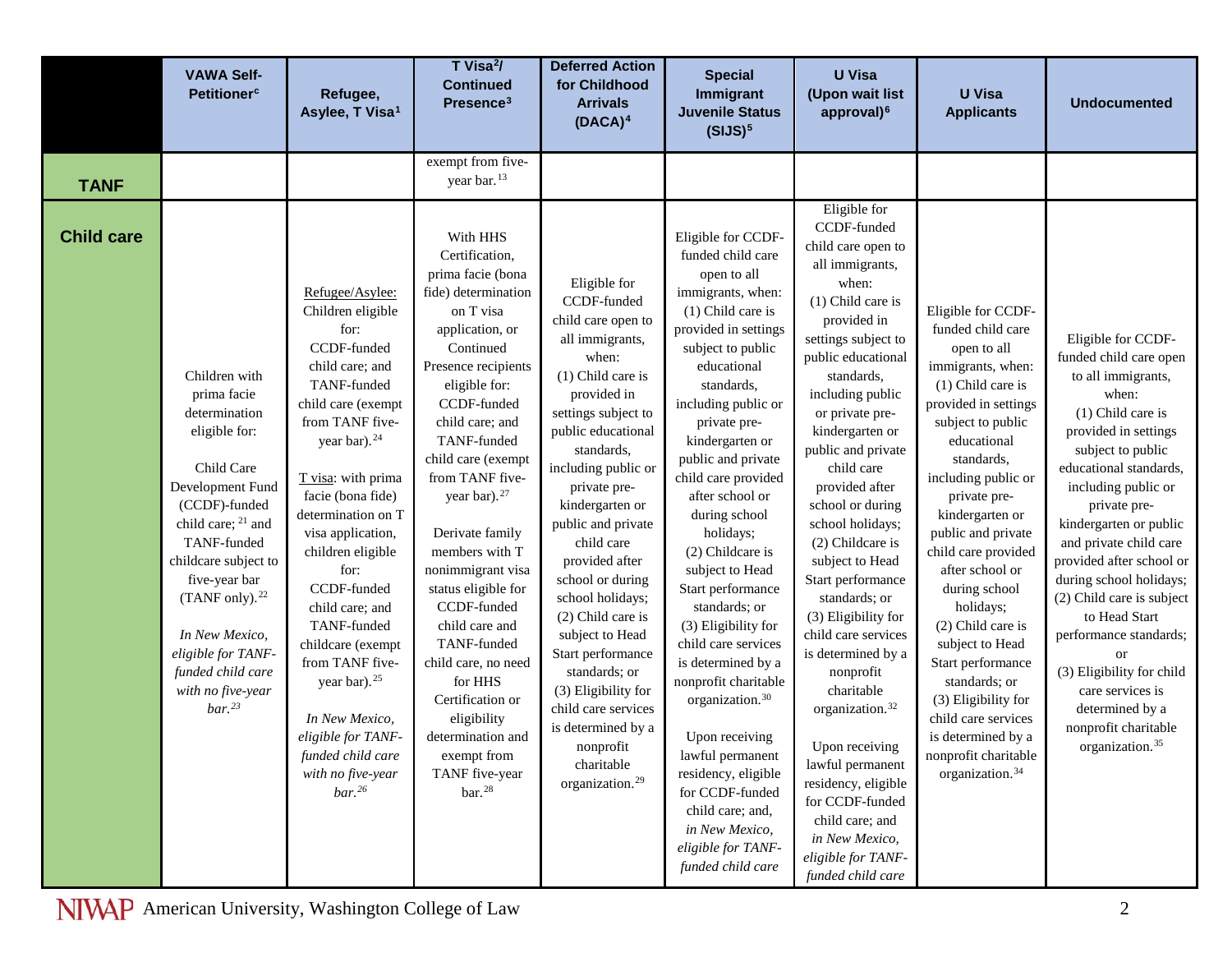| | VAWA Self-Petitioner[c] | Refugee, Asylee, T Visa[1] | T Visa[2]/ Continued Presence[3] | Deferred Action for Childhood Arrivals (DACA)[4] | Special Immigrant Juvenile Status (SIJS)[5] | U Visa (Upon wait list approval)[6] | U Visa Applicants | Undocumented |
|---|---|---|---|---|---|---|---|---|
| **TANF** | | | exempt from five-year bar.[13] | | | | | |
| **Child care** | Children with prima facie determination eligible for: Child Care Development Fund (CCDF)-funded child care; [21] and TANF-funded childcare subject to five-year bar (TANF only).[22] *In New Mexico, eligible for TANF-funded child care with no five-year bar.[23]* | Refugee/Asylee: Children eligible for: CCDF-funded child care; and TANF-funded child care (exempt from TANF five-year bar).[24] T visa: with prima facie (bona fide) determination on T visa application, children eligible for: CCDF-funded child care; and TANF-funded childcare (exempt from TANF five-year bar).[25] *In New Mexico, eligible for TANF-funded child care with no five-year bar.[26]* | With HHS Certification, prima facie (bona fide) determination on T visa application, or Continued Presence recipients eligible for: CCDF-funded child care; and TANF-funded child care (exempt from TANF five-year bar).[27] Derivate family members with T nonimmigrant visa status eligible for CCDF-funded child care and TANF-funded child care, no need for HHS Certification or eligibility determination and exempt from TANF five-year bar.[28] | Eligible for CCDF-funded child care open to all immigrants, when: (1) Child care is provided in settings subject to public educational standards, including public or private pre-kindergarten or public and private child care provided after school or during school holidays; (2) Child care is subject to Head Start performance standards; or (3) Eligibility for child care services is determined by a nonprofit charitable organization.[29] | Eligible for CCDF-funded child care open to all immigrants, when: (1) Child care is provided in settings subject to public educational standards, including public or private pre-kindergarten or public and private child care provided after school or during school holidays; (2) Childcare is subject to Head Start performance standards; or (3) Eligibility for child care services is determined by a nonprofit charitable organization.[30] Upon receiving lawful permanent residency, eligible for CCDF-funded child care; and, *in New Mexico, eligible for TANF-funded child care* | Eligible for CCDF-funded child care open to all immigrants, when: (1) Child care is provided in settings subject to public educational standards, including public or private pre-kindergarten or public and private child care provided after school or during school holidays; (2) Childcare is subject to Head Start performance standards; or (3) Eligibility for child care services is determined by a nonprofit charitable organization.[32] Upon receiving lawful permanent residency, eligible for CCDF-funded child care; and *in New Mexico, eligible for TANF-funded child care* | Eligible for CCDF-funded child care open to all immigrants, when: (1) Child care is provided in settings subject to public educational standards, including public or private pre-kindergarten or public and private child care provided after school or during school holidays; (2) Child care is subject to Head Start performance standards; or (3) Eligibility for child care services is determined by a nonprofit charitable organization.[34] | Eligible for CCDF-funded child care open to all immigrants, when: (1) Child care is provided in settings subject to public educational standards, including public or private pre-kindergarten or public and private child care provided after school or during school holidays; (2) Child care is subject to Head Start performance standards; or (3) Eligibility for child care services is determined by a nonprofit charitable organization.[35] |

NIWAP American University, Washington College of Law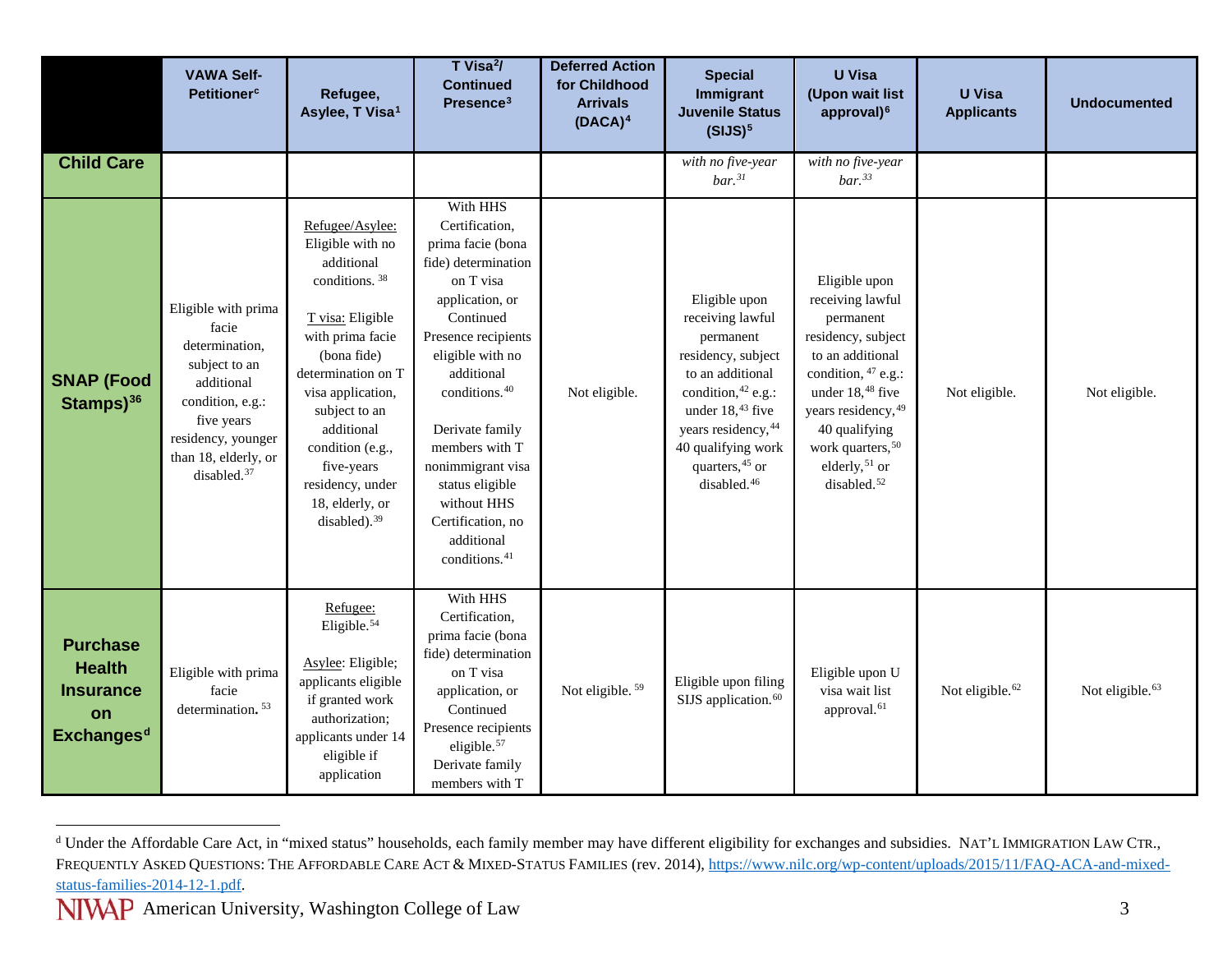| | VAWA Self-Petitioner[c] | Refugee, Asylee, T Visa[1] | T Visa[2]/ Continued Presence[3] | Deferred Action for Childhood Arrivals (DACA)[4] | Special Immigrant Juvenile Status (SIJS)[5] | U Visa (Upon wait list approval)[6] | U Visa Applicants | Undocumented |
|---|---|---|---|---|---|---|---|---|
| **Child Care** | | | | | *with no five-year bar.[31]* | *with no five-year bar.[33]* | | |
| **SNAP (Food Stamps)[36]** | Eligible with prima facie determination, subject to an additional condition, e.g.: five years residency, younger than 18, elderly, or disabled.[37] | Refugee/Asylee: Eligible with no additional conditions.[38] T visa: Eligible with prima facie (bona fide) determination on T visa application, subject to an additional condition (e.g., five-years residency, under 18, elderly, or disabled).[39] | With HHS Certification, prima facie (bona fide) determination on T visa application, or Continued Presence recipients eligible with no additional conditions.[40] Derivate family members with T nonimmigrant visa status eligible without HHS Certification, no additional conditions.[41] | Not eligible. | Eligible upon receiving lawful permanent residency, subject to an additional condition,[42] e.g.: under 18,[43] five years residency,[44] 40 qualifying work quarters,[45] or disabled.[46] | Eligible upon receiving lawful permanent residency, subject to an additional condition,[47] e.g.: under 18,[48] five years residency,[49] 40 qualifying work quarters,[50] elderly,[51] or disabled.[52] | Not eligible. | Not eligible. |
| **Purchase Health Insurance on Exchanges[d]** | Eligible with prima facie determination.[53] | Refugee: Eligible.[54] Asylee: Eligible; applicants eligible if granted work authorization; applicants under 14 eligible if application | With HHS Certification, prima facie (bona fide) determination on T visa application, or Continued Presence recipients eligible.[57] Derivate family members with T | Not eligible.[59] | Eligible upon filing SIJS application.[60] | Eligible upon U visa wait list approval.[61] | Not eligible.[62] | Not eligible.[63] |

[d] Under the Affordable Care Act, in "mixed status" households, each family member may have different eligibility for exchanges and subsidies. NAT'L IMMIGRATION LAW CTR., FREQUENTLY ASKED QUESTIONS: THE AFFORDABLE CARE ACT & MIXED-STATUS FAMILIES (rev. 2014), https://www.nilc.org/wp-content/uploads/2015/11/FAQ-ACA-and-mixed-status-families-2014-12-1.pdf.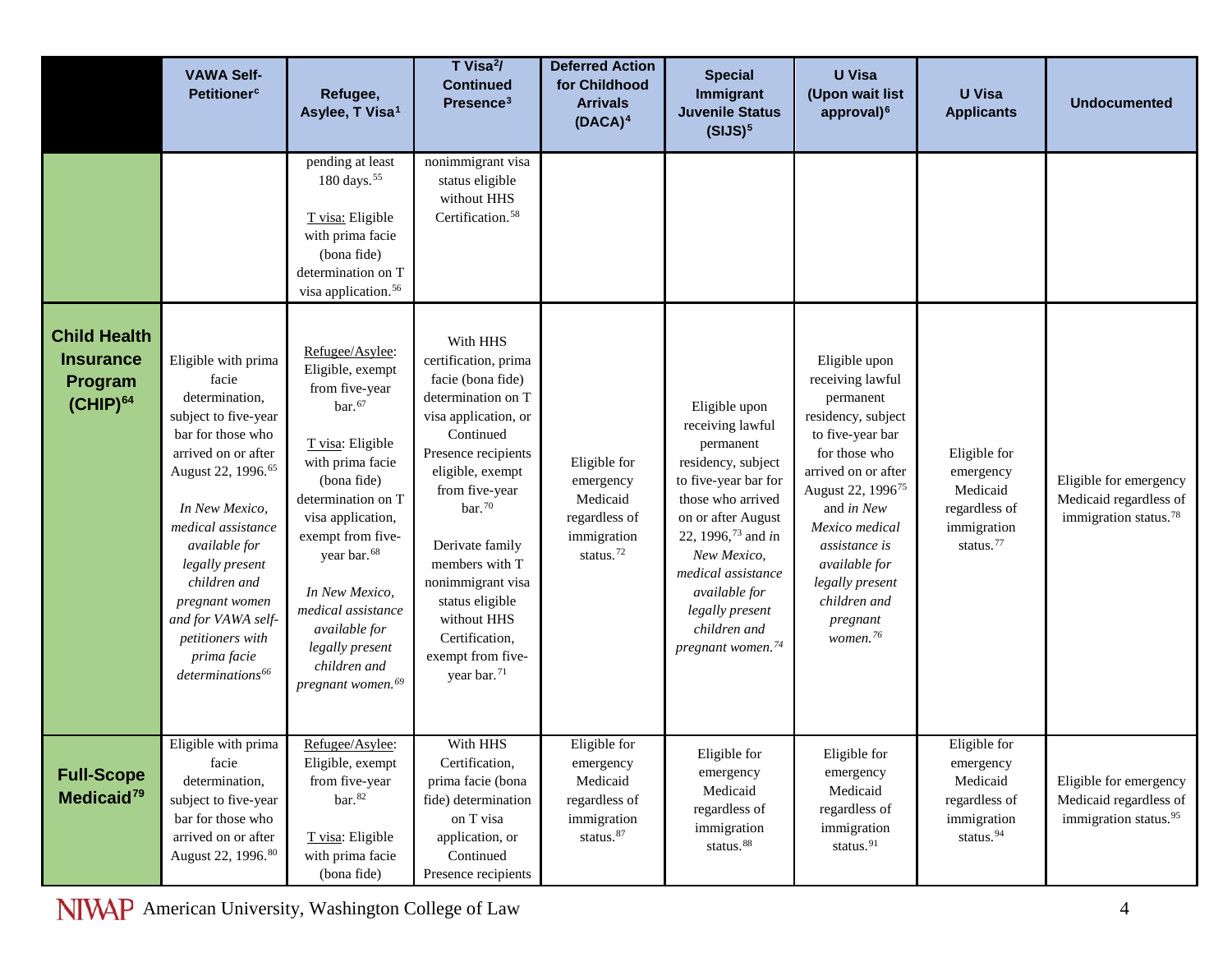| | VAWA Self-Petitioner[c] | Refugee, Asylee, T Visa[1] | T Visa[2]/ Continued Presence[3] | Deferred Action for Childhood Arrivals (DACA)[4] | Special Immigrant Juvenile Status (SIJS)[5] | U Visa (Upon wait list approval)[6] | U Visa Applicants | Undocumented |
|---|---|---|---|---|---|---|---|---|
| | | pending at least 180 days.[55] <br><br> T visa: Eligible with prima facie (bona fide) determination on T visa application.[56] | nonimmigrant visa status eligible without HHS Certification.[58] | | | | | |
| **Child Health Insurance Program (CHIP)[64]** | Eligible with prima facie determination, subject to five-year bar for those who arrived on or after August 22, 1996.[65] <br><br> *In New Mexico, medical assistance available for legally present children and pregnant women and for VAWA self-petitioners with prima facie determinations[66]* | Refugee/Asylee: Eligible, exempt from five-year bar.[67] <br><br> T visa: Eligible with prima facie (bona fide) determination on T visa application, exempt from five-year bar.[68] <br><br> *In New Mexico, medical assistance available for legally present children and pregnant women.[69]* | With HHS certification, prima facie (bona fide) determination on T visa application, or Continued Presence recipients eligible, exempt from five-year bar.[70] <br><br> Derivate family members with T nonimmigrant visa status eligible without HHS Certification, exempt from five-year bar.[71] | Eligible for emergency Medicaid regardless of immigration status.[72] | Eligible upon receiving lawful permanent residency, subject to five-year bar for those who arrived on or after August 22, 1996,[73] and *in New Mexico, medical assistance available for legally present children and pregnant women.[74]* | Eligible upon receiving lawful permanent residency, subject to five-year bar for those who arrived on or after August 22, 1996[75] and *in New Mexico medical assistance is available for legally present children and pregnant women.[76]* | Eligible for emergency Medicaid regardless of immigration status.[77] | Eligible for emergency Medicaid regardless of immigration status.[78] |
| **Full-Scope Medicaid[79]** | Eligible with prima facie determination, subject to five-year bar for those who arrived on or after August 22, 1996.[80] | Refugee/Asylee: Eligible, exempt from five-year bar.[82] <br><br> T visa: Eligible with prima facie (bona fide) | With HHS Certification, prima facie (bona fide) determination on T visa application, or Continued Presence recipients | Eligible for emergency Medicaid regardless of immigration status.[87] | Eligible for emergency Medicaid regardless of immigration status.[88] | Eligible for emergency Medicaid regardless of immigration status.[91] | Eligible for emergency Medicaid regardless of immigration status.[94] | Eligible for emergency Medicaid regardless of immigration status.[95] |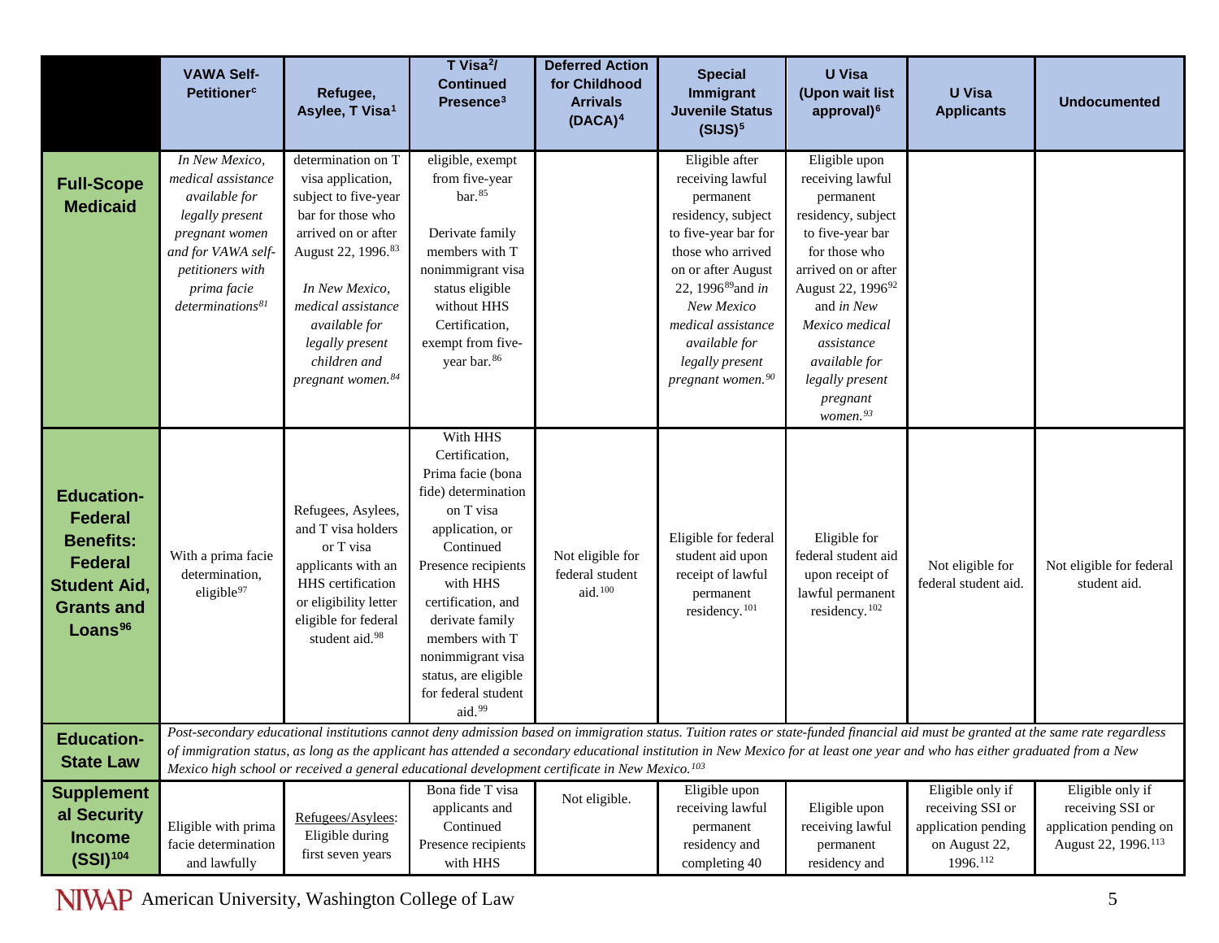| | VAWA Self-Petitioner[c] | Refugee, Asylee, T Visa[1] | T Visa[2]/ Continued Presence[3] | Deferred Action for Childhood Arrivals (DACA)[4] | Special Immigrant Juvenile Status (SIJS)[5] | U Visa (Upon wait list approval)[6] | U Visa Applicants | Undocumented |
|---|---|---|---|---|---|---|---|---|
| **Full-Scope Medicaid** | *In New Mexico, medical assistance available for legally present pregnant women and for VAWA self-petitioners with prima facie determinations[81]* | determination on T visa application, subject to five-year bar for those who arrived on or after August 22, 1996.[83] *In New Mexico, medical assistance available for legally present children and pregnant women.[84]* | eligible, exempt from five-year bar.[85] Derivate family members with T nonimmigrant visa status eligible without HHS Certification, exempt from five-year bar.[86] | | Eligible after receiving lawful permanent residency, subject to five-year bar for those who arrived on or after August 22, 1996[89] and *in New Mexico medical assistance available for legally present pregnant women.[90]* | Eligible upon receiving lawful permanent residency, subject to five-year bar for those who arrived on or after August 22, 1996[92] and *in New Mexico medical assistance available for legally present pregnant women.[93]* | | |
| **Education- Federal Benefits: Federal Student Aid, Grants and Loans[96]** | With a prima facie determination, eligible[97] | Refugees, Asylees, and T visa holders or T visa applicants with an HHS certification or eligibility letter eligible for federal student aid.[98] | With HHS Certification, Prima facie (bona fide) determination on T visa application, or Continued Presence recipients with HHS certification, and derivate family members with T nonimmigrant visa status, are eligible for federal student aid.[99] | Not eligible for federal student aid.[100] | Eligible for federal student aid upon receipt of lawful permanent residency.[101] | Eligible for federal student aid upon receipt of lawful permanent residency.[102] | Not eligible for federal student aid. | Not eligible for federal student aid. |
| **Education- State Law** | *Post-secondary educational institutions cannot deny admission based on immigration status. Tuition rates or state-funded financial aid must be granted at the same rate regardless of immigration status, as long as the applicant has attended a secondary educational institution in New Mexico for at least one year and who has either graduated from a New Mexico high school or received a general educational development certificate in New Mexico.[103]* | | | | | | | |
| **Supplemental Security Income (SSI)[104]** | Eligible with prima facie determination and lawfully | Refugees/Asylees: Eligible during first seven years | Bona fide T visa applicants and Continued Presence recipients with HHS | Not eligible. | Eligible upon receiving lawful permanent residency and completing 40 | Eligible upon receiving lawful permanent residency and | Eligible only if receiving SSI or application pending on August 22, 1996.[112] | Eligible only if receiving SSI or application pending on August 22, 1996.[113] |

NIWAP American University, Washington College of Law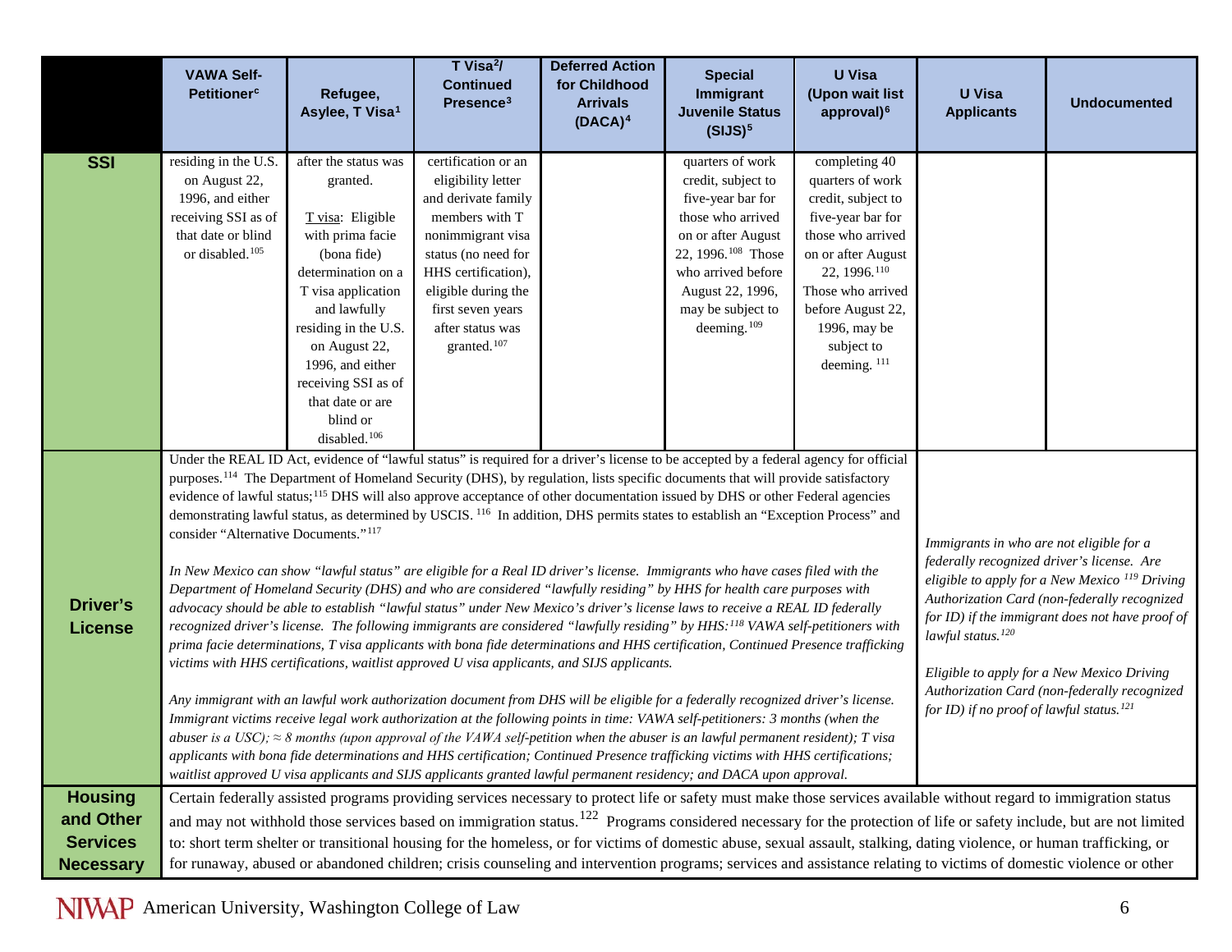| | VAWA Self-Petitioner[c] | Refugee, Asylee, T Visa[1] | T Visa[2]/ Continued Presence[3] | Deferred Action for Childhood Arrivals (DACA)[4] | Special Immigrant Juvenile Status (SIJS)[5] | U Visa (Upon wait list approval)[6] | U Visa Applicants | Undocumented |
|---|---|---|---|---|---|---|---|---|
| **SSI** | residing in the U.S. on August 22, 1996, and either receiving SSI as of that date or blind or disabled.[105] | after the status was granted.<br><br>T visa: Eligible with prima facie (bona fide) determination on a T visa application and lawfully residing in the U.S. on August 22, 1996, and either receiving SSI as of that date or are blind or disabled.[106] | certification or an eligibility letter and derivate family members with T nonimmigrant visa status (no need for HHS certification), eligible during the first seven years after status was granted.[107] | | quarters of work credit, subject to five-year bar for those who arrived on or after August 22, 1996.[108] Those who arrived before August 22, 1996, may be subject to deeming.[109] | completing 40 quarters of work credit, subject to five-year bar for those who arrived on or after August 22, 1996.[110] Those who arrived before August 22, 1996, may be subject to deeming. [111] | | |
| **Driver's License** | Under the REAL ID Act, evidence of "lawful status" is required for a driver's license to be accepted by a federal agency for official purposes.[114] The Department of Homeland Security (DHS), by regulation, lists specific documents that will provide satisfactory evidence of lawful status;[115] DHS will also approve acceptance of other documentation issued by DHS or other Federal agencies demonstrating lawful status, as determined by USCIS. [116] In addition, DHS permits states to establish an "Exception Process" and consider "Alternative Documents."[117]<br><br>*In New Mexico can show "lawful status" are eligible for a Real ID driver's license. Immigrants who have cases filed with the Department of Homeland Security (DHS) and who are considered "lawfully residing" by HHS for health care purposes with advocacy should be able to establish "lawful status" under New Mexico's driver's license laws to receive a REAL ID federally recognized driver's license. The following immigrants are considered "lawfully residing" by HHS:[118] VAWA self-petitioners with prima facie determinations, T visa applicants with bona fide determinations and HHS certification, Continued Presence trafficking victims with HHS certifications, waitlist approved U visa applicants, and SIJS applicants.*<br><br>*Any immigrant with an lawful work authorization document from DHS will be eligible for a federally recognized driver's license. Immigrant victims receive legal work authorization at the following points in time: VAWA self-petitioners: 3 months (when the abuser is a USC); ≈ 8 months (upon approval of the VAWA self-petition when the abuser is an lawful permanent resident); T visa applicants with bona fide determinations and HHS certification; Continued Presence trafficking victims with HHS certifications; waitlist approved U visa applicants and SIJS applicants granted lawful permanent residency; and DACA upon approval.* | | | | | | *Immigrants in who are not eligible for a federally recognized driver's license. Are eligible to apply for a New Mexico [119] Driving Authorization Card (non-federally recognized for ID) if the immigrant does not have proof of lawful status.[120]*<br><br>*Eligible to apply for a New Mexico Driving Authorization Card (non-federally recognized for ID) if no proof of lawful status.[121]* | |
| **Housing and Other Services Necessary** | Certain federally assisted programs providing services necessary to protect life or safety must make those services available without regard to immigration status and may not withhold those services based on immigration status.[122] Programs considered necessary for the protection of life or safety include, but are not limited to: short term shelter or transitional housing for the homeless, or for victims of domestic abuse, sexual assault, stalking, dating violence, or human trafficking, or for runaway, abused or abandoned children; crisis counseling and intervention programs; services and assistance relating to victims of domestic violence or other | | | | | | | |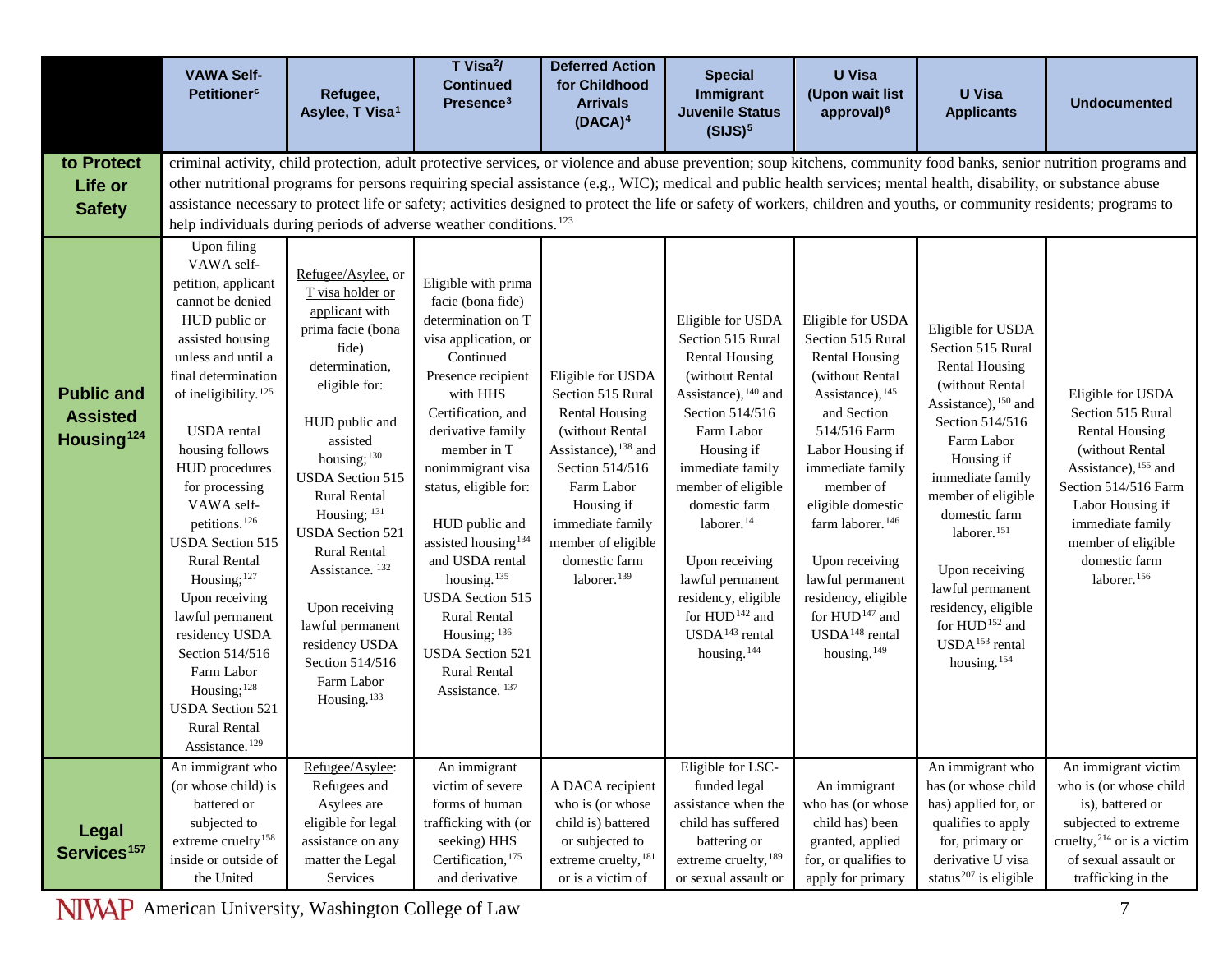| | VAWA Self-Petitioner[c] | Refugee, Asylee, T Visa[1] | T Visa[2]/ Continued Presence[3] | Deferred Action for Childhood Arrivals (DACA)[4] | Special Immigrant Juvenile Status (SIJS)[5] | U Visa (Upon wait list approval)[6] | U Visa Applicants | Undocumented |
|---|---|---|---|---|---|---|---|---|
| **to Protect Life or Safety** | criminal activity, child protection, adult protective services, or violence and abuse prevention; soup kitchens, community food banks, senior nutrition programs and other nutritional programs for persons requiring special assistance (e.g., WIC); medical and public health services; mental health, disability, or substance abuse assistance necessary to protect life or safety; activities designed to protect the life or safety of workers, children and youths, or community residents; programs to help individuals during periods of adverse weather conditions.[123] | | | | | | | |
| **Public and Assisted Housing[124]** | Upon filing VAWA self-petition, applicant cannot be denied HUD public or assisted housing unless and until a final determination of ineligibility.[125]<br><br>USDA rental housing follows HUD procedures for processing VAWA self-petitions.[126] USDA Section 515 Rural Rental Housing;[127] Upon receiving lawful permanent residency USDA Section 514/516 Farm Labor Housing;[128] USDA Section 521 Rural Rental Assistance.[129] | Refugee/Asylee, or T visa holder or applicant with prima facie (bona fide) determination, eligible for:<br><br>HUD public and assisted housing;[130] USDA Section 515 Rural Rental Housing;[131] USDA Section 521 Rural Rental Assistance.[132]<br><br>Upon receiving lawful permanent residency USDA Section 514/516 Farm Labor Housing.[133] | Eligible with prima facie (bona fide) determination on T visa application, or Continued Presence recipient with HHS Certification, and derivative family member in T nonimmigrant visa status, eligible for:<br><br>HUD public and assisted housing[134] and USDA rental housing.[135] USDA Section 515 Rural Rental Housing;[136] USDA Section 521 Rural Rental Assistance.[137] | Eligible for USDA Section 515 Rural Rental Housing (without Rental Assistance),[138] and Section 514/516 Farm Labor Housing if immediate family member of eligible domestic farm laborer.[139] | Eligible for USDA Section 515 Rural Rental Housing (without Rental Assistance),[140] and Section 514/516 Farm Labor Housing if immediate family member of eligible domestic farm laborer.[141]<br><br>Upon receiving lawful permanent residency, eligible for HUD[142] and USDA[143] rental housing.[144] | Eligible for USDA Section 515 Rural Rental Housing (without Rental Assistance),[145] and Section 514/516 Farm Labor Housing if immediate family member of eligible domestic farm laborer.[146]<br><br>Upon receiving lawful permanent residency, eligible for HUD[147] and USDA[148] rental housing.[149] | Eligible for USDA Section 515 Rural Rental Housing (without Rental Assistance),[150] and Section 514/516 Farm Labor Housing if immediate family member of eligible domestic farm laborer.[151]<br><br>Upon receiving lawful permanent residency, eligible for HUD[152] and USDA[153] rental housing.[154] | Eligible for USDA Section 515 Rural Rental Housing (without Rental Assistance),[155] and Section 514/516 Farm Labor Housing if immediate family member of eligible domestic farm laborer.[156] |
| **Legal Services[157]** | An immigrant who (or whose child) is battered or subjected to extreme cruelty[158] inside or outside of the United | Refugee/Asylee: Refugees and Asylees are eligible for legal assistance on any matter the Legal Services | An immigrant victim of severe forms of human trafficking with (or seeking) HHS Certification,[175] and derivative | A DACA recipient who is (or whose child is) battered or subjected to extreme cruelty,[181] or is a victim of | Eligible for LSC-funded legal assistance when the child has suffered battering or extreme cruelty,[189] or sexual assault or | An immigrant who has (or whose child has) been granted, applied for, or qualifies to apply for primary | An immigrant who has (or whose child has) applied for, or qualifies to apply for, primary or derivative U visa status[207] is eligible | An immigrant victim who is (or whose child is), battered or subjected to extreme cruelty,[214] or is a victim of sexual assault or trafficking in the |

NIWAP American University, Washington College of Law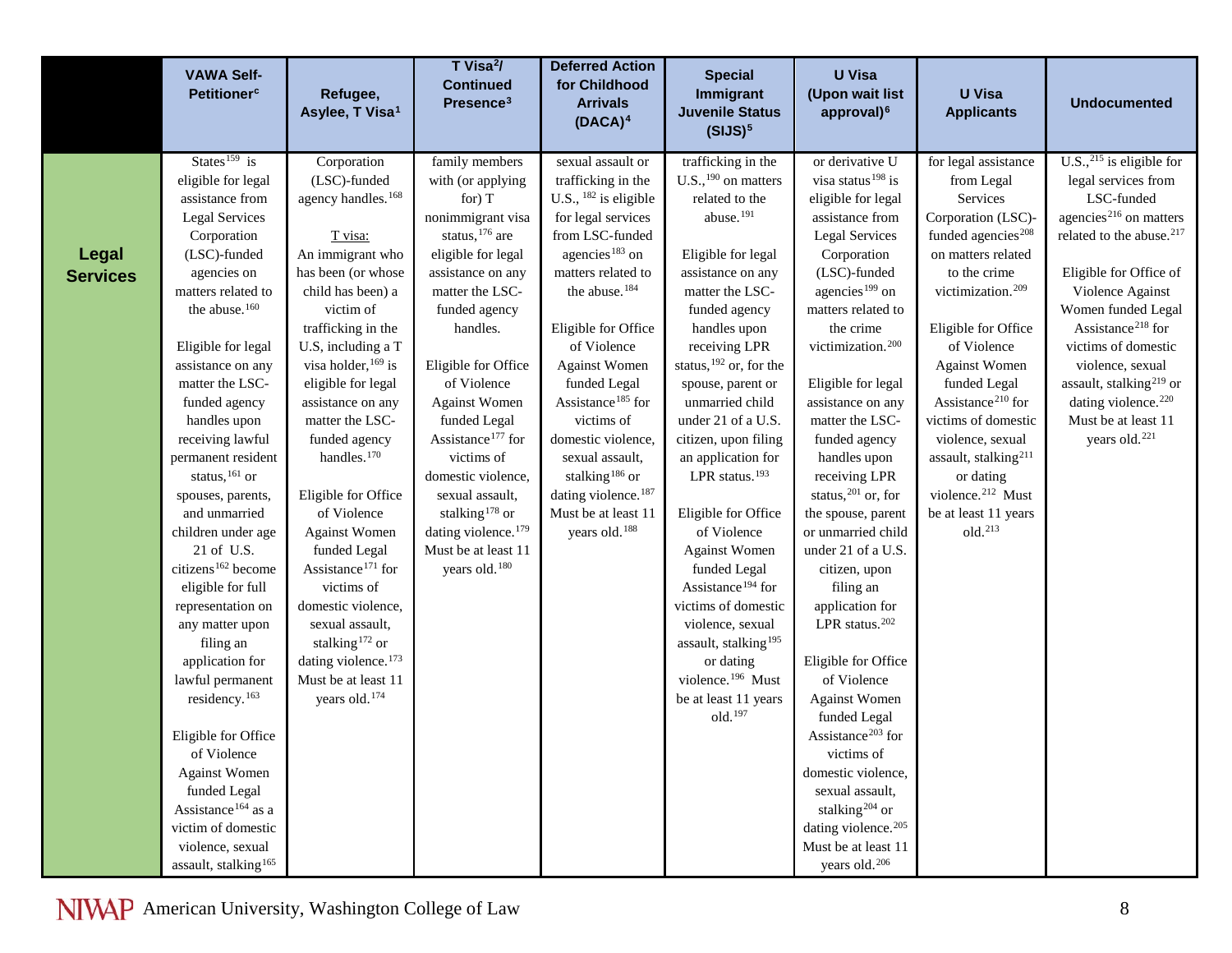| | VAWA Self-Petitioner[c] | Refugee, Asylee, T Visa[1] | T Visa[2]/ Continued Presence[3] | Deferred Action for Childhood Arrivals (DACA)[4] | Special Immigrant Juvenile Status (SIJS)[5] | U Visa (Upon wait list approval)[6] | U Visa Applicants | Undocumented |
|---|---|---|---|---|---|---|---|---|
| **Legal Services** | States[159] is eligible for legal assistance from Legal Services Corporation (LSC)-funded agencies on matters related to the abuse.[160] <br><br> Eligible for legal assistance on any matter the LSC-funded agency handles upon receiving lawful permanent resident status,[161] or spouses, parents, and unmarried children under age 21 of U.S. citizens[162] become eligible for full representation on any matter upon filing an application for lawful permanent residency.[163] <br><br> Eligible for Office of Violence Against Women funded Legal Assistance[164] as a victim of domestic violence, sexual assault, stalking[165] | Corporation (LSC)-funded agency handles.[168] <br><br> T visa: <br> An immigrant who has been (or whose child has been) a victim of trafficking in the U.S, including a T visa holder,[169] is eligible for legal assistance on any matter the LSC-funded agency handles.[170] <br><br> Eligible for Office of Violence Against Women funded Legal Assistance[171] for victims of domestic violence, sexual assault, stalking[172] or dating violence.[173] Must be at least 11 years old.[174] | family members with (or applying for) T nonimmigrant visa status,[176] are eligible for legal assistance on any matter the LSC-funded agency handles. <br><br> Eligible for Office of Violence Against Women funded Legal Assistance[177] for victims of domestic violence, sexual assault, stalking[178] or dating violence.[179] Must be at least 11 years old.[180] | sexual assault or trafficking in the U.S.,[182] is eligible for legal services from LSC-funded agencies[183] on matters related to the abuse.[184] <br><br> Eligible for Office of Violence Against Women funded Legal Assistance[185] for victims of domestic violence, sexual assault, stalking[186] or dating violence.[187] Must be at least 11 years old.[188] | trafficking in the U.S.,[190] on matters related to the abuse.[191] <br><br> Eligible for legal assistance on any matter the LSC-funded agency handles upon receiving LPR status,[192] or, for the spouse, parent or unmarried child under 21 of a U.S. citizen, upon filing an application for LPR status.[193] <br><br> Eligible for Office of Violence Against Women funded Legal Assistance[194] for victims of domestic violence, sexual assault, stalking[195] or dating violence.[196] Must be at least 11 years old.[197] | or derivative U visa status[198] is eligible for legal assistance from Legal Services Corporation (LSC)-funded agencies[199] on matters related to the crime victimization.[200] <br><br> Eligible for legal assistance on any matter the LSC-funded agency handles upon receiving LPR status,[201] or, for the spouse, parent or unmarried child under 21 of a U.S. citizen, upon filing an application for LPR status.[202] <br><br> Eligible for Office of Violence Against Women funded Legal Assistance[203] for victims of domestic violence, sexual assault, stalking[204] or dating violence.[205] Must be at least 11 years old.[206] | for legal assistance from Legal Services Corporation (LSC)-funded agencies[208] on matters related to the crime victimization.[209] <br><br> Eligible for Office of Violence Against Women funded Legal Assistance[210] for victims of domestic violence, sexual assault, stalking[211] or dating violence.[212] Must be at least 11 years old.[213] | U.S.,[215] is eligible for legal services from LSC-funded agencies[216] on matters related to the abuse.[217] <br><br> Eligible for Office of Violence Against Women funded Legal Assistance[218] for victims of domestic violence, sexual assault, stalking[219] or dating violence.[220] Must be at least 11 years old.[221] |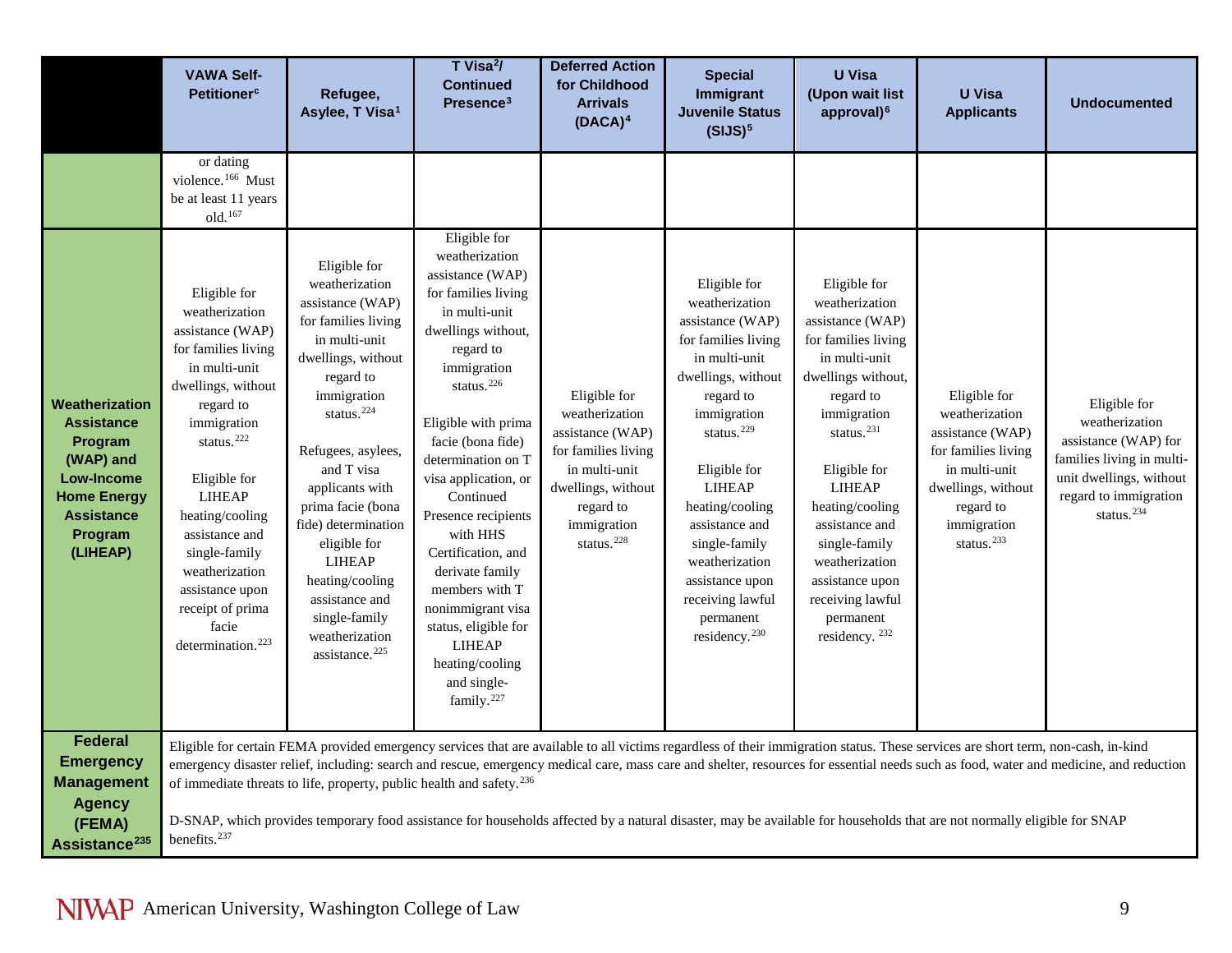| | VAWA Self-Petitioner[c] | Refugee, Asylee, T Visa[1] | T Visa[2]/ Continued Presence[3] | Deferred Action for Childhood Arrivals (DACA)[4] | Special Immigrant Juvenile Status (SIJS)[5] | U Visa (Upon wait list approval)[6] | U Visa Applicants | Undocumented |
|---|---|---|---|---|---|---|---|---|
| | or dating violence.[166] Must be at least 11 years old.[167] | | | | | | | |
| **Weatherization Assistance Program (WAP) and Low-Income Home Energy Assistance Program (LIHEAP)** | Eligible for weatherization assistance (WAP) for families living in multi-unit dwellings, without regard to immigration status.[222]<br><br>Eligible for LIHEAP heating/cooling assistance and single-family weatherization assistance upon receipt of prima facie determination.[223] | Eligible for weatherization assistance (WAP) for families living in multi-unit dwellings, without regard to immigration status.[224]<br><br>Refugees, asylees, and T visa applicants with prima facie (bona fide) determination eligible for LIHEAP heating/cooling assistance and single-family weatherization assistance.[225] | Eligible for weatherization assistance (WAP) for families living in multi-unit dwellings without, regard to immigration status.[226]<br><br>Eligible with prima facie (bona fide) determination on T visa application, or Continued Presence recipients with HHS Certification, and derivate family members with T nonimmigrant visa status, eligible for LIHEAP heating/cooling and single-family.[227] | Eligible for weatherization assistance (WAP) for families living in multi-unit dwellings, without regard to immigration status.[228] | Eligible for weatherization assistance (WAP) for families living in multi-unit dwellings, without regard to immigration status.[229]<br><br>Eligible for LIHEAP heating/cooling assistance and single-family weatherization assistance upon receiving lawful permanent residency.[230] | Eligible for weatherization assistance (WAP) for families living in multi-unit dwellings without, regard to immigration status.[231]<br><br>Eligible for LIHEAP heating/cooling assistance and single-family weatherization assistance upon receiving lawful permanent residency.[232] | Eligible for weatherization assistance (WAP) for families living in multi-unit dwellings, without regard to immigration status.[233] | Eligible for weatherization assistance (WAP) for families living in multi-unit dwellings, without regard to immigration status.[234] |
| **Federal Emergency Management Agency (FEMA) Assistance[235]** | Eligible for certain FEMA provided emergency services that are available to all victims regardless of their immigration status. These services are short term, non-cash, in-kind emergency disaster relief, including: search and rescue, emergency medical care, mass care and shelter, resources for essential needs such as food, water and medicine, and reduction of immediate threats to life, property, public health and safety.[236]<br><br>D-SNAP, which provides temporary food assistance for households affected by a natural disaster, may be available for households that are not normally eligible for SNAP benefits.[237] | | | | | | | |

NIWAP American University, Washington College of Law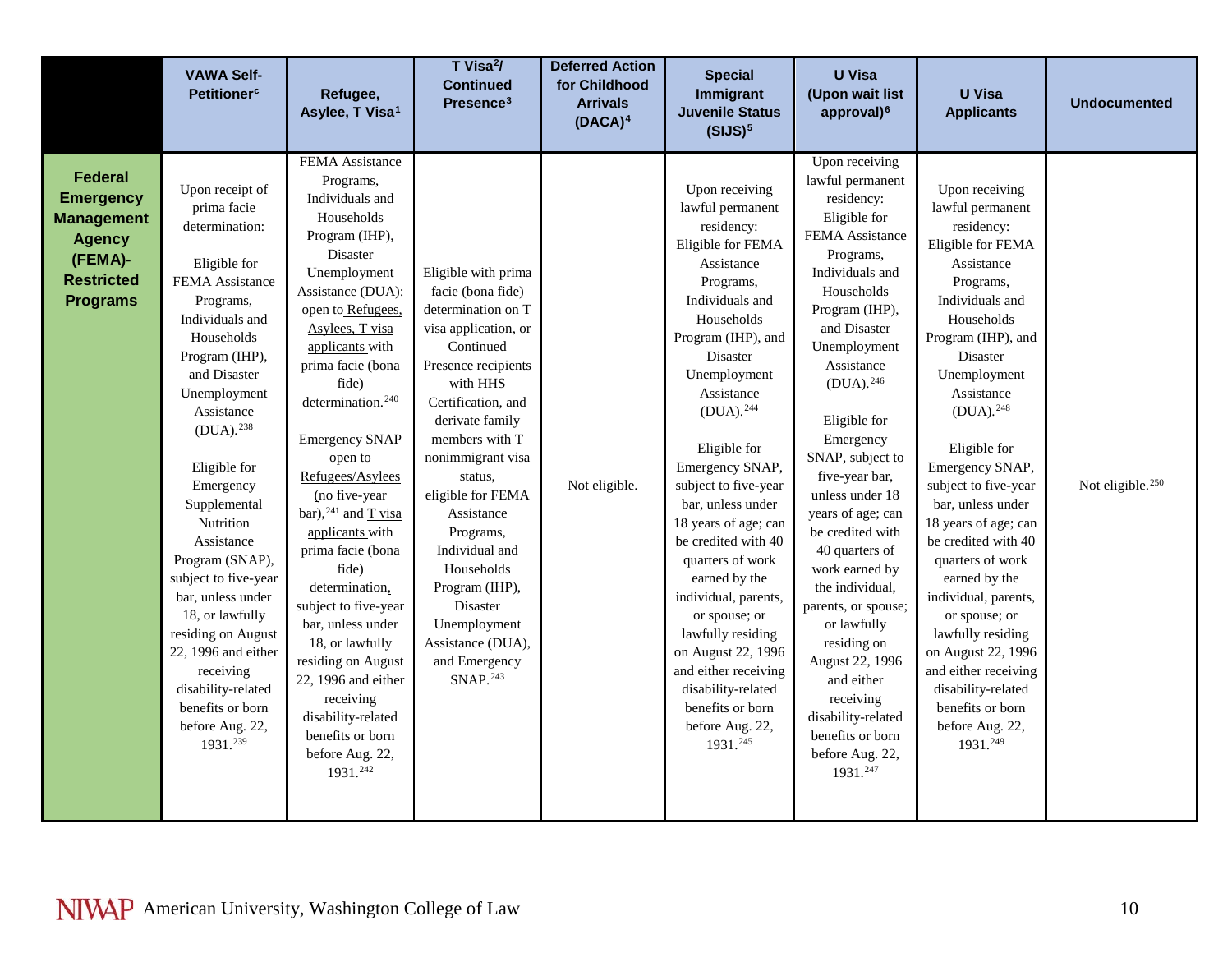| | VAWA Self-Petitioner[c] | Refugee, Asylee, T Visa[1] | T Visa[2]/ Continued Presence[3] | Deferred Action for Childhood Arrivals (DACA)[4] | Special Immigrant Juvenile Status (SIJS)[5] | U Visa (Upon wait list approval)[6] | U Visa Applicants | Undocumented |
|---|---|---|---|---|---|---|---|---|
| **Federal Emergency Management Agency (FEMA)-Restricted Programs** | Upon receipt of prima facie determination: Eligible for FEMA Assistance Programs, Individuals and Households Program (IHP), and Disaster Unemployment Assistance (DUA).[238] Eligible for Emergency Supplemental Nutrition Assistance Program (SNAP), subject to five-year bar, unless under 18, or lawfully residing on August 22, 1996 and either receiving disability-related benefits or born before Aug. 22, 1931.[239] | FEMA Assistance Programs, Individuals and Households Program (IHP), Disaster Unemployment Assistance (DUA): open to Refugees, Asylees, T visa applicants with prima facie (bona fide) determination.[240] Emergency SNAP open to Refugees/Asylees (no five-year bar),[241] and T visa applicants with prima facie (bona fide) determination, subject to five-year bar, unless under 18, or lawfully residing on August 22, 1996 and either receiving disability-related benefits or born before Aug. 22, 1931.[242] | Eligible with prima facie (bona fide) determination on T visa application, or Continued Presence recipients with HHS Certification, and derivate family members with T nonimmigrant visa status, eligible for FEMA Assistance Programs, Individual and Households Program (IHP), Disaster Unemployment Assistance (DUA), and Emergency SNAP.[243] | Not eligible. | Upon receiving lawful permanent residency: Eligible for FEMA Assistance Programs, Individuals and Households Program (IHP), and Disaster Unemployment Assistance (DUA).[244] Eligible for Emergency SNAP, subject to five-year bar, unless under 18 years of age; can be credited with 40 quarters of work earned by the individual, parents, or spouse; or lawfully residing on August 22, 1996 and either receiving disability-related benefits or born before Aug. 22, 1931.[245] | Upon receiving lawful permanent residency: Eligible for FEMA Assistance Programs, Individuals and Households Program (IHP), and Disaster Unemployment Assistance (DUA).[246] Eligible for Emergency SNAP, subject to five-year bar, unless under 18 years of age; can be credited with 40 quarters of work earned by the individual, parents, or spouse; or lawfully residing on August 22, 1996 and either receiving disability-related benefits or born before Aug. 22, 1931.[247] | Upon receiving lawful permanent residency: Eligible for FEMA Assistance Programs, Individuals and Households Program (IHP), and Disaster Unemployment Assistance (DUA).[248] Eligible for Emergency SNAP, subject to five-year bar, unless under 18 years of age; can be credited with 40 quarters of work earned by the individual, parents, or spouse; or lawfully residing on August 22, 1996 and either receiving disability-related benefits or born before Aug. 22, 1931.[249] | Not eligible.[250] |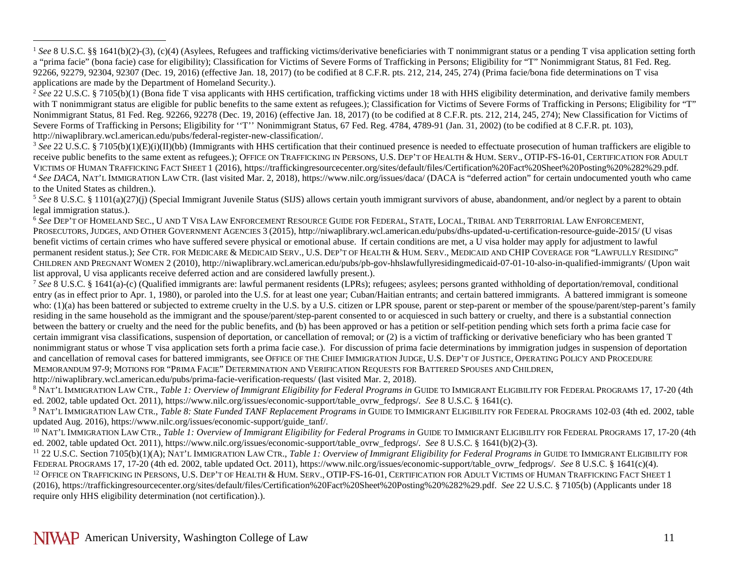[1] *See* 8 U.S.C. §§ 1641(b)(2)-(3), (c)(4) (Asylees, Refugees and trafficking victims/derivative beneficiaries with T nonimmigrant status or a pending T visa application setting forth a "prima facie" (bona facie) case for eligibility); Classification for Victims of Severe Forms of Trafficking in Persons; Eligibility for "T" Nonimmigrant Status, 81 Fed. Reg. 92266, 92279, 92304, 92307 (Dec. 19, 2016) (effective Jan. 18, 2017) (to be codified at 8 C.F.R. pts. 212, 214, 245, 274) (Prima facie/bona fide determinations on T visa applications are made by the Department of Homeland Security.).

[2] *See* 22 U.S.C. § 7105(b)(1) (Bona fide T visa applicants with HHS certification, trafficking victims under 18 with HHS eligibility determination, and derivative family members with T nonimmigrant status are eligible for public benefits to the same extent as refugees.); Classification for Victims of Severe Forms of Trafficking in Persons; Eligibility for "T" Nonimmigrant Status, 81 Fed. Reg. 92266, 92278 (Dec. 19, 2016) (effective Jan. 18, 2017) (to be codified at 8 C.F.R. pts. 212, 214, 245, 274); New Classification for Victims of Severe Forms of Trafficking in Persons; Eligibility for ''T'' Nonimmigrant Status, 67 Fed. Reg. 4784, 4789-91 (Jan. 31, 2002) (to be codified at 8 C.F.R. pt. 103), http://niwaplibrary.wcl.american.edu/pubs/federal-register-new-classification/.

[3] *See* 22 U.S.C. § 7105(b)(1)(E)(i)(II)(bb) (Immigrants with HHS certification that their continued presence is needed to effectuate prosecution of human traffickers are eligible to receive public benefits to the same extent as refugees.); OFFICE ON TRAFFICKING IN PERSONS, U.S. DEP'T OF HEALTH & HUM. SERV., OTIP-FS-16-01, CERTIFICATION FOR ADULT VICTIMS OF HUMAN TRAFFICKING FACT SHEET 1 (2016), https://traffickingresourcecenter.org/sites/default/files/Certification%20Fact%20Sheet%20Posting%20%282%29.pdf.

[4] *See DACA*, NAT'L IMMIGRATION LAW CTR. (last visited Mar. 2, 2018), https://www.nilc.org/issues/daca/ (DACA is "deferred action" for certain undocumented youth who came to the United States as children.).

[5] *See* 8 U.S.C. § 1101(a)(27)(j) (Special Immigrant Juvenile Status (SIJS) allows certain youth immigrant survivors of abuse, abandonment, and/or neglect by a parent to obtain legal immigration status.).

[6] *See* DEP'T OF HOMELAND SEC., U AND T VISA LAW ENFORCEMENT RESOURCE GUIDE FOR FEDERAL, STATE, LOCAL, TRIBAL AND TERRITORIAL LAW ENFORCEMENT, PROSECUTORS, JUDGES, AND OTHER GOVERNMENT AGENCIES 3 (2015), http://niwaplibrary.wcl.american.edu/pubs/dhs-updated-u-certification-resource-guide-2015/ (U visas benefit victims of certain crimes who have suffered severe physical or emotional abuse. If certain conditions are met, a U visa holder may apply for adjustment to lawful permanent resident status.); *See* CTR. FOR MEDICARE & MEDICAID SERV., U.S. DEP'T OF HEALTH & HUM. SERV., MEDICAID AND CHIP COVERAGE FOR "LAWFULLY RESIDING" CHILDREN AND PREGNANT WOMEN 2 (2010), http://niwaplibrary.wcl.american.edu/pubs/pb-gov-hhslawfullyresidingmedicaid-07-01-10-also-in-qualified-immigrants/ (Upon wait list approval, U visa applicants receive deferred action and are considered lawfully present.).

[7] *See* 8 U.S.C. § 1641(a)-(c) (Qualified immigrants are: lawful permanent residents (LPRs); refugees; asylees; persons granted withholding of deportation/removal, conditional entry (as in effect prior to Apr. 1, 1980), or paroled into the U.S. for at least one year; Cuban/Haitian entrants; and certain battered immigrants. A battered immigrant is someone who: (1)(a) has been battered or subjected to extreme cruelty in the U.S. by a U.S. citizen or LPR spouse, parent or step-parent or member of the spouse/parent/step-parent's family residing in the same household as the immigrant and the spouse/parent/step-parent consented to or acquiesced in such battery or cruelty, and there is a substantial connection between the battery or cruelty and the need for the public benefits, and (b) has been approved or has a petition or self-petition pending which sets forth a prima facie case for certain immigrant visa classifications, suspension of deportation, or cancellation of removal; or (2) is a victim of trafficking or derivative beneficiary who has been granted T nonimmigrant status or whose T visa application sets forth a prima facie case.). For discussion of prima facie determinations by immigration judges in suspension of deportation and cancellation of removal cases for battered immigrants, see OFFICE OF THE CHIEF IMMIGRATION JUDGE, U.S. DEP'T OF JUSTICE, OPERATING POLICY AND PROCEDURE MEMORANDUM 97-9; MOTIONS FOR "PRIMA FACIE" DETERMINATION AND VERIFICATION REQUESTS FOR BATTERED SPOUSES AND CHILDREN, http://niwaplibrary.wcl.american.edu/pubs/prima-facie-verification-requests/ (last visited Mar. 2, 2018).

[8] NAT'L IMMIGRATION LAW CTR., *Table 1: Overview of Immigrant Eligibility for Federal Programs in* GUIDE TO IMMIGRANT ELIGIBILITY FOR FEDERAL PROGRAMS 17, 17-20 (4th ed. 2002, table updated Oct. 2011), https://www.nilc.org/issues/economic-support/table_ovrw_fedprogs/. *See* 8 U.S.C. § 1641(c).

[9] NAT'L IMMIGRATION LAW CTR., *Table 8: State Funded TANF Replacement Programs in* GUIDE TO IMMIGRANT ELIGIBILITY FOR FEDERAL PROGRAMS 102-03 (4th ed. 2002, table updated Aug. 2016), https://www.nilc.org/issues/economic-support/guide_tanf/.

[10] NAT'L IMMIGRATION LAW CTR., *Table 1: Overview of Immigrant Eligibility for Federal Programs in* GUIDE TO IMMIGRANT ELIGIBILITY FOR FEDERAL PROGRAMS 17, 17-20 (4th ed. 2002, table updated Oct. 2011), https://www.nilc.org/issues/economic-support/table_ovrw_fedprogs/. *See* 8 U.S.C. § 1641(b)(2)-(3).

[11] 22 U.S.C. Section 7105(b)(1)(A); NAT'L IMMIGRATION LAW CTR., *Table 1: Overview of Immigrant Eligibility for Federal Programs in* GUIDE TO IMMIGRANT ELIGIBILITY FOR FEDERAL PROGRAMS 17, 17-20 (4th ed. 2002, table updated Oct. 2011), https://www.nilc.org/issues/economic-support/table_ovrw_fedprogs/. *See* 8 U.S.C. § 1641(c)(4).

[12] OFFICE ON TRAFFICKING IN PERSONS, U.S. DEP'T OF HEALTH & HUM. SERV., OTIP-FS-16-01, CERTIFICATION FOR ADULT VICTIMS OF HUMAN TRAFFICKING FACT SHEET 1 (2016), https://traffickingresourcecenter.org/sites/default/files/Certification%20Fact%20Sheet%20Posting%20%282%29.pdf. *See* 22 U.S.C. § 7105(b) (Applicants under 18 require only HHS eligibility determination (not certification).).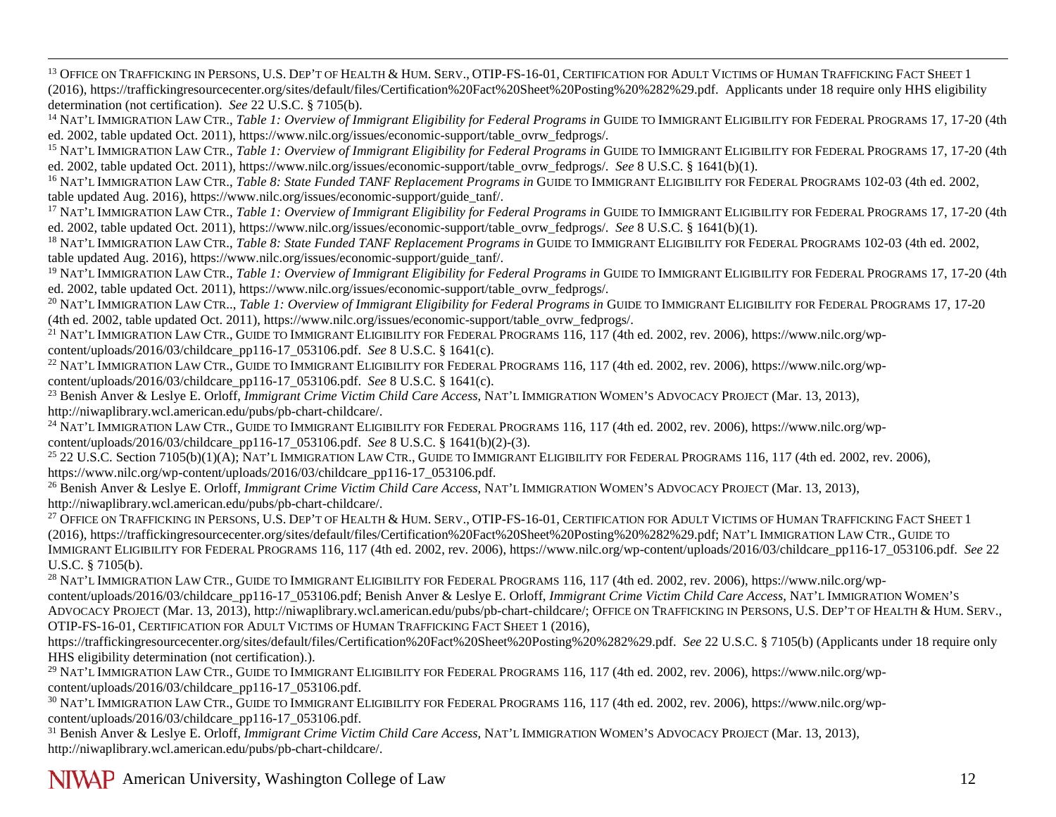[13] Office on Trafficking in Persons, U.S. Dep't of Health & Hum. Serv., OTIP-FS-16-01, Certification for Adult Victims of Human Trafficking Fact Sheet 1 (2016), https://traffickingresourcecenter.org/sites/default/files/Certification%20Fact%20Sheet%20Posting%20%282%29.pdf. Applicants under 18 require only HHS eligibility determination (not certification). *See* 22 U.S.C. § 7105(b).

[14] Nat'l Immigration Law Ctr., *Table 1: Overview of Immigrant Eligibility for Federal Programs in* Guide to Immigrant Eligibility for Federal Programs 17, 17-20 (4th ed. 2002, table updated Oct. 2011), https://www.nilc.org/issues/economic-support/table_ovrw_fedprogs/.

[15] Nat'l Immigration Law Ctr., *Table 1: Overview of Immigrant Eligibility for Federal Programs in* Guide to Immigrant Eligibility for Federal Programs 17, 17-20 (4th ed. 2002, table updated Oct. 2011), https://www.nilc.org/issues/economic-support/table_ovrw_fedprogs/. *See* 8 U.S.C. § 1641(b)(1).

[16] Nat'l Immigration Law Ctr., *Table 8: State Funded TANF Replacement Programs in* Guide to Immigrant Eligibility for Federal Programs 102-03 (4th ed. 2002, table updated Aug. 2016), https://www.nilc.org/issues/economic-support/guide_tanf/.

[17] Nat'l Immigration Law Ctr., *Table 1: Overview of Immigrant Eligibility for Federal Programs in* Guide to Immigrant Eligibility for Federal Programs 17, 17-20 (4th ed. 2002, table updated Oct. 2011), https://www.nilc.org/issues/economic-support/table_ovrw_fedprogs/. *See* 8 U.S.C. § 1641(b)(1).

[18] Nat'l Immigration Law Ctr., *Table 8: State Funded TANF Replacement Programs in* Guide to Immigrant Eligibility for Federal Programs 102-03 (4th ed. 2002, table updated Aug. 2016), https://www.nilc.org/issues/economic-support/guide_tanf/.

[19] Nat'l Immigration Law Ctr., *Table 1: Overview of Immigrant Eligibility for Federal Programs in* Guide to Immigrant Eligibility for Federal Programs 17, 17-20 (4th ed. 2002, table updated Oct. 2011), https://www.nilc.org/issues/economic-support/table_ovrw_fedprogs/.

[20] Nat'l Immigration Law Ctr.., *Table 1: Overview of Immigrant Eligibility for Federal Programs in* Guide to Immigrant Eligibility for Federal Programs 17, 17-20 (4th ed. 2002, table updated Oct. 2011), https://www.nilc.org/issues/economic-support/table_ovrw_fedprogs/.

[21] Nat'l Immigration Law Ctr., Guide to Immigrant Eligibility for Federal Programs 116, 117 (4th ed. 2002, rev. 2006), https://www.nilc.org/wp-content/uploads/2016/03/childcare_pp116-17_053106.pdf. *See* 8 U.S.C. § 1641(c).

[22] Nat'l Immigration Law Ctr., Guide to Immigrant Eligibility for Federal Programs 116, 117 (4th ed. 2002, rev. 2006), https://www.nilc.org/wp-content/uploads/2016/03/childcare_pp116-17_053106.pdf. *See* 8 U.S.C. § 1641(c).

[23] Benish Anver & Leslye E. Orloff, *Immigrant Crime Victim Child Care Access*, Nat'l Immigration Women's Advocacy Project (Mar. 13, 2013), http://niwaplibrary.wcl.american.edu/pubs/pb-chart-childcare/.

[24] Nat'l Immigration Law Ctr., Guide to Immigrant Eligibility for Federal Programs 116, 117 (4th ed. 2002, rev. 2006), https://www.nilc.org/wp-content/uploads/2016/03/childcare_pp116-17_053106.pdf. *See* 8 U.S.C. § 1641(b)(2)-(3).

[25] 22 U.S.C. Section 7105(b)(1)(A); Nat'l Immigration Law Ctr., Guide to Immigrant Eligibility for Federal Programs 116, 117 (4th ed. 2002, rev. 2006), https://www.nilc.org/wp-content/uploads/2016/03/childcare_pp116-17_053106.pdf.

[26] Benish Anver & Leslye E. Orloff, *Immigrant Crime Victim Child Care Access*, Nat'l Immigration Women's Advocacy Project (Mar. 13, 2013), http://niwaplibrary.wcl.american.edu/pubs/pb-chart-childcare/.

[27] Office on Trafficking in Persons, U.S. Dep't of Health & Hum. Serv., OTIP-FS-16-01, Certification for Adult Victims of Human Trafficking Fact Sheet 1 (2016), https://traffickingresourcecenter.org/sites/default/files/Certification%20Fact%20Sheet%20Posting%20%282%29.pdf; Nat'l Immigration Law Ctr., Guide to Immigrant Eligibility for Federal Programs 116, 117 (4th ed. 2002, rev. 2006), https://www.nilc.org/wp-content/uploads/2016/03/childcare_pp116-17_053106.pdf. *See* 22 U.S.C. § 7105(b).

[28] Nat'l Immigration Law Ctr., Guide to Immigrant Eligibility for Federal Programs 116, 117 (4th ed. 2002, rev. 2006), https://www.nilc.org/wp-content/uploads/2016/03/childcare_pp116-17_053106.pdf; Benish Anver & Leslye E. Orloff, *Immigrant Crime Victim Child Care Access*, Nat'l Immigration Women's Advocacy Project (Mar. 13, 2013), http://niwaplibrary.wcl.american.edu/pubs/pb-chart-childcare/; Office on Trafficking in Persons, U.S. Dep't of Health & Hum. Serv., OTIP-FS-16-01, Certification for Adult Victims of Human Trafficking Fact Sheet 1 (2016), https://traffickingresourcecenter.org/sites/default/files/Certification%20Fact%20Sheet%20Posting%20%282%29.pdf. *See* 22 U.S.C. § 7105(b) (Applicants under 18 require only HHS eligibility determination (not certification).).

[29] Nat'l Immigration Law Ctr., Guide to Immigrant Eligibility for Federal Programs 116, 117 (4th ed. 2002, rev. 2006), https://www.nilc.org/wp-content/uploads/2016/03/childcare_pp116-17_053106.pdf.

[30] Nat'l Immigration Law Ctr., Guide to Immigrant Eligibility for Federal Programs 116, 117 (4th ed. 2002, rev. 2006), https://www.nilc.org/wp-content/uploads/2016/03/childcare_pp116-17_053106.pdf.

[31] Benish Anver & Leslye E. Orloff, *Immigrant Crime Victim Child Care Access*, Nat'l Immigration Women's Advocacy Project (Mar. 13, 2013), http://niwaplibrary.wcl.american.edu/pubs/pb-chart-childcare/.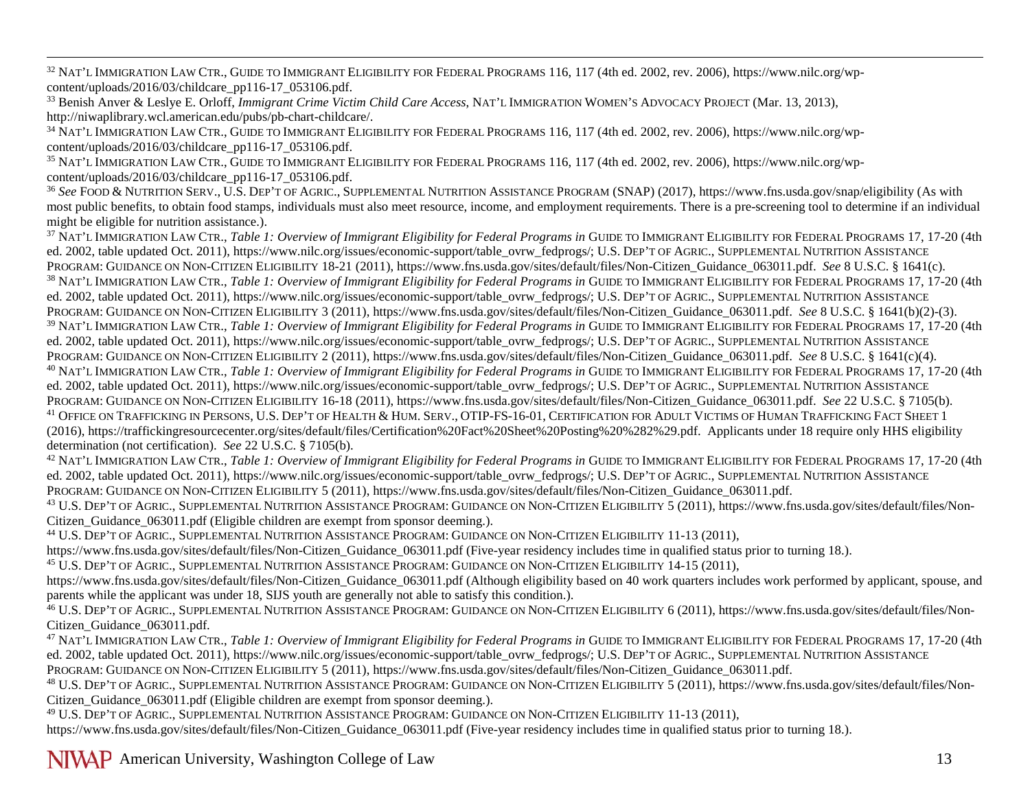[32] Nat'l Immigration Law Ctr., Guide to Immigrant Eligibility for Federal Programs 116, 117 (4th ed. 2002, rev. 2006), https://www.nilc.org/wp-content/uploads/2016/03/childcare_pp116-17_053106.pdf.

[33] Benish Anver & Leslye E. Orloff, *Immigrant Crime Victim Child Care Access*, Nat'l Immigration Women's Advocacy Project (Mar. 13, 2013), http://niwaplibrary.wcl.american.edu/pubs/pb-chart-childcare/.

[34] Nat'l Immigration Law Ctr., Guide to Immigrant Eligibility for Federal Programs 116, 117 (4th ed. 2002, rev. 2006), https://www.nilc.org/wp-content/uploads/2016/03/childcare_pp116-17_053106.pdf.

[35] Nat'l Immigration Law Ctr., Guide to Immigrant Eligibility for Federal Programs 116, 117 (4th ed. 2002, rev. 2006), https://www.nilc.org/wp-content/uploads/2016/03/childcare_pp116-17_053106.pdf.

[36] *See* Food & Nutrition Serv., U.S. Dep't of Agric., Supplemental Nutrition Assistance Program (SNAP) (2017), https://www.fns.usda.gov/snap/eligibility (As with most public benefits, to obtain food stamps, individuals must also meet resource, income, and employment requirements. There is a pre-screening tool to determine if an individual might be eligible for nutrition assistance.).

[37] Nat'l Immigration Law Ctr., *Table 1: Overview of Immigrant Eligibility for Federal Programs in* Guide to Immigrant Eligibility for Federal Programs 17, 17-20 (4th ed. 2002, table updated Oct. 2011), https://www.nilc.org/issues/economic-support/table_ovrw_fedprogs/; U.S. Dep't of Agric., Supplemental Nutrition Assistance Program: Guidance on Non-Citizen Eligibility 18-21 (2011), https://www.fns.usda.gov/sites/default/files/Non-Citizen_Guidance_063011.pdf. *See* 8 U.S.C. § 1641(c).

[38] Nat'l Immigration Law Ctr., *Table 1: Overview of Immigrant Eligibility for Federal Programs in* Guide to Immigrant Eligibility for Federal Programs 17, 17-20 (4th ed. 2002, table updated Oct. 2011), https://www.nilc.org/issues/economic-support/table_ovrw_fedprogs/; U.S. Dep't of Agric., Supplemental Nutrition Assistance Program: Guidance on Non-Citizen Eligibility 3 (2011), https://www.fns.usda.gov/sites/default/files/Non-Citizen_Guidance_063011.pdf. *See* 8 U.S.C. § 1641(b)(2)-(3).

[39] Nat'l Immigration Law Ctr., *Table 1: Overview of Immigrant Eligibility for Federal Programs in* Guide to Immigrant Eligibility for Federal Programs 17, 17-20 (4th ed. 2002, table updated Oct. 2011), https://www.nilc.org/issues/economic-support/table_ovrw_fedprogs/; U.S. Dep't of Agric., Supplemental Nutrition Assistance Program: Guidance on Non-Citizen Eligibility 2 (2011), https://www.fns.usda.gov/sites/default/files/Non-Citizen_Guidance_063011.pdf. *See* 8 U.S.C. § 1641(c)(4).

[40] Nat'l Immigration Law Ctr., *Table 1: Overview of Immigrant Eligibility for Federal Programs in* Guide to Immigrant Eligibility for Federal Programs 17, 17-20 (4th ed. 2002, table updated Oct. 2011), https://www.nilc.org/issues/economic-support/table_ovrw_fedprogs/; U.S. Dep't of Agric., Supplemental Nutrition Assistance Program: Guidance on Non-Citizen Eligibility 16-18 (2011), https://www.fns.usda.gov/sites/default/files/Non-Citizen_Guidance_063011.pdf. *See* 22 U.S.C. § 7105(b).

[41] Office on Trafficking in Persons, U.S. Dep't of Health & Hum. Serv., OTIP-FS-16-01, Certification for Adult Victims of Human Trafficking Fact Sheet 1 (2016), https://traffickingresourcecenter.org/sites/default/files/Certification%20Fact%20Sheet%20Posting%20%282%29.pdf. Applicants under 18 require only HHS eligibility determination (not certification). *See* 22 U.S.C. § 7105(b).

[42] Nat'l Immigration Law Ctr., *Table 1: Overview of Immigrant Eligibility for Federal Programs in* Guide to Immigrant Eligibility for Federal Programs 17, 17-20 (4th ed. 2002, table updated Oct. 2011), https://www.nilc.org/issues/economic-support/table_ovrw_fedprogs/; U.S. Dep't of Agric., Supplemental Nutrition Assistance Program: Guidance on Non-Citizen Eligibility 5 (2011), https://www.fns.usda.gov/sites/default/files/Non-Citizen_Guidance_063011.pdf.

[43] U.S. Dep't of Agric., Supplemental Nutrition Assistance Program: Guidance on Non-Citizen Eligibility 5 (2011), https://www.fns.usda.gov/sites/default/files/Non-Citizen_Guidance_063011.pdf (Eligible children are exempt from sponsor deeming.).

[44] U.S. Dep't of Agric., Supplemental Nutrition Assistance Program: Guidance on Non-Citizen Eligibility 11-13 (2011), https://www.fns.usda.gov/sites/default/files/Non-Citizen_Guidance_063011.pdf (Five-year residency includes time in qualified status prior to turning 18.).

[45] U.S. Dep't of Agric., Supplemental Nutrition Assistance Program: Guidance on Non-Citizen Eligibility 14-15 (2011), https://www.fns.usda.gov/sites/default/files/Non-Citizen_Guidance_063011.pdf (Although eligibility based on 40 work quarters includes work performed by applicant, spouse, and parents while the applicant was under 18, SIJS youth are generally not able to satisfy this condition.).

[46] U.S. Dep't of Agric., Supplemental Nutrition Assistance Program: Guidance on Non-Citizen Eligibility 6 (2011), https://www.fns.usda.gov/sites/default/files/Non-Citizen_Guidance_063011.pdf.

[47] Nat'l Immigration Law Ctr., *Table 1: Overview of Immigrant Eligibility for Federal Programs in* Guide to Immigrant Eligibility for Federal Programs 17, 17-20 (4th ed. 2002, table updated Oct. 2011), https://www.nilc.org/issues/economic-support/table_ovrw_fedprogs/; U.S. Dep't of Agric., Supplemental Nutrition Assistance Program: Guidance on Non-Citizen Eligibility 5 (2011), https://www.fns.usda.gov/sites/default/files/Non-Citizen_Guidance_063011.pdf.

[48] U.S. Dep't of Agric., Supplemental Nutrition Assistance Program: Guidance on Non-Citizen Eligibility 5 (2011), https://www.fns.usda.gov/sites/default/files/Non-Citizen_Guidance_063011.pdf (Eligible children are exempt from sponsor deeming.).

[49] U.S. Dep't of Agric., Supplemental Nutrition Assistance Program: Guidance on Non-Citizen Eligibility 11-13 (2011), https://www.fns.usda.gov/sites/default/files/Non-Citizen_Guidance_063011.pdf (Five-year residency includes time in qualified status prior to turning 18.).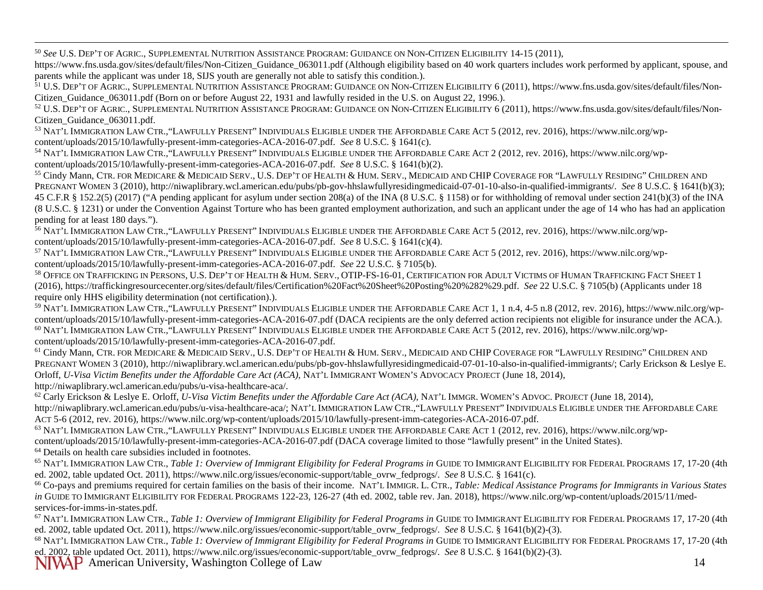[50] *See* U.S. DEP'T OF AGRIC., SUPPLEMENTAL NUTRITION ASSISTANCE PROGRAM: GUIDANCE ON NON-CITIZEN ELIGIBILITY 14-15 (2011), https://www.fns.usda.gov/sites/default/files/Non-Citizen_Guidance_063011.pdf (Although eligibility based on 40 work quarters includes work performed by applicant, spouse, and parents while the applicant was under 18, SIJS youth are generally not able to satisfy this condition.).

[51] U.S. DEP'T OF AGRIC., SUPPLEMENTAL NUTRITION ASSISTANCE PROGRAM: GUIDANCE ON NON-CITIZEN ELIGIBILITY 6 (2011), https://www.fns.usda.gov/sites/default/files/Non-Citizen_Guidance_063011.pdf (Born on or before August 22, 1931 and lawfully resided in the U.S. on August 22, 1996.).

[52] U.S. DEP'T OF AGRIC., SUPPLEMENTAL NUTRITION ASSISTANCE PROGRAM: GUIDANCE ON NON-CITIZEN ELIGIBILITY 6 (2011), https://www.fns.usda.gov/sites/default/files/Non-Citizen_Guidance_063011.pdf.

[53] NAT'L IMMIGRATION LAW CTR.,"LAWFULLY PRESENT" INDIVIDUALS ELIGIBLE UNDER THE AFFORDABLE CARE ACT 5 (2012, rev. 2016), https://www.nilc.org/wp-content/uploads/2015/10/lawfully-present-imm-categories-ACA-2016-07.pdf. *See* 8 U.S.C. § 1641(c).

[54] NAT'L IMMIGRATION LAW CTR.,"LAWFULLY PRESENT" INDIVIDUALS ELIGIBLE UNDER THE AFFORDABLE CARE ACT 2 (2012, rev. 2016), https://www.nilc.org/wp-content/uploads/2015/10/lawfully-present-imm-categories-ACA-2016-07.pdf. *See* 8 U.S.C. § 1641(b)(2).

[55] Cindy Mann, CTR. FOR MEDICARE & MEDICAID SERV., U.S. DEP'T OF HEALTH & HUM. SERV., MEDICAID AND CHIP COVERAGE FOR "LAWFULLY RESIDING" CHILDREN AND PREGNANT WOMEN 3 (2010), http://niwaplibrary.wcl.american.edu/pubs/pb-gov-hhslawfullyresidingmedicaid-07-01-10-also-in-qualified-immigrants/. *See* 8 U.S.C. § 1641(b)(3); 45 C.F.R § 152.2(5) (2017) ("A pending applicant for asylum under section 208(a) of the INA (8 U.S.C. § 1158) or for withholding of removal under section 241(b)(3) of the INA (8 U.S.C. § 1231) or under the Convention Against Torture who has been granted employment authorization, and such an applicant under the age of 14 who has had an application pending for at least 180 days.").

[56] NAT'L IMMIGRATION LAW CTR.,"LAWFULLY PRESENT" INDIVIDUALS ELIGIBLE UNDER THE AFFORDABLE CARE ACT 5 (2012, rev. 2016), https://www.nilc.org/wp-content/uploads/2015/10/lawfully-present-imm-categories-ACA-2016-07.pdf. *See* 8 U.S.C. § 1641(c)(4).

[57] NAT'L IMMIGRATION LAW CTR.,"LAWFULLY PRESENT" INDIVIDUALS ELIGIBLE UNDER THE AFFORDABLE CARE ACT 5 (2012, rev. 2016), https://www.nilc.org/wp-content/uploads/2015/10/lawfully-present-imm-categories-ACA-2016-07.pdf. *See* 22 U.S.C. § 7105(b).

[58] OFFICE ON TRAFFICKING IN PERSONS, U.S. DEP'T OF HEALTH & HUM. SERV., OTIP-FS-16-01, CERTIFICATION FOR ADULT VICTIMS OF HUMAN TRAFFICKING FACT SHEET 1 (2016), https://traffickingresourcecenter.org/sites/default/files/Certification%20Fact%20Sheet%20Posting%20%282%29.pdf. *See* 22 U.S.C. § 7105(b) (Applicants under 18 require only HHS eligibility determination (not certification).).

[59] NAT'L IMMIGRATION LAW CTR.,"LAWFULLY PRESENT" INDIVIDUALS ELIGIBLE UNDER THE AFFORDABLE CARE ACT 1, 1 n.4, 4-5 n.8 (2012, rev. 2016), https://www.nilc.org/wp-content/uploads/2015/10/lawfully-present-imm-categories-ACA-2016-07.pdf (DACA recipients are the only deferred action recipients not eligible for insurance under the ACA.).

[60] NAT'L IMMIGRATION LAW CTR.,"LAWFULLY PRESENT" INDIVIDUALS ELIGIBLE UNDER THE AFFORDABLE CARE ACT 5 (2012, rev. 2016), https://www.nilc.org/wp-content/uploads/2015/10/lawfully-present-imm-categories-ACA-2016-07.pdf.

[61] Cindy Mann, CTR. FOR MEDICARE & MEDICAID SERV., U.S. DEP'T OF HEALTH & HUM. SERV., MEDICAID AND CHIP COVERAGE FOR "LAWFULLY RESIDING" CHILDREN AND PREGNANT WOMEN 3 (2010), http://niwaplibrary.wcl.american.edu/pubs/pb-gov-hhslawfullyresidingmedicaid-07-01-10-also-in-qualified-immigrants/; Carly Erickson & Leslye E. Orloff, *U-Visa Victim Benefits under the Affordable Care Act (ACA)*, NAT'L IMMIGRANT WOMEN'S ADVOCACY PROJECT (June 18, 2014), http://niwaplibrary.wcl.american.edu/pubs/u-visa-healthcare-aca/.

[62] Carly Erickson & Leslye E. Orloff, *U-Visa Victim Benefits under the Affordable Care Act (ACA)*, NAT'L IMMGR. WOMEN'S ADVOC. PROJECT (June 18, 2014), http://niwaplibrary.wcl.american.edu/pubs/u-visa-healthcare-aca/; NAT'L IMMIGRATION LAW CTR.,"LAWFULLY PRESENT" INDIVIDUALS ELIGIBLE UNDER THE AFFORDABLE CARE ACT 5-6 (2012, rev. 2016), https://www.nilc.org/wp-content/uploads/2015/10/lawfully-present-imm-categories-ACA-2016-07.pdf.

[63] NAT'L IMMIGRATION LAW CTR.,"LAWFULLY PRESENT" INDIVIDUALS ELIGIBLE UNDER THE AFFORDABLE CARE ACT 1 (2012, rev. 2016), https://www.nilc.org/wp-content/uploads/2015/10/lawfully-present-imm-categories-ACA-2016-07.pdf (DACA coverage limited to those "lawfully present" in the United States).

[64] Details on health care subsidies included in footnotes.

[65] NAT'L IMMIGRATION LAW CTR., *Table 1: Overview of Immigrant Eligibility for Federal Programs in* GUIDE TO IMMIGRANT ELIGIBILITY FOR FEDERAL PROGRAMS 17, 17-20 (4th ed. 2002, table updated Oct. 2011), https://www.nilc.org/issues/economic-support/table_ovrw_fedprogs/. *See* 8 U.S.C. § 1641(c).

[66] Co-pays and premiums required for certain families on the basis of their income. NAT'L IMMIGR. L. CTR., *Table: Medical Assistance Programs for Immigrants in Various States in* GUIDE TO IMMIGRANT ELIGIBILITY FOR FEDERAL PROGRAMS 122-23, 126-27 (4th ed. 2002, table rev. Jan. 2018), https://www.nilc.org/wp-content/uploads/2015/11/med-services-for-imms-in-states.pdf.

[67] NAT'L IMMIGRATION LAW CTR., *Table 1: Overview of Immigrant Eligibility for Federal Programs in* GUIDE TO IMMIGRANT ELIGIBILITY FOR FEDERAL PROGRAMS 17, 17-20 (4th ed. 2002, table updated Oct. 2011), https://www.nilc.org/issues/economic-support/table_ovrw_fedprogs/. *See* 8 U.S.C. § 1641(b)(2)-(3).

[68] NAT'L IMMIGRATION LAW CTR., *Table 1: Overview of Immigrant Eligibility for Federal Programs in* GUIDE TO IMMIGRANT ELIGIBILITY FOR FEDERAL PROGRAMS 17, 17-20 (4th ed. 2002, table updated Oct. 2011), https://www.nilc.org/issues/economic-support/table_ovrw_fedprogs/. *See* 8 U.S.C. § 1641(b)(2)-(3).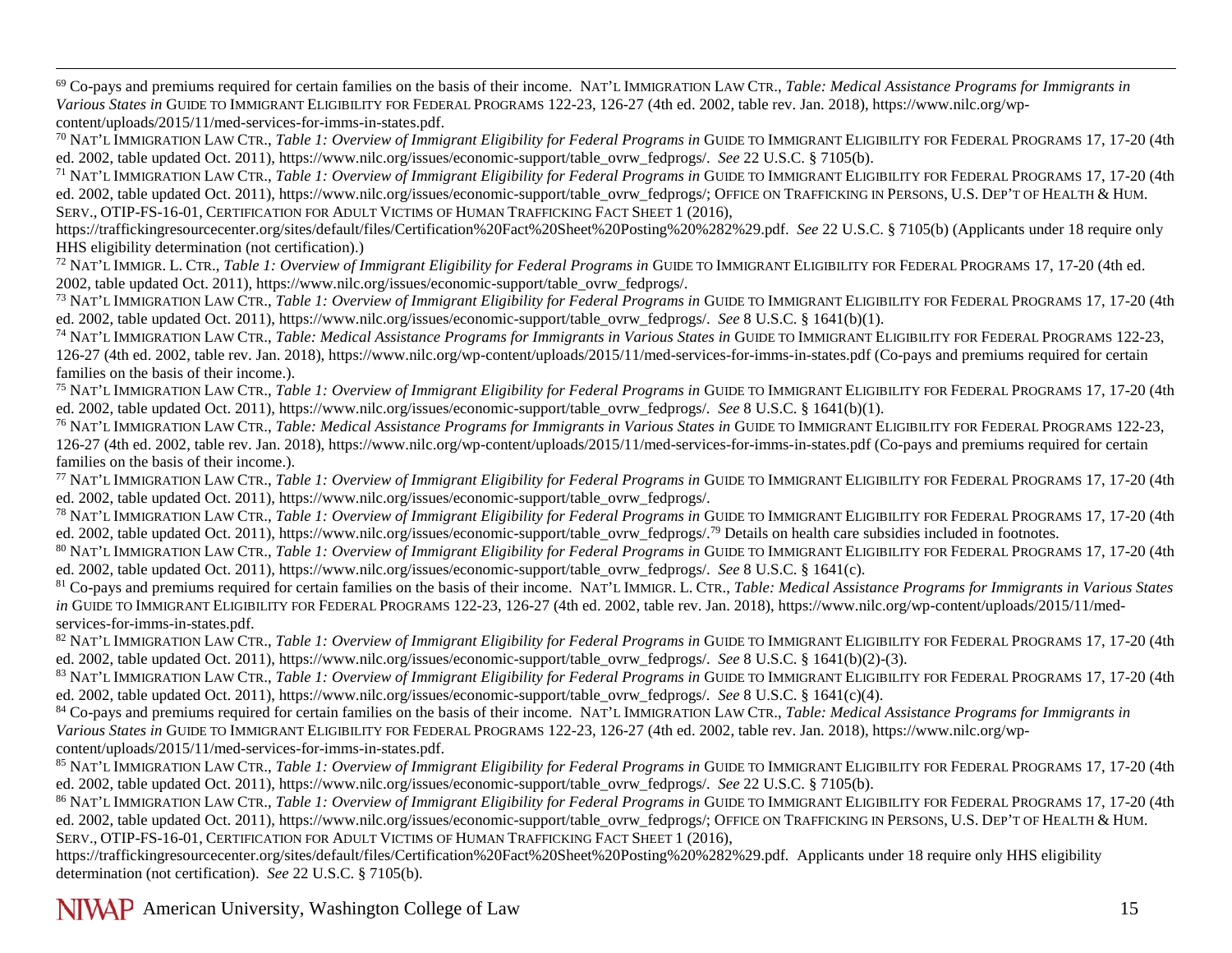[69] Co-pays and premiums required for certain families on the basis of their income. NAT'L IMMIGRATION LAW CTR., *Table: Medical Assistance Programs for Immigrants in Various States in* GUIDE TO IMMIGRANT ELIGIBILITY FOR FEDERAL PROGRAMS 122-23, 126-27 (4th ed. 2002, table rev. Jan. 2018), https://www.nilc.org/wp-content/uploads/2015/11/med-services-for-imms-in-states.pdf.

[70] NAT'L IMMIGRATION LAW CTR., *Table 1: Overview of Immigrant Eligibility for Federal Programs in* GUIDE TO IMMIGRANT ELIGIBILITY FOR FEDERAL PROGRAMS 17, 17-20 (4th ed. 2002, table updated Oct. 2011), https://www.nilc.org/issues/economic-support/table_ovrw_fedprogs/. *See* 22 U.S.C. § 7105(b).

[71] NAT'L IMMIGRATION LAW CTR., *Table 1: Overview of Immigrant Eligibility for Federal Programs in* GUIDE TO IMMIGRANT ELIGIBILITY FOR FEDERAL PROGRAMS 17, 17-20 (4th ed. 2002, table updated Oct. 2011), https://www.nilc.org/issues/economic-support/table_ovrw_fedprogs/; OFFICE ON TRAFFICKING IN PERSONS, U.S. DEP'T OF HEALTH & HUM. SERV., OTIP-FS-16-01, CERTIFICATION FOR ADULT VICTIMS OF HUMAN TRAFFICKING FACT SHEET 1 (2016), https://traffickingresourcecenter.org/sites/default/files/Certification%20Fact%20Sheet%20Posting%20%282%29.pdf. *See* 22 U.S.C. § 7105(b) (Applicants under 18 require only HHS eligibility determination (not certification).)

[72] NAT'L IMMIGR. L. CTR., *Table 1: Overview of Immigrant Eligibility for Federal Programs in* GUIDE TO IMMIGRANT ELIGIBILITY FOR FEDERAL PROGRAMS 17, 17-20 (4th ed. 2002, table updated Oct. 2011), https://www.nilc.org/issues/economic-support/table_ovrw_fedprogs/.

[73] NAT'L IMMIGRATION LAW CTR., *Table 1: Overview of Immigrant Eligibility for Federal Programs in* GUIDE TO IMMIGRANT ELIGIBILITY FOR FEDERAL PROGRAMS 17, 17-20 (4th ed. 2002, table updated Oct. 2011), https://www.nilc.org/issues/economic-support/table_ovrw_fedprogs/. *See* 8 U.S.C. § 1641(b)(1).

[74] NAT'L IMMIGRATION LAW CTR., *Table: Medical Assistance Programs for Immigrants in Various States in* GUIDE TO IMMIGRANT ELIGIBILITY FOR FEDERAL PROGRAMS 122-23, 126-27 (4th ed. 2002, table rev. Jan. 2018), https://www.nilc.org/wp-content/uploads/2015/11/med-services-for-imms-in-states.pdf (Co-pays and premiums required for certain families on the basis of their income.).

[75] NAT'L IMMIGRATION LAW CTR., *Table 1: Overview of Immigrant Eligibility for Federal Programs in* GUIDE TO IMMIGRANT ELIGIBILITY FOR FEDERAL PROGRAMS 17, 17-20 (4th ed. 2002, table updated Oct. 2011), https://www.nilc.org/issues/economic-support/table_ovrw_fedprogs/. *See* 8 U.S.C. § 1641(b)(1).

[76] NAT'L IMMIGRATION LAW CTR., *Table: Medical Assistance Programs for Immigrants in Various States in* GUIDE TO IMMIGRANT ELIGIBILITY FOR FEDERAL PROGRAMS 122-23, 126-27 (4th ed. 2002, table rev. Jan. 2018), https://www.nilc.org/wp-content/uploads/2015/11/med-services-for-imms-in-states.pdf (Co-pays and premiums required for certain families on the basis of their income.).

[77] NAT'L IMMIGRATION LAW CTR., *Table 1: Overview of Immigrant Eligibility for Federal Programs in* GUIDE TO IMMIGRANT ELIGIBILITY FOR FEDERAL PROGRAMS 17, 17-20 (4th ed. 2002, table updated Oct. 2011), https://www.nilc.org/issues/economic-support/table_ovrw_fedprogs/.

[78] NAT'L IMMIGRATION LAW CTR., *Table 1: Overview of Immigrant Eligibility for Federal Programs in* GUIDE TO IMMIGRANT ELIGIBILITY FOR FEDERAL PROGRAMS 17, 17-20 (4th ed. 2002, table updated Oct. 2011), https://www.nilc.org/issues/economic-support/table_ovrw_fedprogs/.[79] Details on health care subsidies included in footnotes.

[80] NAT'L IMMIGRATION LAW CTR., *Table 1: Overview of Immigrant Eligibility for Federal Programs in* GUIDE TO IMMIGRANT ELIGIBILITY FOR FEDERAL PROGRAMS 17, 17-20 (4th ed. 2002, table updated Oct. 2011), https://www.nilc.org/issues/economic-support/table_ovrw_fedprogs/. *See* 8 U.S.C. § 1641(c).

[81] Co-pays and premiums required for certain families on the basis of their income. NAT'L IMMIGR. L. CTR., *Table: Medical Assistance Programs for Immigrants in Various States in* GUIDE TO IMMIGRANT ELIGIBILITY FOR FEDERAL PROGRAMS 122-23, 126-27 (4th ed. 2002, table rev. Jan. 2018), https://www.nilc.org/wp-content/uploads/2015/11/med-services-for-imms-in-states.pdf.

[82] NAT'L IMMIGRATION LAW CTR., *Table 1: Overview of Immigrant Eligibility for Federal Programs in* GUIDE TO IMMIGRANT ELIGIBILITY FOR FEDERAL PROGRAMS 17, 17-20 (4th ed. 2002, table updated Oct. 2011), https://www.nilc.org/issues/economic-support/table_ovrw_fedprogs/. *See* 8 U.S.C. § 1641(b)(2)-(3).

[83] NAT'L IMMIGRATION LAW CTR., *Table 1: Overview of Immigrant Eligibility for Federal Programs in* GUIDE TO IMMIGRANT ELIGIBILITY FOR FEDERAL PROGRAMS 17, 17-20 (4th ed. 2002, table updated Oct. 2011), https://www.nilc.org/issues/economic-support/table_ovrw_fedprogs/. *See* 8 U.S.C. § 1641(c)(4).

[84] Co-pays and premiums required for certain families on the basis of their income. NAT'L IMMIGRATION LAW CTR., *Table: Medical Assistance Programs for Immigrants in Various States in* GUIDE TO IMMIGRANT ELIGIBILITY FOR FEDERAL PROGRAMS 122-23, 126-27 (4th ed. 2002, table rev. Jan. 2018), https://www.nilc.org/wp-content/uploads/2015/11/med-services-for-imms-in-states.pdf.

[85] NAT'L IMMIGRATION LAW CTR., *Table 1: Overview of Immigrant Eligibility for Federal Programs in* GUIDE TO IMMIGRANT ELIGIBILITY FOR FEDERAL PROGRAMS 17, 17-20 (4th ed. 2002, table updated Oct. 2011), https://www.nilc.org/issues/economic-support/table_ovrw_fedprogs/. *See* 22 U.S.C. § 7105(b).

[86] NAT'L IMMIGRATION LAW CTR., *Table 1: Overview of Immigrant Eligibility for Federal Programs in* GUIDE TO IMMIGRANT ELIGIBILITY FOR FEDERAL PROGRAMS 17, 17-20 (4th ed. 2002, table updated Oct. 2011), https://www.nilc.org/issues/economic-support/table_ovrw_fedprogs/; OFFICE ON TRAFFICKING IN PERSONS, U.S. DEP'T OF HEALTH & HUM. SERV., OTIP-FS-16-01, CERTIFICATION FOR ADULT VICTIMS OF HUMAN TRAFFICKING FACT SHEET 1 (2016), https://traffickingresourcecenter.org/sites/default/files/Certification%20Fact%20Sheet%20Posting%20%282%29.pdf. Applicants under 18 require only HHS eligibility determination (not certification). *See* 22 U.S.C. § 7105(b).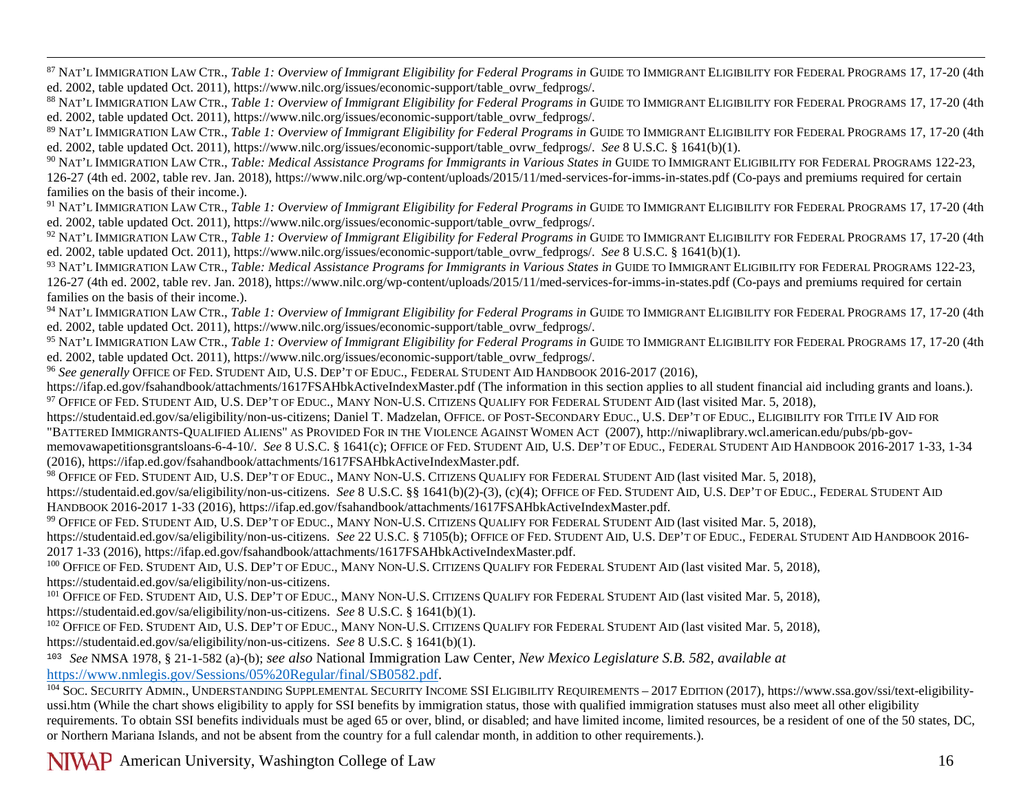[87] NAT'L IMMIGRATION LAW CTR., *Table 1: Overview of Immigrant Eligibility for Federal Programs in* GUIDE TO IMMIGRANT ELIGIBILITY FOR FEDERAL PROGRAMS 17, 17-20 (4th ed. 2002, table updated Oct. 2011), https://www.nilc.org/issues/economic-support/table_ovrw_fedprogs/.

[88] NAT'L IMMIGRATION LAW CTR., *Table 1: Overview of Immigrant Eligibility for Federal Programs in* GUIDE TO IMMIGRANT ELIGIBILITY FOR FEDERAL PROGRAMS 17, 17-20 (4th ed. 2002, table updated Oct. 2011), https://www.nilc.org/issues/economic-support/table_ovrw_fedprogs/.

[89] NAT'L IMMIGRATION LAW CTR., *Table 1: Overview of Immigrant Eligibility for Federal Programs in* GUIDE TO IMMIGRANT ELIGIBILITY FOR FEDERAL PROGRAMS 17, 17-20 (4th ed. 2002, table updated Oct. 2011), https://www.nilc.org/issues/economic-support/table_ovrw_fedprogs/. *See* 8 U.S.C. § 1641(b)(1).

[90] NAT'L IMMIGRATION LAW CTR., *Table: Medical Assistance Programs for Immigrants in Various States in* GUIDE TO IMMIGRANT ELIGIBILITY FOR FEDERAL PROGRAMS 122-23, 126-27 (4th ed. 2002, table rev. Jan. 2018), https://www.nilc.org/wp-content/uploads/2015/11/med-services-for-imms-in-states.pdf (Co-pays and premiums required for certain families on the basis of their income.).

[91] NAT'L IMMIGRATION LAW CTR., *Table 1: Overview of Immigrant Eligibility for Federal Programs in* GUIDE TO IMMIGRANT ELIGIBILITY FOR FEDERAL PROGRAMS 17, 17-20 (4th ed. 2002, table updated Oct. 2011), https://www.nilc.org/issues/economic-support/table_ovrw_fedprogs/.

[92] NAT'L IMMIGRATION LAW CTR., *Table 1: Overview of Immigrant Eligibility for Federal Programs in* GUIDE TO IMMIGRANT ELIGIBILITY FOR FEDERAL PROGRAMS 17, 17-20 (4th ed. 2002, table updated Oct. 2011), https://www.nilc.org/issues/economic-support/table_ovrw_fedprogs/. *See* 8 U.S.C. § 1641(b)(1).

[93] NAT'L IMMIGRATION LAW CTR., *Table: Medical Assistance Programs for Immigrants in Various States in* GUIDE TO IMMIGRANT ELIGIBILITY FOR FEDERAL PROGRAMS 122-23, 126-27 (4th ed. 2002, table rev. Jan. 2018), https://www.nilc.org/wp-content/uploads/2015/11/med-services-for-imms-in-states.pdf (Co-pays and premiums required for certain families on the basis of their income.).

[94] NAT'L IMMIGRATION LAW CTR., *Table 1: Overview of Immigrant Eligibility for Federal Programs in* GUIDE TO IMMIGRANT ELIGIBILITY FOR FEDERAL PROGRAMS 17, 17-20 (4th ed. 2002, table updated Oct. 2011), https://www.nilc.org/issues/economic-support/table_ovrw_fedprogs/.

[95] NAT'L IMMIGRATION LAW CTR., *Table 1: Overview of Immigrant Eligibility for Federal Programs in* GUIDE TO IMMIGRANT ELIGIBILITY FOR FEDERAL PROGRAMS 17, 17-20 (4th ed. 2002, table updated Oct. 2011), https://www.nilc.org/issues/economic-support/table_ovrw_fedprogs/.

[96] *See generally* OFFICE OF FED. STUDENT AID, U.S. DEP'T OF EDUC., FEDERAL STUDENT AID HANDBOOK 2016-2017 (2016), https://ifap.ed.gov/fsahandbook/attachments/1617FSAHbkActiveIndexMaster.pdf (The information in this section applies to all student financial aid including grants and loans.).

[97] OFFICE OF FED. STUDENT AID, U.S. DEP'T OF EDUC., MANY NON-U.S. CITIZENS QUALIFY FOR FEDERAL STUDENT AID (last visited Mar. 5, 2018), https://studentaid.ed.gov/sa/eligibility/non-us-citizens; Daniel T. Madzelan, OFFICE. OF POST-SECONDARY EDUC., U.S. DEP'T OF EDUC., ELIGIBILITY FOR TITLE IV AID FOR "BATTERED IMMIGRANTS-QUALIFIED ALIENS" AS PROVIDED FOR IN THE VIOLENCE AGAINST WOMEN ACT (2007), http://niwaplibrary.wcl.american.edu/pubs/pb-gov-memovawapetitionsgrantsloans-6-4-10/. *See* 8 U.S.C. § 1641(c); OFFICE OF FED. STUDENT AID, U.S. DEP'T OF EDUC., FEDERAL STUDENT AID HANDBOOK 2016-2017 1-33, 1-34 (2016), https://ifap.ed.gov/fsahandbook/attachments/1617FSAHbkActiveIndexMaster.pdf.

[98] OFFICE OF FED. STUDENT AID, U.S. DEP'T OF EDUC., MANY NON-U.S. CITIZENS QUALIFY FOR FEDERAL STUDENT AID (last visited Mar. 5, 2018), https://studentaid.ed.gov/sa/eligibility/non-us-citizens. *See* 8 U.S.C. §§ 1641(b)(2)-(3), (c)(4); OFFICE OF FED. STUDENT AID, U.S. DEP'T OF EDUC., FEDERAL STUDENT AID HANDBOOK 2016-2017 1-33 (2016), https://ifap.ed.gov/fsahandbook/attachments/1617FSAHbkActiveIndexMaster.pdf.

[99] OFFICE OF FED. STUDENT AID, U.S. DEP'T OF EDUC., MANY NON-U.S. CITIZENS QUALIFY FOR FEDERAL STUDENT AID (last visited Mar. 5, 2018), https://studentaid.ed.gov/sa/eligibility/non-us-citizens. *See* 22 U.S.C. § 7105(b); OFFICE OF FED. STUDENT AID, U.S. DEP'T OF EDUC., FEDERAL STUDENT AID HANDBOOK 2016-2017 1-33 (2016), https://ifap.ed.gov/fsahandbook/attachments/1617FSAHbkActiveIndexMaster.pdf.

[100] OFFICE OF FED. STUDENT AID, U.S. DEP'T OF EDUC., MANY NON-U.S. CITIZENS QUALIFY FOR FEDERAL STUDENT AID (last visited Mar. 5, 2018), https://studentaid.ed.gov/sa/eligibility/non-us-citizens.

[101] OFFICE OF FED. STUDENT AID, U.S. DEP'T OF EDUC., MANY NON-U.S. CITIZENS QUALIFY FOR FEDERAL STUDENT AID (last visited Mar. 5, 2018), https://studentaid.ed.gov/sa/eligibility/non-us-citizens. *See* 8 U.S.C. § 1641(b)(1).

[102] OFFICE OF FED. STUDENT AID, U.S. DEP'T OF EDUC., MANY NON-U.S. CITIZENS QUALIFY FOR FEDERAL STUDENT AID (last visited Mar. 5, 2018), https://studentaid.ed.gov/sa/eligibility/non-us-citizens. *See* 8 U.S.C. § 1641(b)(1).

[103] *See* NMSA 1978, § 21-1-582 (a)-(b); *see also* National Immigration Law Center, *New Mexico Legislature S.B. 582*, *available at* https://www.nmlegis.gov/Sessions/05%20Regular/final/SB0582.pdf.

[104] SOC. SECURITY ADMIN., UNDERSTANDING SUPPLEMENTAL SECURITY INCOME SSI ELIGIBILITY REQUIREMENTS – 2017 EDITION (2017), https://www.ssa.gov/ssi/text-eligibility-ussi.htm (While the chart shows eligibility to apply for SSI benefits by immigration status, those with qualified immigration statuses must also meet all other eligibility requirements. To obtain SSI benefits individuals must be aged 65 or over, blind, or disabled; and have limited income, limited resources, be a resident of one of the 50 states, DC, or Northern Mariana Islands, and not be absent from the country for a full calendar month, in addition to other requirements.).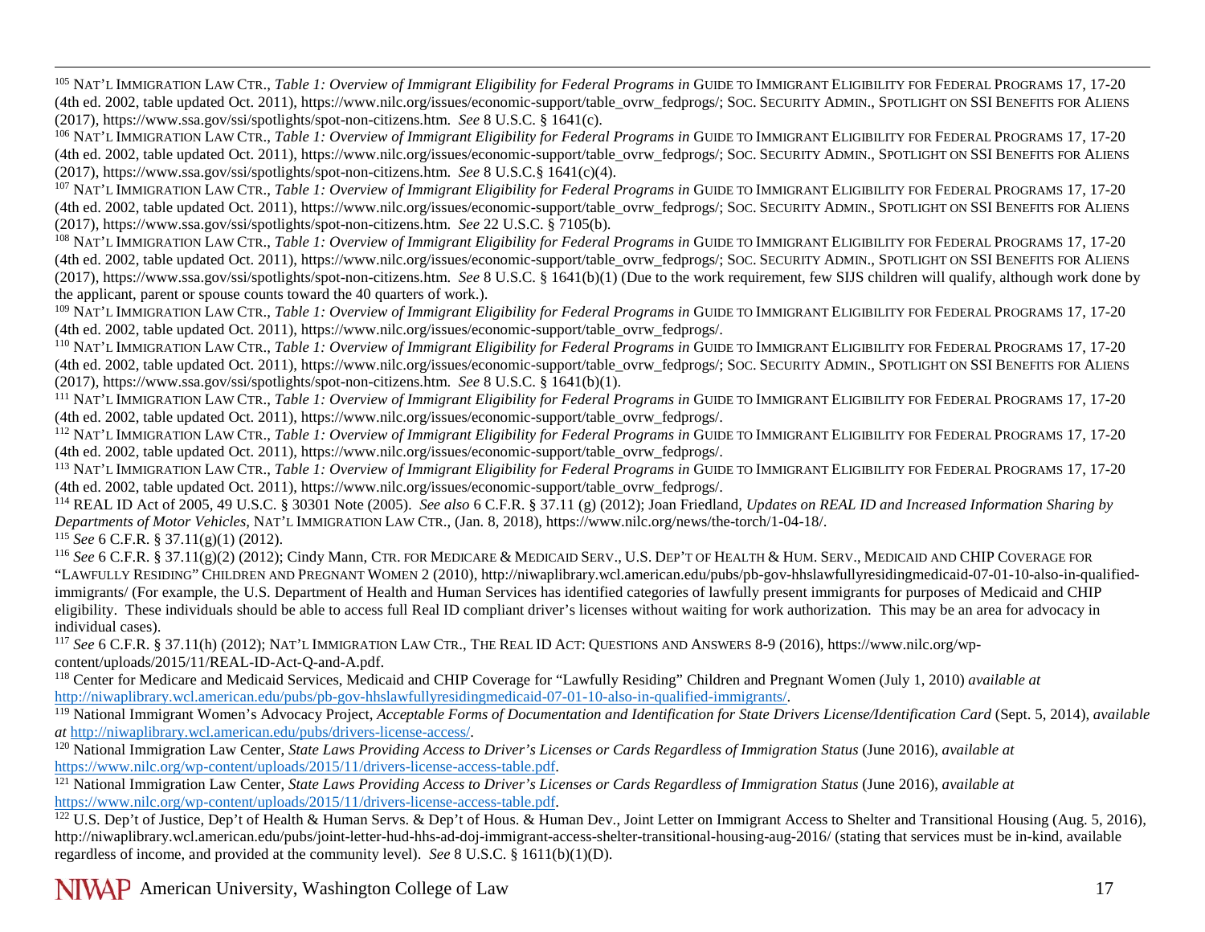[105] NAT'L IMMIGRATION LAW CTR., *Table 1: Overview of Immigrant Eligibility for Federal Programs in* GUIDE TO IMMIGRANT ELIGIBILITY FOR FEDERAL PROGRAMS 17, 17-20 (4th ed. 2002, table updated Oct. 2011), https://www.nilc.org/issues/economic-support/table_ovrw_fedprogs/; SOC. SECURITY ADMIN., SPOTLIGHT ON SSI BENEFITS FOR ALIENS (2017), https://www.ssa.gov/ssi/spotlights/spot-non-citizens.htm. *See* 8 U.S.C. § 1641(c).

[106] NAT'L IMMIGRATION LAW CTR., *Table 1: Overview of Immigrant Eligibility for Federal Programs in* GUIDE TO IMMIGRANT ELIGIBILITY FOR FEDERAL PROGRAMS 17, 17-20 (4th ed. 2002, table updated Oct. 2011), https://www.nilc.org/issues/economic-support/table_ovrw_fedprogs/; SOC. SECURITY ADMIN., SPOTLIGHT ON SSI BENEFITS FOR ALIENS (2017), https://www.ssa.gov/ssi/spotlights/spot-non-citizens.htm. *See* 8 U.S.C.§ 1641(c)(4).

[107] NAT'L IMMIGRATION LAW CTR., *Table 1: Overview of Immigrant Eligibility for Federal Programs in* GUIDE TO IMMIGRANT ELIGIBILITY FOR FEDERAL PROGRAMS 17, 17-20 (4th ed. 2002, table updated Oct. 2011), https://www.nilc.org/issues/economic-support/table_ovrw_fedprogs/; SOC. SECURITY ADMIN., SPOTLIGHT ON SSI BENEFITS FOR ALIENS (2017), https://www.ssa.gov/ssi/spotlights/spot-non-citizens.htm. *See* 22 U.S.C. § 7105(b).

[108] NAT'L IMMIGRATION LAW CTR., *Table 1: Overview of Immigrant Eligibility for Federal Programs in* GUIDE TO IMMIGRANT ELIGIBILITY FOR FEDERAL PROGRAMS 17, 17-20 (4th ed. 2002, table updated Oct. 2011), https://www.nilc.org/issues/economic-support/table_ovrw_fedprogs/; SOC. SECURITY ADMIN., SPOTLIGHT ON SSI BENEFITS FOR ALIENS (2017), https://www.ssa.gov/ssi/spotlights/spot-non-citizens.htm. *See* 8 U.S.C. § 1641(b)(1) (Due to the work requirement, few SIJS children will qualify, although work done by the applicant, parent or spouse counts toward the 40 quarters of work.).

[109] NAT'L IMMIGRATION LAW CTR., *Table 1: Overview of Immigrant Eligibility for Federal Programs in* GUIDE TO IMMIGRANT ELIGIBILITY FOR FEDERAL PROGRAMS 17, 17-20 (4th ed. 2002, table updated Oct. 2011), https://www.nilc.org/issues/economic-support/table_ovrw_fedprogs/.

[110] NAT'L IMMIGRATION LAW CTR., *Table 1: Overview of Immigrant Eligibility for Federal Programs in* GUIDE TO IMMIGRANT ELIGIBILITY FOR FEDERAL PROGRAMS 17, 17-20 (4th ed. 2002, table updated Oct. 2011), https://www.nilc.org/issues/economic-support/table_ovrw_fedprogs/; SOC. SECURITY ADMIN., SPOTLIGHT ON SSI BENEFITS FOR ALIENS (2017), https://www.ssa.gov/ssi/spotlights/spot-non-citizens.htm. *See* 8 U.S.C. § 1641(b)(1).

[111] NAT'L IMMIGRATION LAW CTR., *Table 1: Overview of Immigrant Eligibility for Federal Programs in* GUIDE TO IMMIGRANT ELIGIBILITY FOR FEDERAL PROGRAMS 17, 17-20 (4th ed. 2002, table updated Oct. 2011), https://www.nilc.org/issues/economic-support/table_ovrw_fedprogs/.

[112] NAT'L IMMIGRATION LAW CTR., *Table 1: Overview of Immigrant Eligibility for Federal Programs in* GUIDE TO IMMIGRANT ELIGIBILITY FOR FEDERAL PROGRAMS 17, 17-20 (4th ed. 2002, table updated Oct. 2011), https://www.nilc.org/issues/economic-support/table_ovrw_fedprogs/.

[113] NAT'L IMMIGRATION LAW CTR., *Table 1: Overview of Immigrant Eligibility for Federal Programs in* GUIDE TO IMMIGRANT ELIGIBILITY FOR FEDERAL PROGRAMS 17, 17-20 (4th ed. 2002, table updated Oct. 2011), https://www.nilc.org/issues/economic-support/table_ovrw_fedprogs/.

[114] REAL ID Act of 2005, 49 U.S.C. § 30301 Note (2005). *See also* 6 C.F.R. § 37.11 (g) (2012); Joan Friedland, *Updates on REAL ID and Increased Information Sharing by Departments of Motor Vehicles*, NAT'L IMMIGRATION LAW CTR., (Jan. 8, 2018), https://www.nilc.org/news/the-torch/1-04-18/.

[115] *See* 6 C.F.R. § 37.11(g)(1) (2012).

[116] *See* 6 C.F.R. § 37.11(g)(2) (2012); Cindy Mann, CTR. FOR MEDICARE & MEDICAID SERV., U.S. DEP'T OF HEALTH & HUM. SERV., MEDICAID AND CHIP COVERAGE FOR "LAWFULLY RESIDING" CHILDREN AND PREGNANT WOMEN 2 (2010), http://niwaplibrary.wcl.american.edu/pubs/pb-gov-hhslawfullyresidingmedicaid-07-01-10-also-in-qualified-immigrants/ (For example, the U.S. Department of Health and Human Services has identified categories of lawfully present immigrants for purposes of Medicaid and CHIP eligibility. These individuals should be able to access full Real ID compliant driver's licenses without waiting for work authorization. This may be an area for advocacy in individual cases).

[117] *See* 6 C.F.R. § 37.11(h) (2012); NAT'L IMMIGRATION LAW CTR., THE REAL ID ACT: QUESTIONS AND ANSWERS 8-9 (2016), https://www.nilc.org/wp-content/uploads/2015/11/REAL-ID-Act-Q-and-A.pdf.

[118] Center for Medicare and Medicaid Services, Medicaid and CHIP Coverage for "Lawfully Residing" Children and Pregnant Women (July 1, 2010) *available at* http://niwaplibrary.wcl.american.edu/pubs/pb-gov-hhslawfullyresidingmedicaid-07-01-10-also-in-qualified-immigrants/.

[119] National Immigrant Women's Advocacy Project, *Acceptable Forms of Documentation and Identification for State Drivers License/Identification Card* (Sept. 5, 2014), *available at* http://niwaplibrary.wcl.american.edu/pubs/drivers-license-access/.

[120] National Immigration Law Center, *State Laws Providing Access to Driver's Licenses or Cards Regardless of Immigration Status* (June 2016), *available at* https://www.nilc.org/wp-content/uploads/2015/11/drivers-license-access-table.pdf.

[121] National Immigration Law Center, *State Laws Providing Access to Driver's Licenses or Cards Regardless of Immigration Status* (June 2016), *available at* https://www.nilc.org/wp-content/uploads/2015/11/drivers-license-access-table.pdf.

[122] U.S. Dep't of Justice, Dep't of Health & Human Servs. & Dep't of Hous. & Human Dev., Joint Letter on Immigrant Access to Shelter and Transitional Housing (Aug. 5, 2016), http://niwaplibrary.wcl.american.edu/pubs/joint-letter-hud-hhs-ad-doj-immigrant-access-shelter-transitional-housing-aug-2016/ (stating that services must be in-kind, available regardless of income, and provided at the community level). *See* 8 U.S.C. § 1611(b)(1)(D).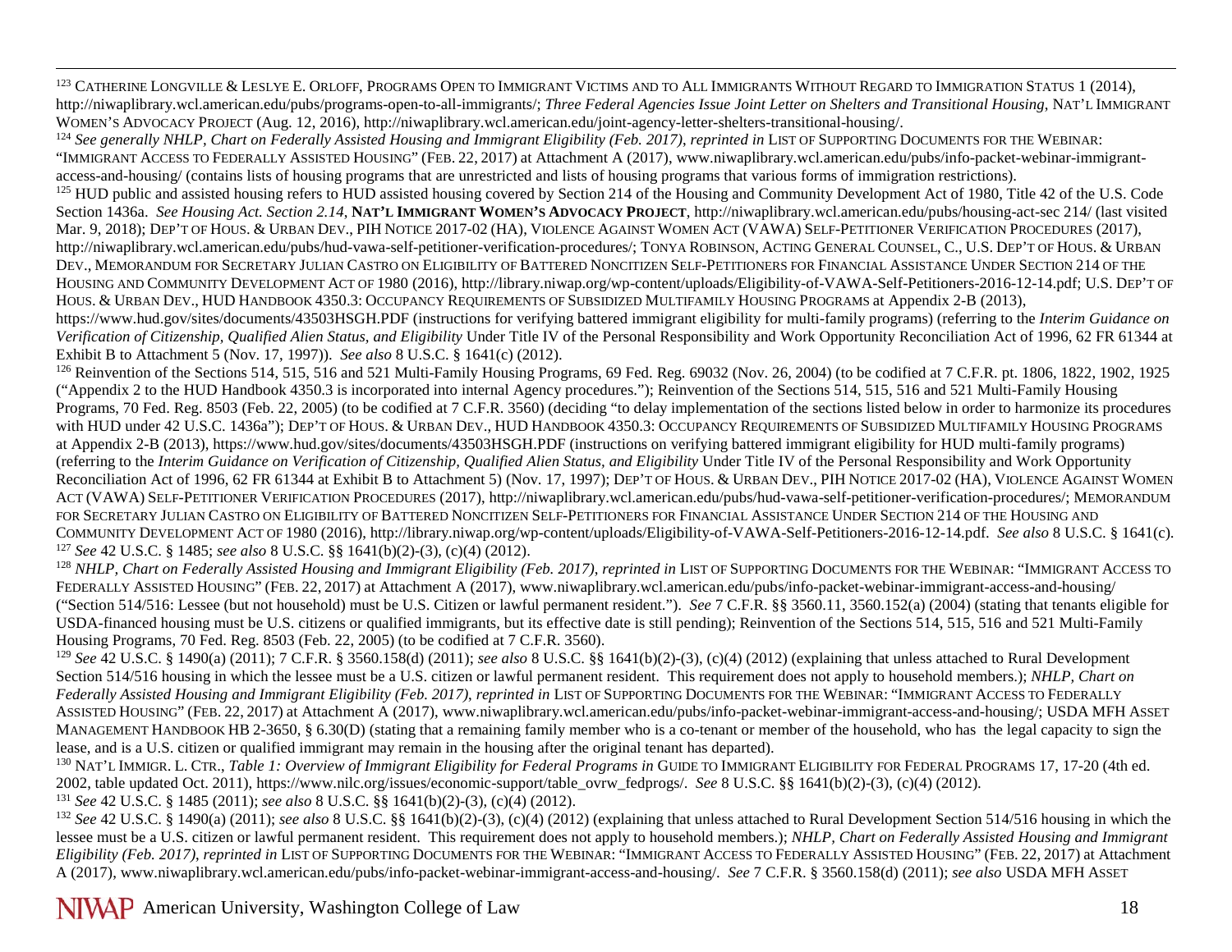[123] Catherine Longville & Leslye E. Orloff, Programs Open to Immigrant Victims and to All Immigrants Without Regard to Immigration Status 1 (2014), http://niwaplibrary.wcl.american.edu/pubs/programs-open-to-all-immigrants/; *Three Federal Agencies Issue Joint Letter on Shelters and Transitional Housing*, Nat'l Immigrant Women's Advocacy Project (Aug. 12, 2016), http://niwaplibrary.wcl.american.edu/joint-agency-letter-shelters-transitional-housing/.

[124] *See generally NHLP, Chart on Federally Assisted Housing and Immigrant Eligibility (Feb. 2017)*, *reprinted in* List of Supporting Documents for the Webinar: "Immigrant Access to Federally Assisted Housing" (Feb. 22, 2017) at Attachment A (2017), www.niwaplibrary.wcl.american.edu/pubs/info-packet-webinar-immigrant-access-and-housing/ (contains lists of housing programs that are unrestricted and lists of housing programs that various forms of immigration restrictions).

[125] HUD public and assisted housing refers to HUD assisted housing covered by Section 214 of the Housing and Community Development Act of 1980, Title 42 of the U.S. Code Section 1436a. *See Housing Act. Section 2.14*, **Nat'l Immigrant Women's Advocacy Project**, http://niwaplibrary.wcl.american.edu/pubs/housing-act-sec 214/ (last visited Mar. 9, 2018); Dep't of Hous. & Urban Dev., PIH Notice 2017-02 (HA), Violence Against Women Act (VAWA) Self-Petitioner Verification Procedures (2017), http://niwaplibrary.wcl.american.edu/pubs/hud-vawa-self-petitioner-verification-procedures/; Tonya Robinson, Acting General Counsel, C., U.S. Dep't of Hous. & Urban Dev., Memorandum for Secretary Julian Castro on Eligibility of Battered Noncitizen Self-Petitioners for Financial Assistance Under Section 214 of the Housing and Community Development Act of 1980 (2016), http://library.niwap.org/wp-content/uploads/Eligibility-of-VAWA-Self-Petitioners-2016-12-14.pdf; U.S. Dep't of Hous. & Urban Dev., HUD Handbook 4350.3: Occupancy Requirements of Subsidized Multifamily Housing Programs at Appendix 2-B (2013), https://www.hud.gov/sites/documents/43503HSGH.PDF (instructions for verifying battered immigrant eligibility for multi-family programs) (referring to the *Interim Guidance on Verification of Citizenship, Qualified Alien Status, and Eligibility* Under Title IV of the Personal Responsibility and Work Opportunity Reconciliation Act of 1996, 62 FR 61344 at Exhibit B to Attachment 5 (Nov. 17, 1997)). *See also* 8 U.S.C. § 1641(c) (2012).

[126] Reinvention of the Sections 514, 515, 516 and 521 Multi-Family Housing Programs, 69 Fed. Reg. 69032 (Nov. 26, 2004) (to be codified at 7 C.F.R. pt. 1806, 1822, 1902, 1925 ("Appendix 2 to the HUD Handbook 4350.3 is incorporated into internal Agency procedures."); Reinvention of the Sections 514, 515, 516 and 521 Multi-Family Housing Programs, 70 Fed. Reg. 8503 (Feb. 22, 2005) (to be codified at 7 C.F.R. 3560) (deciding "to delay implementation of the sections listed below in order to harmonize its procedures with HUD under 42 U.S.C. 1436a"); Dep't of Hous. & Urban Dev., HUD Handbook 4350.3: Occupancy Requirements of Subsidized Multifamily Housing Programs at Appendix 2-B (2013), https://www.hud.gov/sites/documents/43503HSGH.PDF (instructions on verifying battered immigrant eligibility for HUD multi-family programs) (referring to the *Interim Guidance on Verification of Citizenship, Qualified Alien Status, and Eligibility* Under Title IV of the Personal Responsibility and Work Opportunity Reconciliation Act of 1996, 62 FR 61344 at Exhibit B to Attachment 5) (Nov. 17, 1997); Dep't of Hous. & Urban Dev., PIH Notice 2017-02 (HA), Violence Against Women Act (VAWA) Self-Petitioner Verification Procedures (2017), http://niwaplibrary.wcl.american.edu/pubs/hud-vawa-self-petitioner-verification-procedures/; Memorandum for Secretary Julian Castro on Eligibility of Battered Noncitizen Self-Petitioners for Financial Assistance Under Section 214 of the Housing and Community Development Act of 1980 (2016), http://library.niwap.org/wp-content/uploads/Eligibility-of-VAWA-Self-Petitioners-2016-12-14.pdf. *See also* 8 U.S.C. § 1641(c).

[127] *See* 42 U.S.C. § 1485; *see also* 8 U.S.C. §§ 1641(b)(2)-(3), (c)(4) (2012).

[128] *NHLP, Chart on Federally Assisted Housing and Immigrant Eligibility (Feb. 2017)*, *reprinted in* List of Supporting Documents for the Webinar: "Immigrant Access to Federally Assisted Housing" (Feb. 22, 2017) at Attachment A (2017), www.niwaplibrary.wcl.american.edu/pubs/info-packet-webinar-immigrant-access-and-housing/ ("Section 514/516: Lessee (but not household) must be U.S. Citizen or lawful permanent resident."). *See* 7 C.F.R. §§ 3560.11, 3560.152(a) (2004) (stating that tenants eligible for USDA-financed housing must be U.S. citizens or qualified immigrants, but its effective date is still pending); Reinvention of the Sections 514, 515, 516 and 521 Multi-Family Housing Programs, 70 Fed. Reg. 8503 (Feb. 22, 2005) (to be codified at 7 C.F.R. 3560).

[129] *See* 42 U.S.C. § 1490(a) (2011); 7 C.F.R. § 3560.158(d) (2011); *see also* 8 U.S.C. §§ 1641(b)(2)-(3), (c)(4) (2012) (explaining that unless attached to Rural Development Section 514/516 housing in which the lessee must be a U.S. citizen or lawful permanent resident. This requirement does not apply to household members.); *NHLP, Chart on Federally Assisted Housing and Immigrant Eligibility (Feb. 2017)*, *reprinted in* List of Supporting Documents for the Webinar: "Immigrant Access to Federally Assisted Housing" (Feb. 22, 2017) at Attachment A (2017), www.niwaplibrary.wcl.american.edu/pubs/info-packet-webinar-immigrant-access-and-housing/; USDA MFH Asset Management Handbook HB 2-3650, § 6.30(D) (stating that a remaining family member who is a co-tenant or member of the household, who has the legal capacity to sign the lease, and is a U.S. citizen or qualified immigrant may remain in the housing after the original tenant has departed).

[130] Nat'l Immigr. L. Ctr., *Table 1: Overview of Immigrant Eligibility for Federal Programs in* Guide to Immigrant Eligibility for Federal Programs 17, 17-20 (4th ed. 2002, table updated Oct. 2011), https://www.nilc.org/issues/economic-support/table_ovrw_fedprogs/. *See* 8 U.S.C. §§ 1641(b)(2)-(3), (c)(4) (2012).

[131] *See* 42 U.S.C. § 1485 (2011); *see also* 8 U.S.C. §§ 1641(b)(2)-(3), (c)(4) (2012).

[132] *See* 42 U.S.C. § 1490(a) (2011); *see also* 8 U.S.C. §§ 1641(b)(2)-(3), (c)(4) (2012) (explaining that unless attached to Rural Development Section 514/516 housing in which the lessee must be a U.S. citizen or lawful permanent resident. This requirement does not apply to household members.); *NHLP, Chart on Federally Assisted Housing and Immigrant Eligibility (Feb. 2017)*, *reprinted in* List of Supporting Documents for the Webinar: "Immigrant Access to Federally Assisted Housing" (Feb. 22, 2017) at Attachment A (2017), www.niwaplibrary.wcl.american.edu/pubs/info-packet-webinar-immigrant-access-and-housing/. *See* 7 C.F.R. § 3560.158(d) (2011); *see also* USDA MFH Asset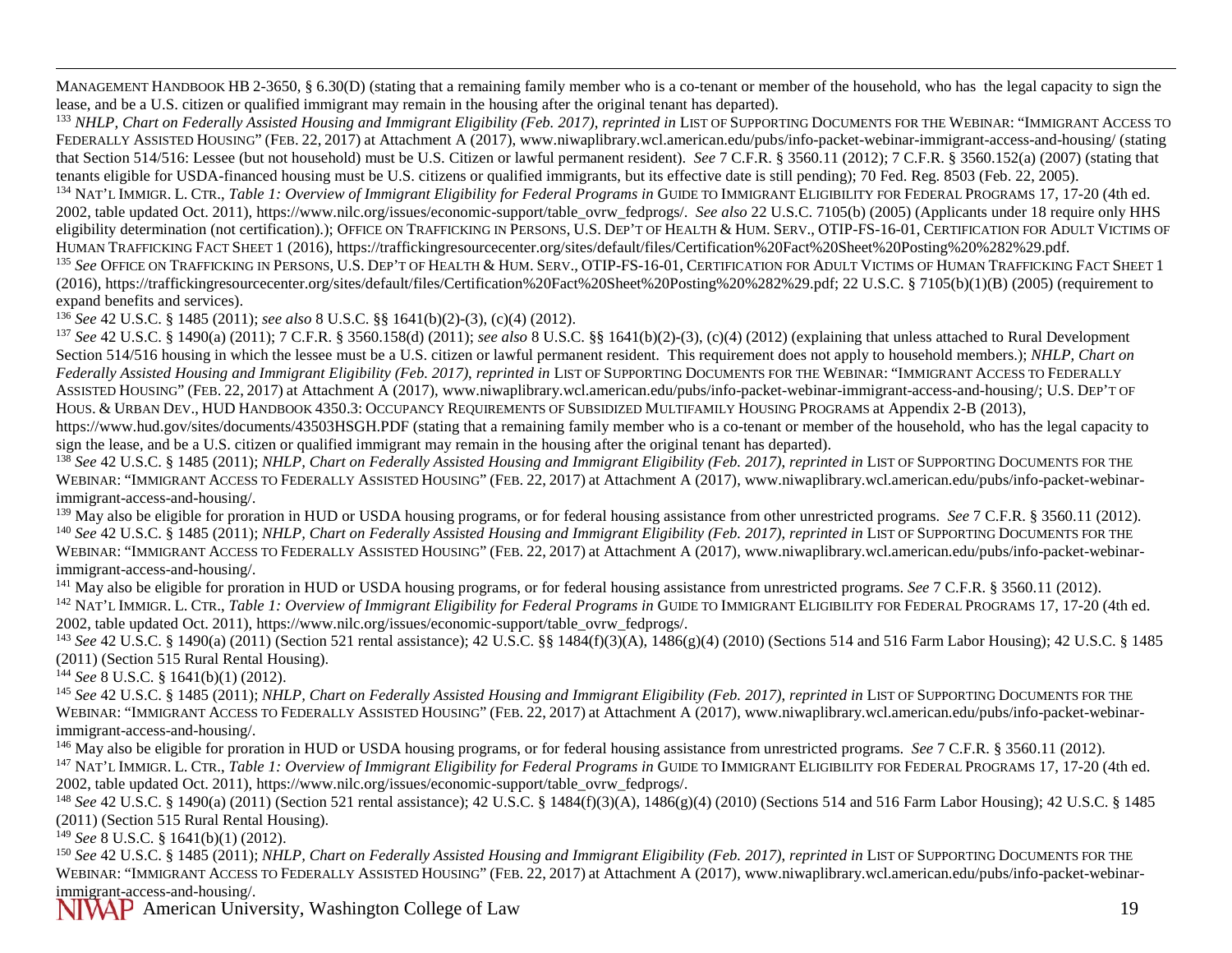MANAGEMENT HANDBOOK HB 2-3650, § 6.30(D) (stating that a remaining family member who is a co-tenant or member of the household, who has the legal capacity to sign the lease, and be a U.S. citizen or qualified immigrant may remain in the housing after the original tenant has departed).

[133] *NHLP, Chart on Federally Assisted Housing and Immigrant Eligibility (Feb. 2017)*, *reprinted in* LIST OF SUPPORTING DOCUMENTS FOR THE WEBINAR: "IMMIGRANT ACCESS TO FEDERALLY ASSISTED HOUSING" (FEB. 22, 2017) at Attachment A (2017), www.niwaplibrary.wcl.american.edu/pubs/info-packet-webinar-immigrant-access-and-housing/ (stating that Section 514/516: Lessee (but not household) must be U.S. Citizen or lawful permanent resident). *See* 7 C.F.R. § 3560.11 (2012); 7 C.F.R. § 3560.152(a) (2007) (stating that tenants eligible for USDA-financed housing must be U.S. citizens or qualified immigrants, but its effective date is still pending); 70 Fed. Reg. 8503 (Feb. 22, 2005).

[134] NAT'L IMMIGR. L. CTR., *Table 1: Overview of Immigrant Eligibility for Federal Programs in* GUIDE TO IMMIGRANT ELIGIBILITY FOR FEDERAL PROGRAMS 17, 17-20 (4th ed. 2002, table updated Oct. 2011), https://www.nilc.org/issues/economic-support/table_ovrw_fedprogs/. *See also* 22 U.S.C. 7105(b) (2005) (Applicants under 18 require only HHS eligibility determination (not certification).); OFFICE ON TRAFFICKING IN PERSONS, U.S. DEP'T OF HEALTH & HUM. SERV., OTIP-FS-16-01, CERTIFICATION FOR ADULT VICTIMS OF HUMAN TRAFFICKING FACT SHEET 1 (2016), https://traffickingresourcecenter.org/sites/default/files/Certification%20Fact%20Sheet%20Posting%20%282%29.pdf.

[135] *See* OFFICE ON TRAFFICKING IN PERSONS, U.S. DEP'T OF HEALTH & HUM. SERV., OTIP-FS-16-01, CERTIFICATION FOR ADULT VICTIMS OF HUMAN TRAFFICKING FACT SHEET 1 (2016), https://traffickingresourcecenter.org/sites/default/files/Certification%20Fact%20Sheet%20Posting%20%282%29.pdf; 22 U.S.C. § 7105(b)(1)(B) (2005) (requirement to expand benefits and services).

[136] *See* 42 U.S.C. § 1485 (2011); *see also* 8 U.S.C. §§ 1641(b)(2)-(3), (c)(4) (2012).

[137] *See* 42 U.S.C. § 1490(a) (2011); 7 C.F.R. § 3560.158(d) (2011); *see also* 8 U.S.C. §§ 1641(b)(2)-(3), (c)(4) (2012) (explaining that unless attached to Rural Development Section 514/516 housing in which the lessee must be a U.S. citizen or lawful permanent resident. This requirement does not apply to household members.); *NHLP, Chart on Federally Assisted Housing and Immigrant Eligibility (Feb. 2017)*, *reprinted in* LIST OF SUPPORTING DOCUMENTS FOR THE WEBINAR: "IMMIGRANT ACCESS TO FEDERALLY ASSISTED HOUSING" (FEB. 22, 2017) at Attachment A (2017), www.niwaplibrary.wcl.american.edu/pubs/info-packet-webinar-immigrant-access-and-housing/; U.S. DEP'T OF HOUS. & URBAN DEV., HUD HANDBOOK 4350.3: OCCUPANCY REQUIREMENTS OF SUBSIDIZED MULTIFAMILY HOUSING PROGRAMS at Appendix 2-B (2013), https://www.hud.gov/sites/documents/43503HSGH.PDF (stating that a remaining family member who is a co-tenant or member of the household, who has the legal capacity to sign the lease, and be a U.S. citizen or qualified immigrant may remain in the housing after the original tenant has departed).

[138] *See* 42 U.S.C. § 1485 (2011); *NHLP, Chart on Federally Assisted Housing and Immigrant Eligibility (Feb. 2017)*, *reprinted in* LIST OF SUPPORTING DOCUMENTS FOR THE WEBINAR: "IMMIGRANT ACCESS TO FEDERALLY ASSISTED HOUSING" (FEB. 22, 2017) at Attachment A (2017), www.niwaplibrary.wcl.american.edu/pubs/info-packet-webinar-immigrant-access-and-housing/.

[139] May also be eligible for proration in HUD or USDA housing programs, or for federal housing assistance from other unrestricted programs. *See* 7 C.F.R. § 3560.11 (2012).

[140] *See* 42 U.S.C. § 1485 (2011); *NHLP, Chart on Federally Assisted Housing and Immigrant Eligibility (Feb. 2017)*, *reprinted in* LIST OF SUPPORTING DOCUMENTS FOR THE WEBINAR: "IMMIGRANT ACCESS TO FEDERALLY ASSISTED HOUSING" (FEB. 22, 2017) at Attachment A (2017), www.niwaplibrary.wcl.american.edu/pubs/info-packet-webinar-immigrant-access-and-housing/.

[141] May also be eligible for proration in HUD or USDA housing programs, or for federal housing assistance from unrestricted programs. *See* 7 C.F.R. § 3560.11 (2012).

[142] NAT'L IMMIGR. L. CTR., *Table 1: Overview of Immigrant Eligibility for Federal Programs in* GUIDE TO IMMIGRANT ELIGIBILITY FOR FEDERAL PROGRAMS 17, 17-20 (4th ed. 2002, table updated Oct. 2011), https://www.nilc.org/issues/economic-support/table_ovrw_fedprogs/.

[143] *See* 42 U.S.C. § 1490(a) (2011) (Section 521 rental assistance); 42 U.S.C. §§ 1484(f)(3)(A), 1486(g)(4) (2010) (Sections 514 and 516 Farm Labor Housing); 42 U.S.C. § 1485 (2011) (Section 515 Rural Rental Housing).

[144] *See* 8 U.S.C. § 1641(b)(1) (2012).

[145] *See* 42 U.S.C. § 1485 (2011); *NHLP, Chart on Federally Assisted Housing and Immigrant Eligibility (Feb. 2017)*, *reprinted in* LIST OF SUPPORTING DOCUMENTS FOR THE WEBINAR: "IMMIGRANT ACCESS TO FEDERALLY ASSISTED HOUSING" (FEB. 22, 2017) at Attachment A (2017), www.niwaplibrary.wcl.american.edu/pubs/info-packet-webinar-immigrant-access-and-housing/.

[146] May also be eligible for proration in HUD or USDA housing programs, or for federal housing assistance from unrestricted programs. *See* 7 C.F.R. § 3560.11 (2012).

[147] NAT'L IMMIGR. L. CTR., *Table 1: Overview of Immigrant Eligibility for Federal Programs in* GUIDE TO IMMIGRANT ELIGIBILITY FOR FEDERAL PROGRAMS 17, 17-20 (4th ed. 2002, table updated Oct. 2011), https://www.nilc.org/issues/economic-support/table_ovrw_fedprogs/.

[148] *See* 42 U.S.C. § 1490(a) (2011) (Section 521 rental assistance); 42 U.S.C. § 1484(f)(3)(A), 1486(g)(4) (2010) (Sections 514 and 516 Farm Labor Housing); 42 U.S.C. § 1485 (2011) (Section 515 Rural Rental Housing).

[149] *See* 8 U.S.C. § 1641(b)(1) (2012).

[150] *See* 42 U.S.C. § 1485 (2011); *NHLP, Chart on Federally Assisted Housing and Immigrant Eligibility (Feb. 2017)*, *reprinted in* LIST OF SUPPORTING DOCUMENTS FOR THE WEBINAR: "IMMIGRANT ACCESS TO FEDERALLY ASSISTED HOUSING" (FEB. 22, 2017) at Attachment A (2017), www.niwaplibrary.wcl.american.edu/pubs/info-packet-webinar-immigrant-access-and-housing/.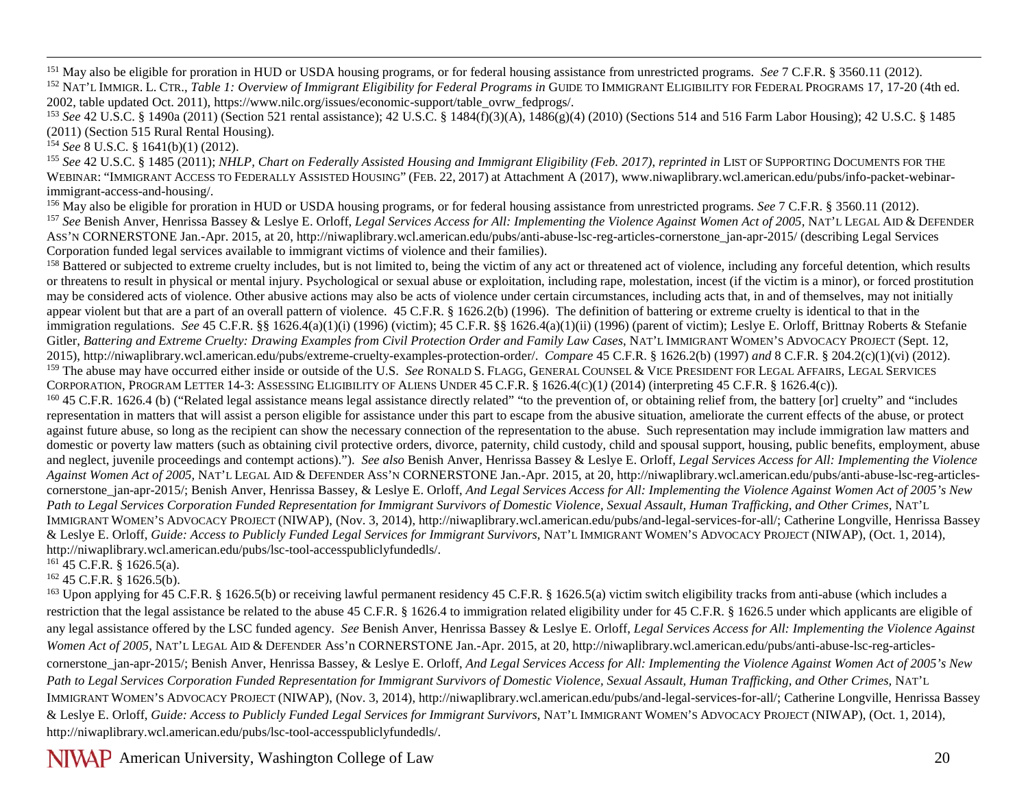[151] May also be eligible for proration in HUD or USDA housing programs, or for federal housing assistance from unrestricted programs. *See* 7 C.F.R. § 3560.11 (2012).

[152] NAT'L IMMIGR. L. CTR., *Table 1: Overview of Immigrant Eligibility for Federal Programs in* GUIDE TO IMMIGRANT ELIGIBILITY FOR FEDERAL PROGRAMS 17, 17-20 (4th ed. 2002, table updated Oct. 2011), https://www.nilc.org/issues/economic-support/table_ovrw_fedprogs/.

[153] *See* 42 U.S.C. § 1490a (2011) (Section 521 rental assistance); 42 U.S.C. § 1484(f)(3)(A), 1486(g)(4) (2010) (Sections 514 and 516 Farm Labor Housing); 42 U.S.C. § 1485 (2011) (Section 515 Rural Rental Housing).

[154] *See* 8 U.S.C. § 1641(b)(1) (2012).

[155] *See* 42 U.S.C. § 1485 (2011); *NHLP, Chart on Federally Assisted Housing and Immigrant Eligibility (Feb. 2017), reprinted in* LIST OF SUPPORTING DOCUMENTS FOR THE WEBINAR: "IMMIGRANT ACCESS TO FEDERALLY ASSISTED HOUSING" (FEB. 22, 2017) at Attachment A (2017), www.niwaplibrary.wcl.american.edu/pubs/info-packet-webinar-immigrant-access-and-housing/.

[156] May also be eligible for proration in HUD or USDA housing programs, or for federal housing assistance from unrestricted programs. *See* 7 C.F.R. § 3560.11 (2012).

[157] *See* Benish Anver, Henrissa Bassey & Leslye E. Orloff, *Legal Services Access for All: Implementing the Violence Against Women Act of 2005,* NAT'L LEGAL AID & DEFENDER ASS'N CORNERSTONE Jan.-Apr. 2015, at 20, http://niwaplibrary.wcl.american.edu/pubs/anti-abuse-lsc-reg-articles-cornerstone_jan-apr-2015/ (describing Legal Services Corporation funded legal services available to immigrant victims of violence and their families).

[158] Battered or subjected to extreme cruelty includes, but is not limited to, being the victim of any act or threatened act of violence, including any forceful detention, which results or threatens to result in physical or mental injury. Psychological or sexual abuse or exploitation, including rape, molestation, incest (if the victim is a minor), or forced prostitution may be considered acts of violence. Other abusive actions may also be acts of violence under certain circumstances, including acts that, in and of themselves, may not initially appear violent but that are a part of an overall pattern of violence. 45 C.F.R. § 1626.2(b) (1996). The definition of battering or extreme cruelty is identical to that in the immigration regulations. *See* 45 C.F.R. §§ 1626.4(a)(1)(i) (1996) (victim); 45 C.F.R. §§ 1626.4(a)(1)(ii) (1996) (parent of victim); Leslye E. Orloff, Brittnay Roberts & Stefanie Gitler, *Battering and Extreme Cruelty: Drawing Examples from Civil Protection Order and Family Law Cases*, NAT'L IMMIGRANT WOMEN'S ADVOCACY PROJECT (Sept. 12, 2015), http://niwaplibrary.wcl.american.edu/pubs/extreme-cruelty-examples-protection-order/. *Compare* 45 C.F.R. § 1626.2(b) (1997) *and* 8 C.F.R. § 204.2(c)(1)(vi) (2012).

[159] The abuse may have occurred either inside or outside of the U.S. *See* RONALD S. FLAGG, GENERAL COUNSEL & VICE PRESIDENT FOR LEGAL AFFAIRS, LEGAL SERVICES CORPORATION, PROGRAM LETTER 14-3: ASSESSING ELIGIBILITY OF ALIENS UNDER 45 C.F.R. § 1626.4(C)(1*)* (2014) (interpreting 45 C.F.R. § 1626.4(c)).

[160] 45 C.F.R. 1626.4 (b) ("Related legal assistance means legal assistance directly related" "to the prevention of, or obtaining relief from, the battery [or] cruelty" and "includes representation in matters that will assist a person eligible for assistance under this part to escape from the abusive situation, ameliorate the current effects of the abuse, or protect against future abuse, so long as the recipient can show the necessary connection of the representation to the abuse. Such representation may include immigration law matters and domestic or poverty law matters (such as obtaining civil protective orders, divorce, paternity, child custody, child and spousal support, housing, public benefits, employment, abuse and neglect, juvenile proceedings and contempt actions)."). *See also* Benish Anver, Henrissa Bassey & Leslye E. Orloff, *Legal Services Access for All: Implementing the Violence Against Women Act of 2005,* NAT'L LEGAL AID & DEFENDER ASS'N CORNERSTONE Jan.-Apr. 2015, at 20, http://niwaplibrary.wcl.american.edu/pubs/anti-abuse-lsc-reg-articles-cornerstone_jan-apr-2015/; Benish Anver, Henrissa Bassey, & Leslye E. Orloff, *And Legal Services Access for All: Implementing the Violence Against Women Act of 2005's New Path to Legal Services Corporation Funded Representation for Immigrant Survivors of Domestic Violence, Sexual Assault, Human Trafficking, and Other Crimes*, NAT'L IMMIGRANT WOMEN'S ADVOCACY PROJECT (NIWAP), (Nov. 3, 2014), http://niwaplibrary.wcl.american.edu/pubs/and-legal-services-for-all/; Catherine Longville, Henrissa Bassey & Leslye E. Orloff, *Guide: Access to Publicly Funded Legal Services for Immigrant Survivors*, NAT'L IMMIGRANT WOMEN'S ADVOCACY PROJECT (NIWAP), (Oct. 1, 2014), http://niwaplibrary.wcl.american.edu/pubs/lsc-tool-accesspubliclyfundedls/.

[161] 45 C.F.R. § 1626.5(a).

[162] 45 C.F.R. § 1626.5(b).

[163] Upon applying for 45 C.F.R. § 1626.5(b) or receiving lawful permanent residency 45 C.F.R. § 1626.5(a) victim switch eligibility tracks from anti-abuse (which includes a restriction that the legal assistance be related to the abuse 45 C.F.R. § 1626.4 to immigration related eligibility under for 45 C.F.R. § 1626.5 under which applicants are eligible of any legal assistance offered by the LSC funded agency. *See* Benish Anver, Henrissa Bassey & Leslye E. Orloff, *Legal Services Access for All: Implementing the Violence Against Women Act of 2005,* NAT'L LEGAL AID & DEFENDER Ass'n CORNERSTONE Jan.-Apr. 2015, at 20, http://niwaplibrary.wcl.american.edu/pubs/anti-abuse-lsc-reg-articles-cornerstone_jan-apr-2015/; Benish Anver, Henrissa Bassey, & Leslye E. Orloff, *And Legal Services Access for All: Implementing the Violence Against Women Act of 2005's New Path to Legal Services Corporation Funded Representation for Immigrant Survivors of Domestic Violence, Sexual Assault, Human Trafficking, and Other Crimes,* NAT'L IMMIGRANT WOMEN'S ADVOCACY PROJECT (NIWAP), (Nov. 3, 2014), http://niwaplibrary.wcl.american.edu/pubs/and-legal-services-for-all/; Catherine Longville, Henrissa Bassey & Leslye E. Orloff, *Guide: Access to Publicly Funded Legal Services for Immigrant Survivors*, NAT'L IMMIGRANT WOMEN'S ADVOCACY PROJECT (NIWAP), (Oct. 1, 2014), http://niwaplibrary.wcl.american.edu/pubs/lsc-tool-accesspubliclyfundedls/.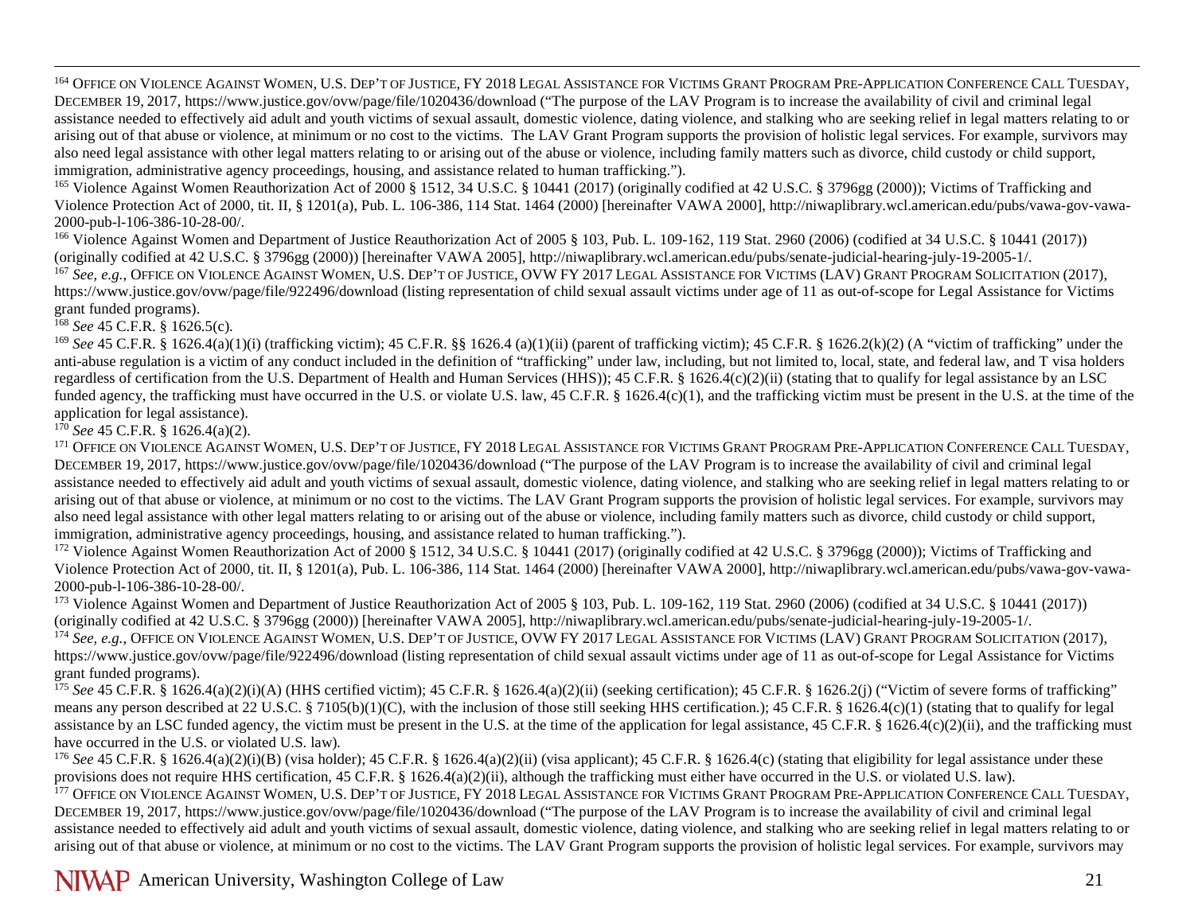[164] Office on Violence Against Women, U.S. Dep't of Justice, FY 2018 Legal Assistance for Victims Grant Program Pre-Application Conference Call Tuesday, December 19, 2017, https://www.justice.gov/ovw/page/file/1020436/download ("The purpose of the LAV Program is to increase the availability of civil and criminal legal assistance needed to effectively aid adult and youth victims of sexual assault, domestic violence, dating violence, and stalking who are seeking relief in legal matters relating to or arising out of that abuse or violence, at minimum or no cost to the victims. The LAV Grant Program supports the provision of holistic legal services. For example, survivors may also need legal assistance with other legal matters relating to or arising out of the abuse or violence, including family matters such as divorce, child custody or child support, immigration, administrative agency proceedings, housing, and assistance related to human trafficking.").

[165] Violence Against Women Reauthorization Act of 2000 § 1512, 34 U.S.C. § 10441 (2017) (originally codified at 42 U.S.C. § 3796gg (2000)); Victims of Trafficking and Violence Protection Act of 2000, tit. II, § 1201(a), Pub. L. 106-386, 114 Stat. 1464 (2000) [hereinafter VAWA 2000], http://niwaplibrary.wcl.american.edu/pubs/vawa-gov-vawa-2000-pub-l-106-386-10-28-00/.

[166] Violence Against Women and Department of Justice Reauthorization Act of 2005 § 103, Pub. L. 109-162, 119 Stat. 2960 (2006) (codified at 34 U.S.C. § 10441 (2017)) (originally codified at 42 U.S.C. § 3796gg (2000)) [hereinafter VAWA 2005], http://niwaplibrary.wcl.american.edu/pubs/senate-judicial-hearing-july-19-2005-1/.

[167] *See, e.g.*, Office on Violence Against Women, U.S. Dep't of Justice, OVW FY 2017 Legal Assistance for Victims (LAV) Grant Program Solicitation (2017), https://www.justice.gov/ovw/page/file/922496/download (listing representation of child sexual assault victims under age of 11 as out-of-scope for Legal Assistance for Victims grant funded programs).

[168] *See* 45 C.F.R. § 1626.5(c).

[169] *See* 45 C.F.R. § 1626.4(a)(1)(i) (trafficking victim); 45 C.F.R. §§ 1626.4 (a)(1)(ii) (parent of trafficking victim); 45 C.F.R. § 1626.2(k)(2) (A "victim of trafficking" under the anti-abuse regulation is a victim of any conduct included in the definition of "trafficking" under law, including, but not limited to, local, state, and federal law, and T visa holders regardless of certification from the U.S. Department of Health and Human Services (HHS)); 45 C.F.R. § 1626.4(c)(2)(ii) (stating that to qualify for legal assistance by an LSC funded agency, the trafficking must have occurred in the U.S. or violate U.S. law, 45 C.F.R. § 1626.4(c)(1), and the trafficking victim must be present in the U.S. at the time of the application for legal assistance).

[170] *See* 45 C.F.R. § 1626.4(a)(2).

[171] Office on Violence Against Women, U.S. Dep't of Justice, FY 2018 Legal Assistance for Victims Grant Program Pre-Application Conference Call Tuesday, December 19, 2017, https://www.justice.gov/ovw/page/file/1020436/download ("The purpose of the LAV Program is to increase the availability of civil and criminal legal assistance needed to effectively aid adult and youth victims of sexual assault, domestic violence, dating violence, and stalking who are seeking relief in legal matters relating to or arising out of that abuse or violence, at minimum or no cost to the victims. The LAV Grant Program supports the provision of holistic legal services. For example, survivors may also need legal assistance with other legal matters relating to or arising out of the abuse or violence, including family matters such as divorce, child custody or child support, immigration, administrative agency proceedings, housing, and assistance related to human trafficking.").

[172] Violence Against Women Reauthorization Act of 2000 § 1512, 34 U.S.C. § 10441 (2017) (originally codified at 42 U.S.C. § 3796gg (2000)); Victims of Trafficking and Violence Protection Act of 2000, tit. II, § 1201(a), Pub. L. 106-386, 114 Stat. 1464 (2000) [hereinafter VAWA 2000], http://niwaplibrary.wcl.american.edu/pubs/vawa-gov-vawa-2000-pub-l-106-386-10-28-00/.

[173] Violence Against Women and Department of Justice Reauthorization Act of 2005 § 103, Pub. L. 109-162, 119 Stat. 2960 (2006) (codified at 34 U.S.C. § 10441 (2017)) (originally codified at 42 U.S.C. § 3796gg (2000)) [hereinafter VAWA 2005], http://niwaplibrary.wcl.american.edu/pubs/senate-judicial-hearing-july-19-2005-1/.

[174] *See, e.g.*, Office on Violence Against Women, U.S. Dep't of Justice, OVW FY 2017 Legal Assistance for Victims (LAV) Grant Program Solicitation (2017), https://www.justice.gov/ovw/page/file/922496/download (listing representation of child sexual assault victims under age of 11 as out-of-scope for Legal Assistance for Victims grant funded programs).

[175] *See* 45 C.F.R. § 1626.4(a)(2)(i)(A) (HHS certified victim); 45 C.F.R. § 1626.4(a)(2)(ii) (seeking certification); 45 C.F.R. § 1626.2(j) ("Victim of severe forms of trafficking" means any person described at 22 U.S.C. § 7105(b)(1)(C), with the inclusion of those still seeking HHS certification.); 45 C.F.R. § 1626.4(c)(1) (stating that to qualify for legal assistance by an LSC funded agency, the victim must be present in the U.S. at the time of the application for legal assistance, 45 C.F.R. § 1626.4(c)(2)(ii), and the trafficking must have occurred in the U.S. or violated U.S. law).

[176] *See* 45 C.F.R. § 1626.4(a)(2)(i)(B) (visa holder); 45 C.F.R. § 1626.4(a)(2)(ii) (visa applicant); 45 C.F.R. § 1626.4(c) (stating that eligibility for legal assistance under these provisions does not require HHS certification, 45 C.F.R. § 1626.4(a)(2)(ii), although the trafficking must either have occurred in the U.S. or violated U.S. law).

[177] Office on Violence Against Women, U.S. Dep't of Justice, FY 2018 Legal Assistance for Victims Grant Program Pre-Application Conference Call Tuesday, December 19, 2017, https://www.justice.gov/ovw/page/file/1020436/download ("The purpose of the LAV Program is to increase the availability of civil and criminal legal assistance needed to effectively aid adult and youth victims of sexual assault, domestic violence, dating violence, and stalking who are seeking relief in legal matters relating to or arising out of that abuse or violence, at minimum or no cost to the victims. The LAV Grant Program supports the provision of holistic legal services. For example, survivors may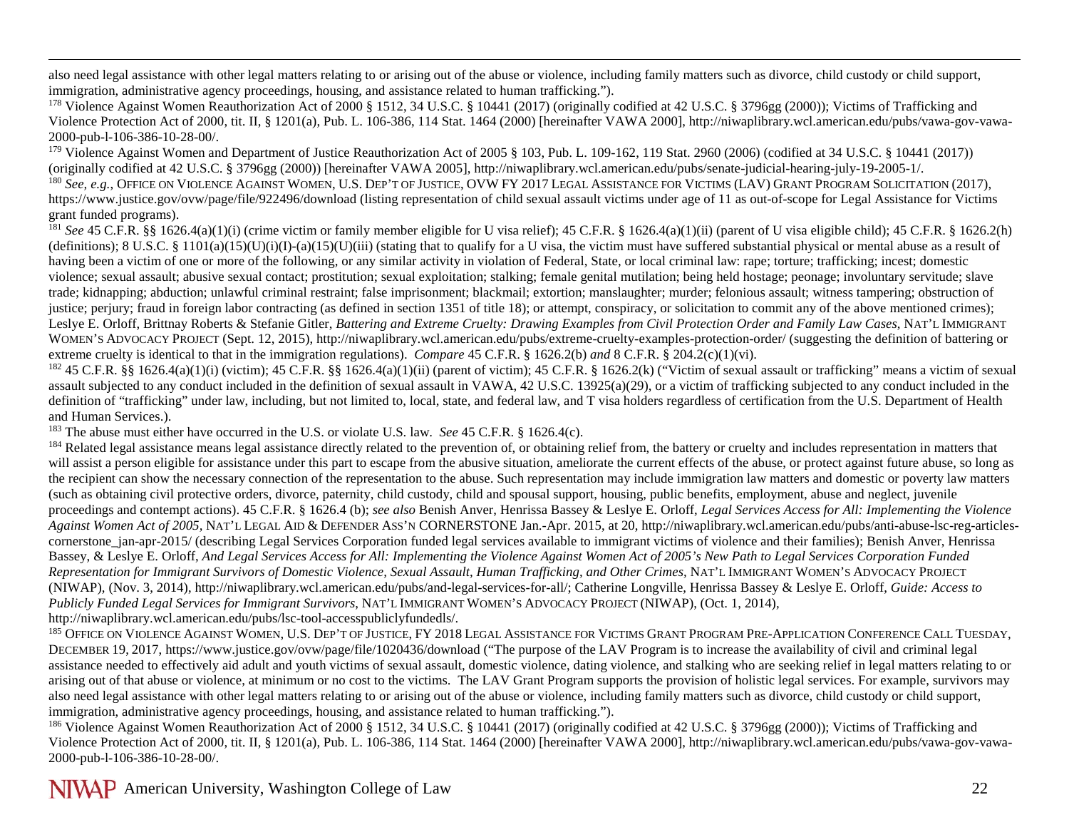also need legal assistance with other legal matters relating to or arising out of the abuse or violence, including family matters such as divorce, child custody or child support, immigration, administrative agency proceedings, housing, and assistance related to human trafficking.").

[178] Violence Against Women Reauthorization Act of 2000 § 1512, 34 U.S.C. § 10441 (2017) (originally codified at 42 U.S.C. § 3796gg (2000)); Victims of Trafficking and Violence Protection Act of 2000, tit. II, § 1201(a), Pub. L. 106-386, 114 Stat. 1464 (2000) [hereinafter VAWA 2000], http://niwaplibrary.wcl.american.edu/pubs/vawa-gov-vawa-2000-pub-l-106-386-10-28-00/.

[179] Violence Against Women and Department of Justice Reauthorization Act of 2005 § 103, Pub. L. 109-162, 119 Stat. 2960 (2006) (codified at 34 U.S.C. § 10441 (2017)) (originally codified at 42 U.S.C. § 3796gg (2000)) [hereinafter VAWA 2005], http://niwaplibrary.wcl.american.edu/pubs/senate-judicial-hearing-july-19-2005-1/.

[180] *See, e.g.*, OFFICE ON VIOLENCE AGAINST WOMEN, U.S. DEP'T OF JUSTICE, OVW FY 2017 LEGAL ASSISTANCE FOR VICTIMS (LAV) GRANT PROGRAM SOLICITATION (2017), https://www.justice.gov/ovw/page/file/922496/download (listing representation of child sexual assault victims under age of 11 as out-of-scope for Legal Assistance for Victims grant funded programs).

[181] *See* 45 C.F.R. §§ 1626.4(a)(1)(i) (crime victim or family member eligible for U visa relief); 45 C.F.R. § 1626.4(a)(1)(ii) (parent of U visa eligible child); 45 C.F.R. § 1626.2(h) (definitions); 8 U.S.C. § 1101(a)(15)(U)(i)(I)-(a)(15)(U)(iii) (stating that to qualify for a U visa, the victim must have suffered substantial physical or mental abuse as a result of having been a victim of one or more of the following, or any similar activity in violation of Federal, State, or local criminal law: rape; torture; trafficking; incest; domestic violence; sexual assault; abusive sexual contact; prostitution; sexual exploitation; stalking; female genital mutilation; being held hostage; peonage; involuntary servitude; slave trade; kidnapping; abduction; unlawful criminal restraint; false imprisonment; blackmail; extortion; manslaughter; murder; felonious assault; witness tampering; obstruction of justice; perjury; fraud in foreign labor contracting (as defined in section 1351 of title 18); or attempt, conspiracy, or solicitation to commit any of the above mentioned crimes); Leslye E. Orloff, Brittnay Roberts & Stefanie Gitler, *Battering and Extreme Cruelty: Drawing Examples from Civil Protection Order and Family Law Cases*, NAT'L IMMIGRANT WOMEN'S ADVOCACY PROJECT (Sept. 12, 2015), http://niwaplibrary.wcl.american.edu/pubs/extreme-cruelty-examples-protection-order/ (suggesting the definition of battering or extreme cruelty is identical to that in the immigration regulations). *Compare* 45 C.F.R. § 1626.2(b) *and* 8 C.F.R. § 204.2(c)(1)(vi).

[182] 45 C.F.R. §§ 1626.4(a)(1)(i) (victim); 45 C.F.R. §§ 1626.4(a)(1)(ii) (parent of victim); 45 C.F.R. § 1626.2(k) ("Victim of sexual assault or trafficking" means a victim of sexual assault subjected to any conduct included in the definition of sexual assault in VAWA, 42 U.S.C. 13925(a)(29), or a victim of trafficking subjected to any conduct included in the definition of "trafficking" under law, including, but not limited to, local, state, and federal law, and T visa holders regardless of certification from the U.S. Department of Health and Human Services.).

[183] The abuse must either have occurred in the U.S. or violate U.S. law. *See* 45 C.F.R. § 1626.4(c).

[184] Related legal assistance means legal assistance directly related to the prevention of, or obtaining relief from, the battery or cruelty and includes representation in matters that will assist a person eligible for assistance under this part to escape from the abusive situation, ameliorate the current effects of the abuse, or protect against future abuse, so long as the recipient can show the necessary connection of the representation to the abuse. Such representation may include immigration law matters and domestic or poverty law matters (such as obtaining civil protective orders, divorce, paternity, child custody, child and spousal support, housing, public benefits, employment, abuse and neglect, juvenile proceedings and contempt actions). 45 C.F.R. § 1626.4 (b); *see also* Benish Anver, Henrissa Bassey & Leslye E. Orloff, *Legal Services Access for All: Implementing the Violence Against Women Act of 2005*, NAT'L LEGAL AID & DEFENDER ASS'N CORNERSTONE Jan.-Apr. 2015, at 20, http://niwaplibrary.wcl.american.edu/pubs/anti-abuse-lsc-reg-articles-cornerstone_jan-apr-2015/ (describing Legal Services Corporation funded legal services available to immigrant victims of violence and their families); Benish Anver, Henrissa Bassey, & Leslye E. Orloff, *And Legal Services Access for All: Implementing the Violence Against Women Act of 2005's New Path to Legal Services Corporation Funded Representation for Immigrant Survivors of Domestic Violence, Sexual Assault, Human Trafficking, and Other Crimes*, NAT'L IMMIGRANT WOMEN'S ADVOCACY PROJECT (NIWAP), (Nov. 3, 2014), http://niwaplibrary.wcl.american.edu/pubs/and-legal-services-for-all/; Catherine Longville, Henrissa Bassey & Leslye E. Orloff, *Guide: Access to Publicly Funded Legal Services for Immigrant Survivors*, NAT'L IMMIGRANT WOMEN'S ADVOCACY PROJECT (NIWAP), (Oct. 1, 2014), http://niwaplibrary.wcl.american.edu/pubs/lsc-tool-accesspubliclyfundedls/.

[185] OFFICE ON VIOLENCE AGAINST WOMEN, U.S. DEP'T OF JUSTICE, FY 2018 LEGAL ASSISTANCE FOR VICTIMS GRANT PROGRAM PRE-APPLICATION CONFERENCE CALL TUESDAY, DECEMBER 19, 2017, https://www.justice.gov/ovw/page/file/1020436/download ("The purpose of the LAV Program is to increase the availability of civil and criminal legal assistance needed to effectively aid adult and youth victims of sexual assault, domestic violence, dating violence, and stalking who are seeking relief in legal matters relating to or arising out of that abuse or violence, at minimum or no cost to the victims. The LAV Grant Program supports the provision of holistic legal services. For example, survivors may also need legal assistance with other legal matters relating to or arising out of the abuse or violence, including family matters such as divorce, child custody or child support, immigration, administrative agency proceedings, housing, and assistance related to human trafficking.").

[186] Violence Against Women Reauthorization Act of 2000 § 1512, 34 U.S.C. § 10441 (2017) (originally codified at 42 U.S.C. § 3796gg (2000)); Victims of Trafficking and Violence Protection Act of 2000, tit. II, § 1201(a), Pub. L. 106-386, 114 Stat. 1464 (2000) [hereinafter VAWA 2000], http://niwaplibrary.wcl.american.edu/pubs/vawa-gov-vawa-2000-pub-l-106-386-10-28-00/.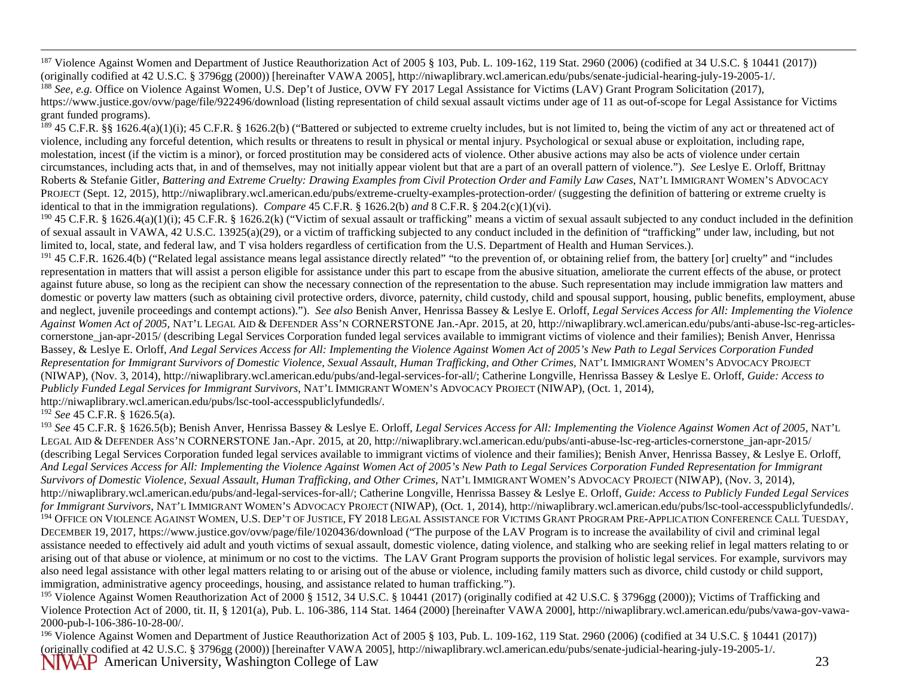[187] Violence Against Women and Department of Justice Reauthorization Act of 2005 § 103, Pub. L. 109-162, 119 Stat. 2960 (2006) (codified at 34 U.S.C. § 10441 (2017)) (originally codified at 42 U.S.C. § 3796gg (2000)) [hereinafter VAWA 2005], http://niwaplibrary.wcl.american.edu/pubs/senate-judicial-hearing-july-19-2005-1/.

[188] *See, e.g.* Office on Violence Against Women, U.S. Dep't of Justice, OVW FY 2017 Legal Assistance for Victims (LAV) Grant Program Solicitation (2017), https://www.justice.gov/ovw/page/file/922496/download (listing representation of child sexual assault victims under age of 11 as out-of-scope for Legal Assistance for Victims grant funded programs).

[189] 45 C.F.R. §§ 1626.4(a)(1)(i); 45 C.F.R. § 1626.2(b) ("Battered or subjected to extreme cruelty includes, but is not limited to, being the victim of any act or threatened act of violence, including any forceful detention, which results or threatens to result in physical or mental injury. Psychological or sexual abuse or exploitation, including rape, molestation, incest (if the victim is a minor), or forced prostitution may be considered acts of violence. Other abusive actions may also be acts of violence under certain circumstances, including acts that, in and of themselves, may not initially appear violent but that are a part of an overall pattern of violence."). *See* Leslye E. Orloff, Brittnay Roberts & Stefanie Gitler, *Battering and Extreme Cruelty: Drawing Examples from Civil Protection Order and Family Law Cases*, NAT'L IMMIGRANT WOMEN'S ADVOCACY PROJECT (Sept. 12, 2015), http://niwaplibrary.wcl.american.edu/pubs/extreme-cruelty-examples-protection-order/ (suggesting the definition of battering or extreme cruelty is identical to that in the immigration regulations). *Compare* 45 C.F.R. § 1626.2(b) *and* 8 C.F.R. § 204.2(c)(1)(vi).

[190] 45 C.F.R. § 1626.4(a)(1)(i); 45 C.F.R. § 1626.2(k) ("Victim of sexual assault or trafficking" means a victim of sexual assault subjected to any conduct included in the definition of sexual assault in VAWA, 42 U.S.C. 13925(a)(29), or a victim of trafficking subjected to any conduct included in the definition of "trafficking" under law, including, but not limited to, local, state, and federal law, and T visa holders regardless of certification from the U.S. Department of Health and Human Services.).

[191] 45 C.F.R. 1626.4(b) ("Related legal assistance means legal assistance directly related" "to the prevention of, or obtaining relief from, the battery [or] cruelty" and "includes representation in matters that will assist a person eligible for assistance under this part to escape from the abusive situation, ameliorate the current effects of the abuse, or protect against future abuse, so long as the recipient can show the necessary connection of the representation to the abuse. Such representation may include immigration law matters and domestic or poverty law matters (such as obtaining civil protective orders, divorce, paternity, child custody, child and spousal support, housing, public benefits, employment, abuse and neglect, juvenile proceedings and contempt actions)."). *See also* Benish Anver, Henrissa Bassey & Leslye E. Orloff, *Legal Services Access for All: Implementing the Violence Against Women Act of 2005*, NAT'L LEGAL AID & DEFENDER ASS'N CORNERSTONE Jan.-Apr. 2015, at 20, http://niwaplibrary.wcl.american.edu/pubs/anti-abuse-lsc-reg-articles-cornerstone_jan-apr-2015/ (describing Legal Services Corporation funded legal services available to immigrant victims of violence and their families); Benish Anver, Henrissa Bassey, & Leslye E. Orloff, *And Legal Services Access for All: Implementing the Violence Against Women Act of 2005's New Path to Legal Services Corporation Funded Representation for Immigrant Survivors of Domestic Violence, Sexual Assault, Human Trafficking, and Other Crimes*, NAT'L IMMIGRANT WOMEN'S ADVOCACY PROJECT (NIWAP), (Nov. 3, 2014), http://niwaplibrary.wcl.american.edu/pubs/and-legal-services-for-all/; Catherine Longville, Henrissa Bassey & Leslye E. Orloff, *Guide: Access to Publicly Funded Legal Services for Immigrant Survivors*, NAT'L IMMIGRANT WOMEN'S ADVOCACY PROJECT (NIWAP), (Oct. 1, 2014), http://niwaplibrary.wcl.american.edu/pubs/lsc-tool-accesspubliclyfundedls/.

[192] *See* 45 C.F.R. § 1626.5(a).

[193] *See* 45 C.F.R. § 1626.5(b); Benish Anver, Henrissa Bassey & Leslye E. Orloff, *Legal Services Access for All: Implementing the Violence Against Women Act of 2005*, NAT'L LEGAL AID & DEFENDER ASS'N CORNERSTONE Jan.-Apr. 2015, at 20, http://niwaplibrary.wcl.american.edu/pubs/anti-abuse-lsc-reg-articles-cornerstone_jan-apr-2015/ (describing Legal Services Corporation funded legal services available to immigrant victims of violence and their families); Benish Anver, Henrissa Bassey, & Leslye E. Orloff, *And Legal Services Access for All: Implementing the Violence Against Women Act of 2005's New Path to Legal Services Corporation Funded Representation for Immigrant Survivors of Domestic Violence, Sexual Assault, Human Trafficking, and Other Crimes*, NAT'L IMMIGRANT WOMEN'S ADVOCACY PROJECT (NIWAP), (Nov. 3, 2014), http://niwaplibrary.wcl.american.edu/pubs/and-legal-services-for-all/; Catherine Longville, Henrissa Bassey & Leslye E. Orloff, *Guide: Access to Publicly Funded Legal Services for Immigrant Survivors*, NAT'L IMMIGRANT WOMEN'S ADVOCACY PROJECT (NIWAP), (Oct. 1, 2014), http://niwaplibrary.wcl.american.edu/pubs/lsc-tool-accesspubliclyfundedls/.

[194] OFFICE ON VIOLENCE AGAINST WOMEN, U.S. DEP'T OF JUSTICE, FY 2018 LEGAL ASSISTANCE FOR VICTIMS GRANT PROGRAM PRE-APPLICATION CONFERENCE CALL TUESDAY, DECEMBER 19, 2017, https://www.justice.gov/ovw/page/file/1020436/download ("The purpose of the LAV Program is to increase the availability of civil and criminal legal assistance needed to effectively aid adult and youth victims of sexual assault, domestic violence, dating violence, and stalking who are seeking relief in legal matters relating to or arising out of that abuse or violence, at minimum or no cost to the victims. The LAV Grant Program supports the provision of holistic legal services. For example, survivors may also need legal assistance with other legal matters relating to or arising out of the abuse or violence, including family matters such as divorce, child custody or child support, immigration, administrative agency proceedings, housing, and assistance related to human trafficking.").

[195] Violence Against Women Reauthorization Act of 2000 § 1512, 34 U.S.C. § 10441 (2017) (originally codified at 42 U.S.C. § 3796gg (2000)); Victims of Trafficking and Violence Protection Act of 2000, tit. II, § 1201(a), Pub. L. 106-386, 114 Stat. 1464 (2000) [hereinafter VAWA 2000], http://niwaplibrary.wcl.american.edu/pubs/vawa-gov-vawa-2000-pub-l-106-386-10-28-00/.

[196] Violence Against Women and Department of Justice Reauthorization Act of 2005 § 103, Pub. L. 109-162, 119 Stat. 2960 (2006) (codified at 34 U.S.C. § 10441 (2017)) (originally codified at 42 U.S.C. § 3796gg (2000)) [hereinafter VAWA 2005], http://niwaplibrary.wcl.american.edu/pubs/senate-judicial-hearing-july-19-2005-1/.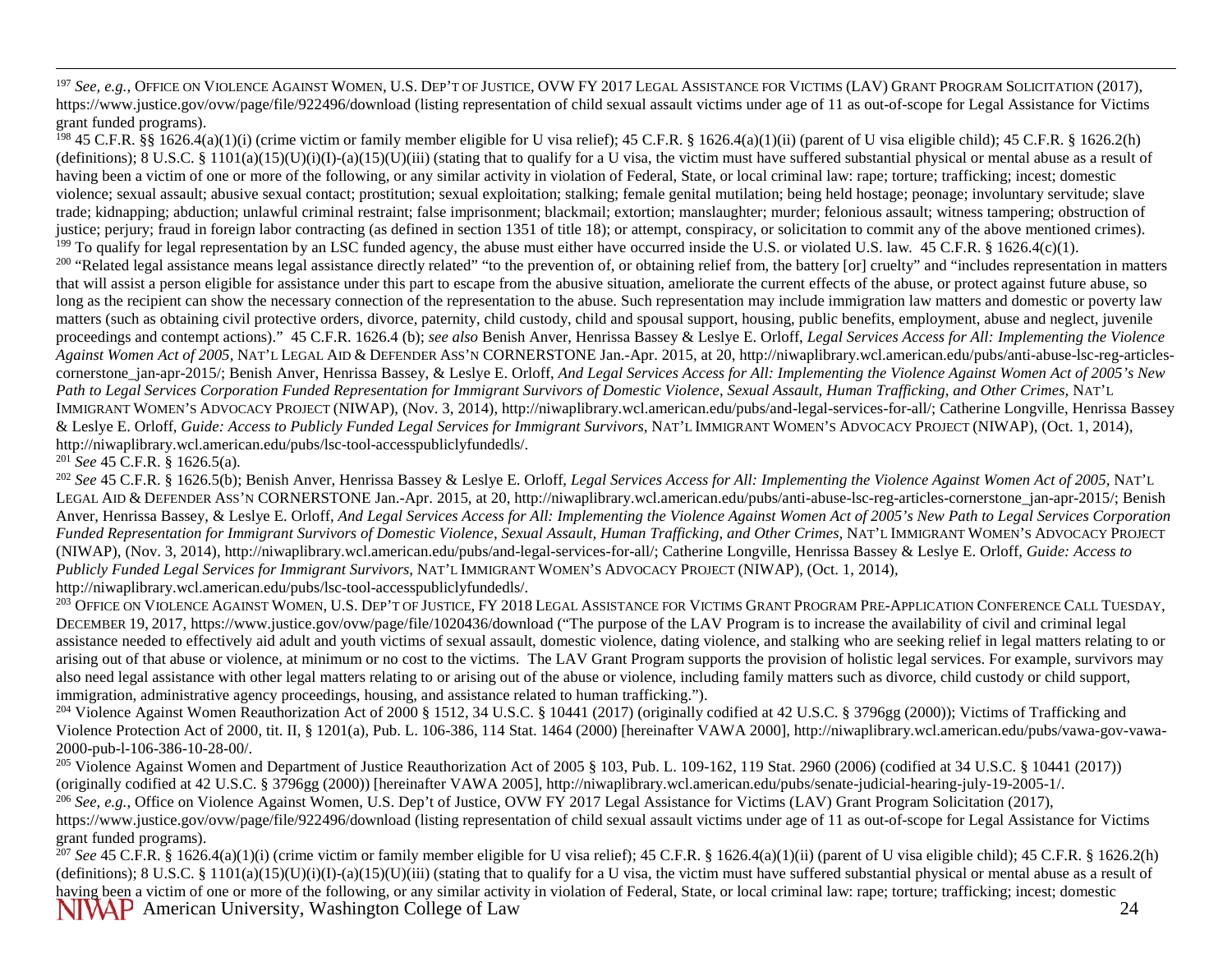[197] *See, e.g.*, Office on Violence Against Women, U.S. Dep't of Justice, OVW FY 2017 Legal Assistance for Victims (LAV) Grant Program Solicitation (2017), https://www.justice.gov/ovw/page/file/922496/download (listing representation of child sexual assault victims under age of 11 as out-of-scope for Legal Assistance for Victims grant funded programs).

[198] 45 C.F.R. §§ 1626.4(a)(1)(i) (crime victim or family member eligible for U visa relief); 45 C.F.R. § 1626.4(a)(1)(ii) (parent of U visa eligible child); 45 C.F.R. § 1626.2(h) (definitions); 8 U.S.C. § 1101(a)(15)(U)(i)(I)-(a)(15)(U)(iii) (stating that to qualify for a U visa, the victim must have suffered substantial physical or mental abuse as a result of having been a victim of one or more of the following, or any similar activity in violation of Federal, State, or local criminal law: rape; torture; trafficking; incest; domestic violence; sexual assault; abusive sexual contact; prostitution; sexual exploitation; stalking; female genital mutilation; being held hostage; peonage; involuntary servitude; slave trade; kidnapping; abduction; unlawful criminal restraint; false imprisonment; blackmail; extortion; manslaughter; murder; felonious assault; witness tampering; obstruction of justice; perjury; fraud in foreign labor contracting (as defined in section 1351 of title 18); or attempt, conspiracy, or solicitation to commit any of the above mentioned crimes).

[199] To qualify for legal representation by an LSC funded agency, the abuse must either have occurred inside the U.S. or violated U.S. law. 45 C.F.R. § 1626.4(c)(1).

[200] "Related legal assistance means legal assistance directly related" "to the prevention of, or obtaining relief from, the battery [or] cruelty" and "includes representation in matters that will assist a person eligible for assistance under this part to escape from the abusive situation, ameliorate the current effects of the abuse, or protect against future abuse, so long as the recipient can show the necessary connection of the representation to the abuse. Such representation may include immigration law matters and domestic or poverty law matters (such as obtaining civil protective orders, divorce, paternity, child custody, child and spousal support, housing, public benefits, employment, abuse and neglect, juvenile proceedings and contempt actions)." 45 C.F.R. 1626.4 (b); *see also* Benish Anver, Henrissa Bassey & Leslye E. Orloff, *Legal Services Access for All: Implementing the Violence Against Women Act of 2005*, Nat'l Legal Aid & Defender Ass'n CORNERSTONE Jan.-Apr. 2015, at 20, http://niwaplibrary.wcl.american.edu/pubs/anti-abuse-lsc-reg-articles-cornerstone_jan-apr-2015/; Benish Anver, Henrissa Bassey, & Leslye E. Orloff, *And Legal Services Access for All: Implementing the Violence Against Women Act of 2005's New Path to Legal Services Corporation Funded Representation for Immigrant Survivors of Domestic Violence, Sexual Assault, Human Trafficking, and Other Crimes*, Nat'l Immigrant Women's Advocacy Project (NIWAP), (Nov. 3, 2014), http://niwaplibrary.wcl.american.edu/pubs/and-legal-services-for-all/; Catherine Longville, Henrissa Bassey & Leslye E. Orloff, *Guide: Access to Publicly Funded Legal Services for Immigrant Survivors*, Nat'l Immigrant Women's Advocacy Project (NIWAP), (Oct. 1, 2014), http://niwaplibrary.wcl.american.edu/pubs/lsc-tool-accesspubliclyfundedls/.

[201] *See* 45 C.F.R. § 1626.5(a).

[202] *See* 45 C.F.R. § 1626.5(b); Benish Anver, Henrissa Bassey & Leslye E. Orloff, *Legal Services Access for All: Implementing the Violence Against Women Act of 2005*, Nat'l Legal Aid & Defender Ass'n CORNERSTONE Jan.-Apr. 2015, at 20, http://niwaplibrary.wcl.american.edu/pubs/anti-abuse-lsc-reg-articles-cornerstone_jan-apr-2015/; Benish Anver, Henrissa Bassey, & Leslye E. Orloff, *And Legal Services Access for All: Implementing the Violence Against Women Act of 2005's New Path to Legal Services Corporation Funded Representation for Immigrant Survivors of Domestic Violence, Sexual Assault, Human Trafficking, and Other Crimes*, Nat'l Immigrant Women's Advocacy Project (NIWAP), (Nov. 3, 2014), http://niwaplibrary.wcl.american.edu/pubs/and-legal-services-for-all/; Catherine Longville, Henrissa Bassey & Leslye E. Orloff, *Guide: Access to Publicly Funded Legal Services for Immigrant Survivors*, Nat'l Immigrant Women's Advocacy Project (NIWAP), (Oct. 1, 2014), http://niwaplibrary.wcl.american.edu/pubs/lsc-tool-accesspubliclyfundedls/.

[203] Office on Violence Against Women, U.S. Dep't of Justice, FY 2018 Legal Assistance for Victims Grant Program Pre-Application Conference Call Tuesday, December 19, 2017, https://www.justice.gov/ovw/page/file/1020436/download ("The purpose of the LAV Program is to increase the availability of civil and criminal legal assistance needed to effectively aid adult and youth victims of sexual assault, domestic violence, dating violence, and stalking who are seeking relief in legal matters relating to or arising out of that abuse or violence, at minimum or no cost to the victims. The LAV Grant Program supports the provision of holistic legal services. For example, survivors may also need legal assistance with other legal matters relating to or arising out of the abuse or violence, including family matters such as divorce, child custody or child support, immigration, administrative agency proceedings, housing, and assistance related to human trafficking.").

[204] Violence Against Women Reauthorization Act of 2000 § 1512, 34 U.S.C. § 10441 (2017) (originally codified at 42 U.S.C. § 3796gg (2000)); Victims of Trafficking and Violence Protection Act of 2000, tit. II, § 1201(a), Pub. L. 106-386, 114 Stat. 1464 (2000) [hereinafter VAWA 2000], http://niwaplibrary.wcl.american.edu/pubs/vawa-gov-vawa-2000-pub-l-106-386-10-28-00/.

[205] Violence Against Women and Department of Justice Reauthorization Act of 2005 § 103, Pub. L. 109-162, 119 Stat. 2960 (2006) (codified at 34 U.S.C. § 10441 (2017)) (originally codified at 42 U.S.C. § 3796gg (2000)) [hereinafter VAWA 2005], http://niwaplibrary.wcl.american.edu/pubs/senate-judicial-hearing-july-19-2005-1/.

[206] *See, e.g.*, Office on Violence Against Women, U.S. Dep't of Justice, OVW FY 2017 Legal Assistance for Victims (LAV) Grant Program Solicitation (2017), https://www.justice.gov/ovw/page/file/922496/download (listing representation of child sexual assault victims under age of 11 as out-of-scope for Legal Assistance for Victims grant funded programs).

[207] *See* 45 C.F.R. § 1626.4(a)(1)(i) (crime victim or family member eligible for U visa relief); 45 C.F.R. § 1626.4(a)(1)(ii) (parent of U visa eligible child); 45 C.F.R. § 1626.2(h) (definitions); 8 U.S.C. § 1101(a)(15)(U)(i)(I)-(a)(15)(U)(iii) (stating that to qualify for a U visa, the victim must have suffered substantial physical or mental abuse as a result of having been a victim of one or more of the following, or any similar activity in violation of Federal, State, or local criminal law: rape; torture; trafficking; incest; domestic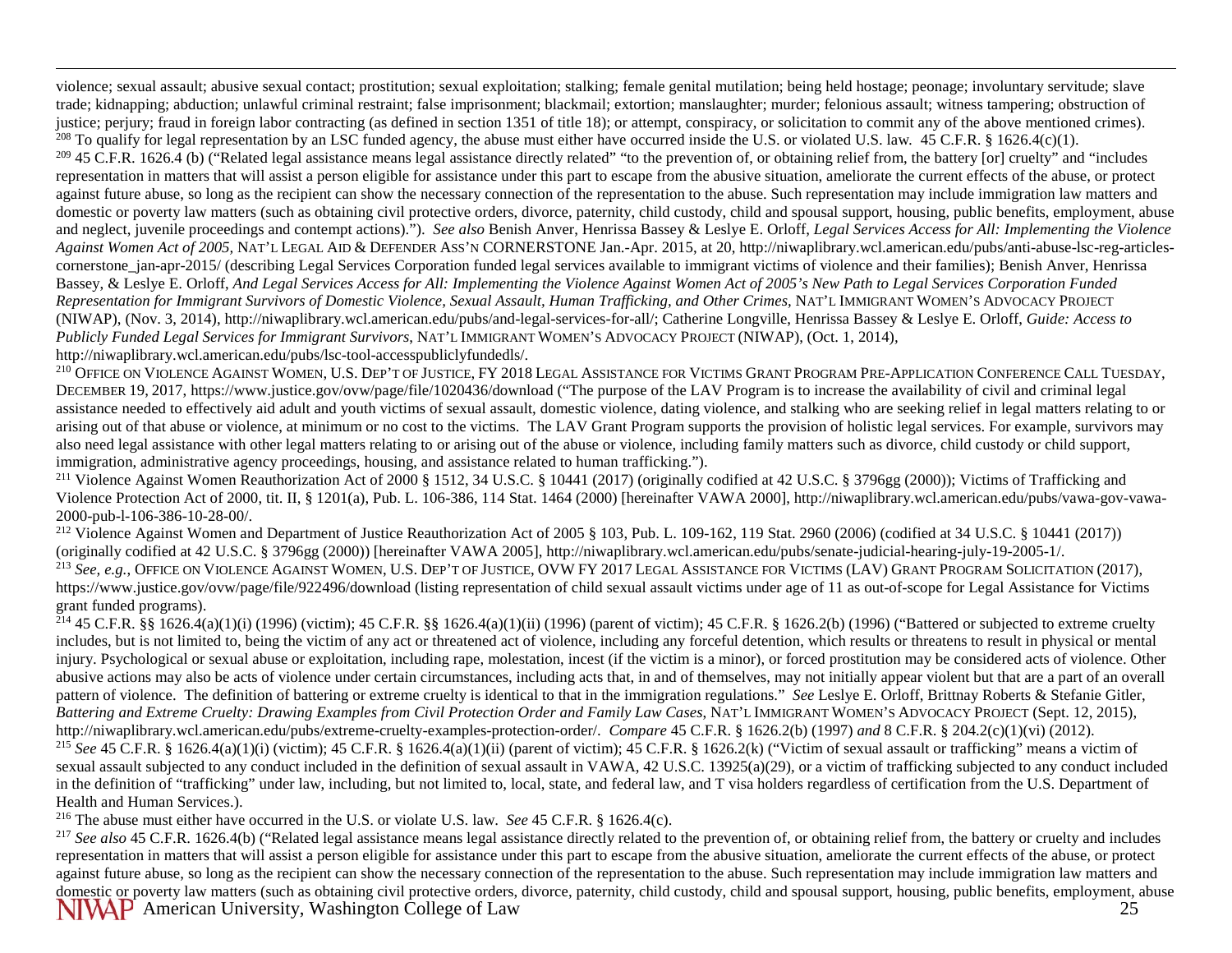violence; sexual assault; abusive sexual contact; prostitution; sexual exploitation; stalking; female genital mutilation; being held hostage; peonage; involuntary servitude; slave trade; kidnapping; abduction; unlawful criminal restraint; false imprisonment; blackmail; extortion; manslaughter; murder; felonious assault; witness tampering; obstruction of justice; perjury; fraud in foreign labor contracting (as defined in section 1351 of title 18); or attempt, conspiracy, or solicitation to commit any of the above mentioned crimes).

[208] To qualify for legal representation by an LSC funded agency, the abuse must either have occurred inside the U.S. or violated U.S. law. 45 C.F.R. § 1626.4(c)(1).

[209] 45 C.F.R. 1626.4 (b) ("Related legal assistance means legal assistance directly related" "to the prevention of, or obtaining relief from, the battery [or] cruelty" and "includes representation in matters that will assist a person eligible for assistance under this part to escape from the abusive situation, ameliorate the current effects of the abuse, or protect against future abuse, so long as the recipient can show the necessary connection of the representation to the abuse. Such representation may include immigration law matters and domestic or poverty law matters (such as obtaining civil protective orders, divorce, paternity, child custody, child and spousal support, housing, public benefits, employment, abuse and neglect, juvenile proceedings and contempt actions)."). *See also* Benish Anver, Henrissa Bassey & Leslye E. Orloff, *Legal Services Access for All: Implementing the Violence Against Women Act of 2005*, NAT'L LEGAL AID & DEFENDER ASS'N CORNERSTONE Jan.-Apr. 2015, at 20, http://niwaplibrary.wcl.american.edu/pubs/anti-abuse-lsc-reg-articles-cornerstone_jan-apr-2015/ (describing Legal Services Corporation funded legal services available to immigrant victims of violence and their families); Benish Anver, Henrissa Bassey, & Leslye E. Orloff, *And Legal Services Access for All: Implementing the Violence Against Women Act of 2005's New Path to Legal Services Corporation Funded Representation for Immigrant Survivors of Domestic Violence, Sexual Assault, Human Trafficking, and Other Crimes*, NAT'L IMMIGRANT WOMEN'S ADVOCACY PROJECT (NIWAP), (Nov. 3, 2014), http://niwaplibrary.wcl.american.edu/pubs/and-legal-services-for-all/; Catherine Longville, Henrissa Bassey & Leslye E. Orloff, *Guide: Access to Publicly Funded Legal Services for Immigrant Survivors*, NAT'L IMMIGRANT WOMEN'S ADVOCACY PROJECT (NIWAP), (Oct. 1, 2014), http://niwaplibrary.wcl.american.edu/pubs/lsc-tool-accesspubliclyfundedls/.

[210] OFFICE ON VIOLENCE AGAINST WOMEN, U.S. DEP'T OF JUSTICE, FY 2018 LEGAL ASSISTANCE FOR VICTIMS GRANT PROGRAM PRE-APPLICATION CONFERENCE CALL TUESDAY, DECEMBER 19, 2017, https://www.justice.gov/ovw/page/file/1020436/download ("The purpose of the LAV Program is to increase the availability of civil and criminal legal assistance needed to effectively aid adult and youth victims of sexual assault, domestic violence, dating violence, and stalking who are seeking relief in legal matters relating to or arising out of that abuse or violence, at minimum or no cost to the victims. The LAV Grant Program supports the provision of holistic legal services. For example, survivors may also need legal assistance with other legal matters relating to or arising out of the abuse or violence, including family matters such as divorce, child custody or child support, immigration, administrative agency proceedings, housing, and assistance related to human trafficking.").

[211] Violence Against Women Reauthorization Act of 2000 § 1512, 34 U.S.C. § 10441 (2017) (originally codified at 42 U.S.C. § 3796gg (2000)); Victims of Trafficking and Violence Protection Act of 2000, tit. II, § 1201(a), Pub. L. 106-386, 114 Stat. 1464 (2000) [hereinafter VAWA 2000], http://niwaplibrary.wcl.american.edu/pubs/vawa-gov-vawa-2000-pub-l-106-386-10-28-00/.

[212] Violence Against Women and Department of Justice Reauthorization Act of 2005 § 103, Pub. L. 109-162, 119 Stat. 2960 (2006) (codified at 34 U.S.C. § 10441 (2017)) (originally codified at 42 U.S.C. § 3796gg (2000)) [hereinafter VAWA 2005], http://niwaplibrary.wcl.american.edu/pubs/senate-judicial-hearing-july-19-2005-1/.

[213] *See, e.g.*, OFFICE ON VIOLENCE AGAINST WOMEN, U.S. DEP'T OF JUSTICE, OVW FY 2017 LEGAL ASSISTANCE FOR VICTIMS (LAV) GRANT PROGRAM SOLICITATION (2017), https://www.justice.gov/ovw/page/file/922496/download (listing representation of child sexual assault victims under age of 11 as out-of-scope for Legal Assistance for Victims grant funded programs).

[214] 45 C.F.R. §§ 1626.4(a)(1)(i) (1996) (victim); 45 C.F.R. §§ 1626.4(a)(1)(ii) (1996) (parent of victim); 45 C.F.R. § 1626.2(b) (1996) ("Battered or subjected to extreme cruelty includes, but is not limited to, being the victim of any act or threatened act of violence, including any forceful detention, which results or threatens to result in physical or mental injury. Psychological or sexual abuse or exploitation, including rape, molestation, incest (if the victim is a minor), or forced prostitution may be considered acts of violence. Other abusive actions may also be acts of violence under certain circumstances, including acts that, in and of themselves, may not initially appear violent but that are a part of an overall pattern of violence. The definition of battering or extreme cruelty is identical to that in the immigration regulations." *See* Leslye E. Orloff, Brittnay Roberts & Stefanie Gitler, *Battering and Extreme Cruelty: Drawing Examples from Civil Protection Order and Family Law Cases*, NAT'L IMMIGRANT WOMEN'S ADVOCACY PROJECT (Sept. 12, 2015), http://niwaplibrary.wcl.american.edu/pubs/extreme-cruelty-examples-protection-order/. *Compare* 45 C.F.R. § 1626.2(b) (1997) *and* 8 C.F.R. § 204.2(c)(1)(vi) (2012).

[215] *See* 45 C.F.R. § 1626.4(a)(1)(i) (victim); 45 C.F.R. § 1626.4(a)(1)(ii) (parent of victim); 45 C.F.R. § 1626.2(k) ("Victim of sexual assault or trafficking" means a victim of sexual assault subjected to any conduct included in the definition of sexual assault in VAWA, 42 U.S.C. 13925(a)(29), or a victim of trafficking subjected to any conduct included in the definition of "trafficking" under law, including, but not limited to, local, state, and federal law, and T visa holders regardless of certification from the U.S. Department of Health and Human Services.).

[216] The abuse must either have occurred in the U.S. or violate U.S. law. *See* 45 C.F.R. § 1626.4(c).

[217] *See also* 45 C.F.R. 1626.4(b) ("Related legal assistance means legal assistance directly related to the prevention of, or obtaining relief from, the battery or cruelty and includes representation in matters that will assist a person eligible for assistance under this part to escape from the abusive situation, ameliorate the current effects of the abuse, or protect against future abuse, so long as the recipient can show the necessary connection of the representation to the abuse. Such representation may include immigration law matters and domestic or poverty law matters (such as obtaining civil protective orders, divorce, paternity, child custody, child and spousal support, housing, public benefits, employment, abuse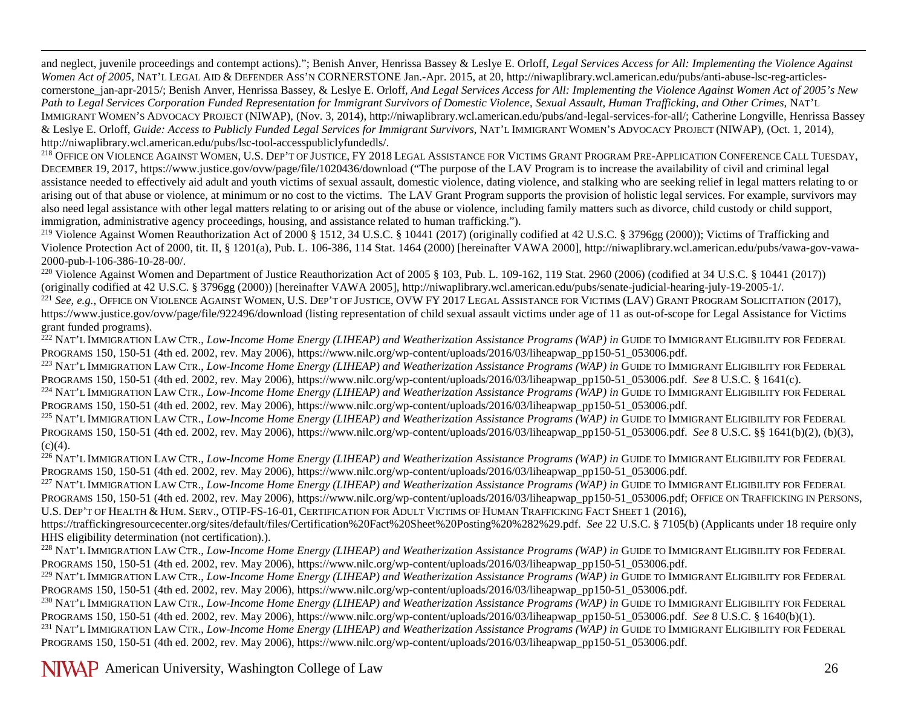and neglect, juvenile proceedings and contempt actions)."; Benish Anver, Henrissa Bassey & Leslye E. Orloff, *Legal Services Access for All: Implementing the Violence Against Women Act of 2005,* NAT'L LEGAL AID & DEFENDER ASS'N CORNERSTONE Jan.-Apr. 2015, at 20, http://niwaplibrary.wcl.american.edu/pubs/anti-abuse-lsc-reg-articles-cornerstone_jan-apr-2015/; Benish Anver, Henrissa Bassey, & Leslye E. Orloff, *And Legal Services Access for All: Implementing the Violence Against Women Act of 2005's New Path to Legal Services Corporation Funded Representation for Immigrant Survivors of Domestic Violence, Sexual Assault, Human Trafficking, and Other Crimes,* NAT'L IMMIGRANT WOMEN'S ADVOCACY PROJECT (NIWAP), (Nov. 3, 2014), http://niwaplibrary.wcl.american.edu/pubs/and-legal-services-for-all/; Catherine Longville, Henrissa Bassey & Leslye E. Orloff, *Guide: Access to Publicly Funded Legal Services for Immigrant Survivors*, NAT'L IMMIGRANT WOMEN'S ADVOCACY PROJECT (NIWAP), (Oct. 1, 2014), http://niwaplibrary.wcl.american.edu/pubs/lsc-tool-accesspubliclyfundedls/.

[218] OFFICE ON VIOLENCE AGAINST WOMEN, U.S. DEP'T OF JUSTICE, FY 2018 LEGAL ASSISTANCE FOR VICTIMS GRANT PROGRAM PRE-APPLICATION CONFERENCE CALL TUESDAY, DECEMBER 19, 2017, https://www.justice.gov/ovw/page/file/1020436/download ("The purpose of the LAV Program is to increase the availability of civil and criminal legal assistance needed to effectively aid adult and youth victims of sexual assault, domestic violence, dating violence, and stalking who are seeking relief in legal matters relating to or arising out of that abuse or violence, at minimum or no cost to the victims. The LAV Grant Program supports the provision of holistic legal services. For example, survivors may also need legal assistance with other legal matters relating to or arising out of the abuse or violence, including family matters such as divorce, child custody or child support, immigration, administrative agency proceedings, housing, and assistance related to human trafficking.").

[219] Violence Against Women Reauthorization Act of 2000 § 1512, 34 U.S.C. § 10441 (2017) (originally codified at 42 U.S.C. § 3796gg (2000)); Victims of Trafficking and Violence Protection Act of 2000, tit. II, § 1201(a), Pub. L. 106-386, 114 Stat. 1464 (2000) [hereinafter VAWA 2000], http://niwaplibrary.wcl.american.edu/pubs/vawa-gov-vawa-2000-pub-l-106-386-10-28-00/.

[220] Violence Against Women and Department of Justice Reauthorization Act of 2005 § 103, Pub. L. 109-162, 119 Stat. 2960 (2006) (codified at 34 U.S.C. § 10441 (2017)) (originally codified at 42 U.S.C. § 3796gg (2000)) [hereinafter VAWA 2005], http://niwaplibrary.wcl.american.edu/pubs/senate-judicial-hearing-july-19-2005-1/.

[221] *See, e.g.*, OFFICE ON VIOLENCE AGAINST WOMEN, U.S. DEP'T OF JUSTICE, OVW FY 2017 LEGAL ASSISTANCE FOR VICTIMS (LAV) GRANT PROGRAM SOLICITATION (2017), https://www.justice.gov/ovw/page/file/922496/download (listing representation of child sexual assault victims under age of 11 as out-of-scope for Legal Assistance for Victims grant funded programs).

[222] NAT'L IMMIGRATION LAW CTR., *Low-Income Home Energy (LIHEAP) and Weatherization Assistance Programs (WAP) in* GUIDE TO IMMIGRANT ELIGIBILITY FOR FEDERAL PROGRAMS 150, 150-51 (4th ed. 2002, rev. May 2006), https://www.nilc.org/wp-content/uploads/2016/03/liheapwap_pp150-51_053006.pdf.

[223] NAT'L IMMIGRATION LAW CTR., *Low-Income Home Energy (LIHEAP) and Weatherization Assistance Programs (WAP) in* GUIDE TO IMMIGRANT ELIGIBILITY FOR FEDERAL PROGRAMS 150, 150-51 (4th ed. 2002, rev. May 2006), https://www.nilc.org/wp-content/uploads/2016/03/liheapwap_pp150-51_053006.pdf. *See* 8 U.S.C. § 1641(c).

[224] NAT'L IMMIGRATION LAW CTR., *Low-Income Home Energy (LIHEAP) and Weatherization Assistance Programs (WAP) in* GUIDE TO IMMIGRANT ELIGIBILITY FOR FEDERAL PROGRAMS 150, 150-51 (4th ed. 2002, rev. May 2006), https://www.nilc.org/wp-content/uploads/2016/03/liheapwap_pp150-51_053006.pdf.

[225] NAT'L IMMIGRATION LAW CTR., *Low-Income Home Energy (LIHEAP) and Weatherization Assistance Programs (WAP) in* GUIDE TO IMMIGRANT ELIGIBILITY FOR FEDERAL PROGRAMS 150, 150-51 (4th ed. 2002, rev. May 2006), https://www.nilc.org/wp-content/uploads/2016/03/liheapwap_pp150-51_053006.pdf. *See* 8 U.S.C. §§ 1641(b)(2), (b)(3), (c)(4).

[226] NAT'L IMMIGRATION LAW CTR., *Low-Income Home Energy (LIHEAP) and Weatherization Assistance Programs (WAP) in* GUIDE TO IMMIGRANT ELIGIBILITY FOR FEDERAL PROGRAMS 150, 150-51 (4th ed. 2002, rev. May 2006), https://www.nilc.org/wp-content/uploads/2016/03/liheapwap_pp150-51_053006.pdf.

[227] NAT'L IMMIGRATION LAW CTR., *Low-Income Home Energy (LIHEAP) and Weatherization Assistance Programs (WAP) in* GUIDE TO IMMIGRANT ELIGIBILITY FOR FEDERAL PROGRAMS 150, 150-51 (4th ed. 2002, rev. May 2006), https://www.nilc.org/wp-content/uploads/2016/03/liheapwap_pp150-51_053006.pdf; OFFICE ON TRAFFICKING IN PERSONS, U.S. DEP'T OF HEALTH & HUM. SERV., OTIP-FS-16-01, CERTIFICATION FOR ADULT VICTIMS OF HUMAN TRAFFICKING FACT SHEET 1 (2016), https://traffickingresourcecenter.org/sites/default/files/Certification%20Fact%20Sheet%20Posting%20%282%29.pdf. *See* 22 U.S.C. § 7105(b) (Applicants under 18 require only HHS eligibility determination (not certification).).

[228] NAT'L IMMIGRATION LAW CTR., *Low-Income Home Energy (LIHEAP) and Weatherization Assistance Programs (WAP) in* GUIDE TO IMMIGRANT ELIGIBILITY FOR FEDERAL PROGRAMS 150, 150-51 (4th ed. 2002, rev. May 2006), https://www.nilc.org/wp-content/uploads/2016/03/liheapwap_pp150-51_053006.pdf.

[229] NAT'L IMMIGRATION LAW CTR., *Low-Income Home Energy (LIHEAP) and Weatherization Assistance Programs (WAP) in* GUIDE TO IMMIGRANT ELIGIBILITY FOR FEDERAL PROGRAMS 150, 150-51 (4th ed. 2002, rev. May 2006), https://www.nilc.org/wp-content/uploads/2016/03/liheapwap_pp150-51_053006.pdf.

[230] NAT'L IMMIGRATION LAW CTR., *Low-Income Home Energy (LIHEAP) and Weatherization Assistance Programs (WAP) in* GUIDE TO IMMIGRANT ELIGIBILITY FOR FEDERAL PROGRAMS 150, 150-51 (4th ed. 2002, rev. May 2006), https://www.nilc.org/wp-content/uploads/2016/03/liheapwap_pp150-51_053006.pdf. *See* 8 U.S.C. § 1640(b)(1).

[231] NAT'L IMMIGRATION LAW CTR., *Low-Income Home Energy (LIHEAP) and Weatherization Assistance Programs (WAP) in* GUIDE TO IMMIGRANT ELIGIBILITY FOR FEDERAL PROGRAMS 150, 150-51 (4th ed. 2002, rev. May 2006), https://www.nilc.org/wp-content/uploads/2016/03/liheapwap_pp150-51_053006.pdf.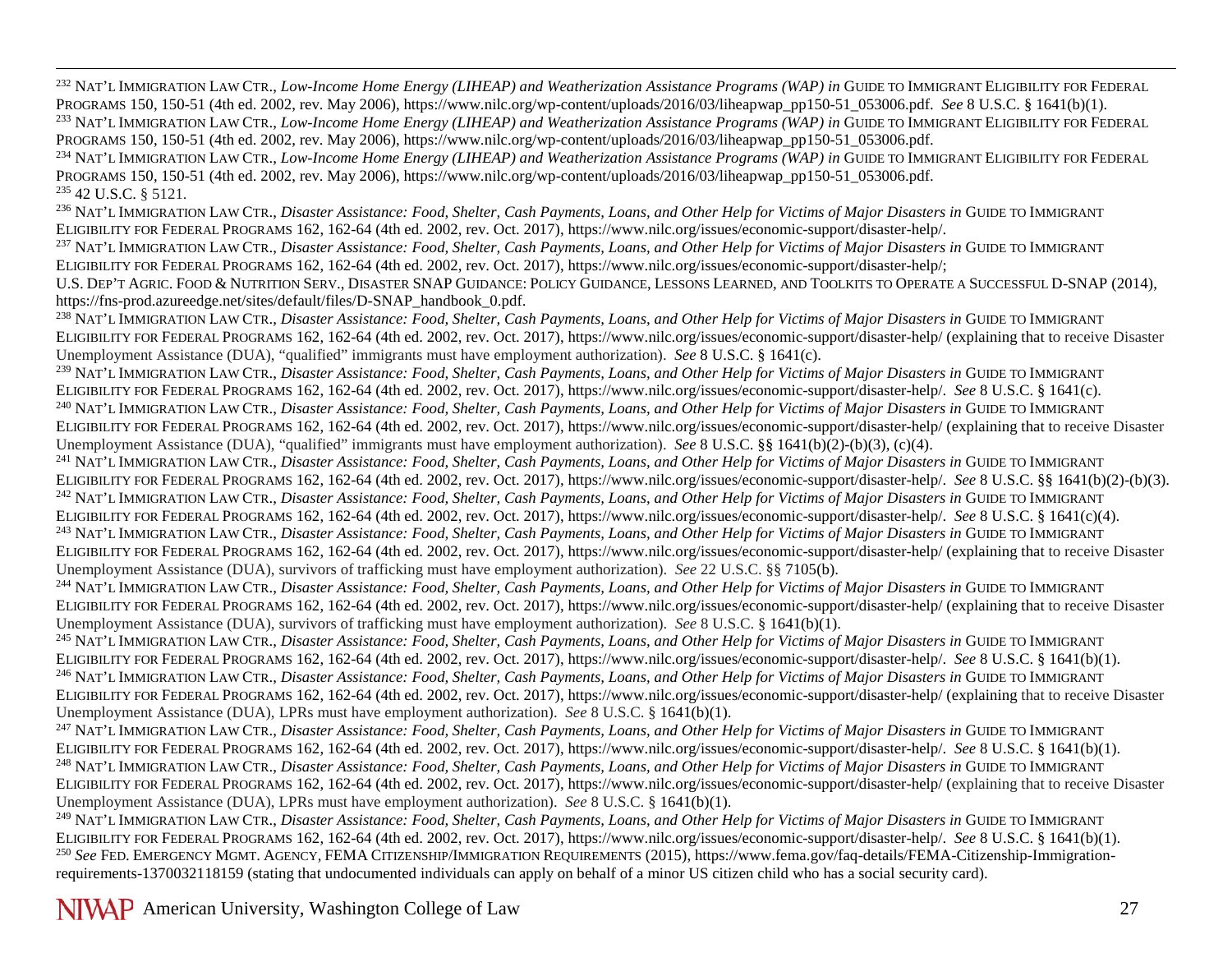[232] Nat'l Immigration Law Ctr., *Low-Income Home Energy (LIHEAP) and Weatherization Assistance Programs (WAP) in* Guide to Immigrant Eligibility for Federal Programs 150, 150-51 (4th ed. 2002, rev. May 2006), https://www.nilc.org/wp-content/uploads/2016/03/liheapwap_pp150-51_053006.pdf. *See* 8 U.S.C. § 1641(b)(1).

[233] Nat'l Immigration Law Ctr., *Low-Income Home Energy (LIHEAP) and Weatherization Assistance Programs (WAP) in* Guide to Immigrant Eligibility for Federal Programs 150, 150-51 (4th ed. 2002, rev. May 2006), https://www.nilc.org/wp-content/uploads/2016/03/liheapwap_pp150-51_053006.pdf.

[234] Nat'l Immigration Law Ctr., *Low-Income Home Energy (LIHEAP) and Weatherization Assistance Programs (WAP) in* Guide to Immigrant Eligibility for Federal Programs 150, 150-51 (4th ed. 2002, rev. May 2006), https://www.nilc.org/wp-content/uploads/2016/03/liheapwap_pp150-51_053006.pdf.

[235] 42 U.S.C. § 5121.

[236] Nat'l Immigration Law Ctr., *Disaster Assistance: Food, Shelter, Cash Payments, Loans, and Other Help for Victims of Major Disasters in* Guide to Immigrant Eligibility for Federal Programs 162, 162-64 (4th ed. 2002, rev. Oct. 2017), https://www.nilc.org/issues/economic-support/disaster-help/.

[237] Nat'l Immigration Law Ctr., *Disaster Assistance: Food, Shelter, Cash Payments, Loans, and Other Help for Victims of Major Disasters in* Guide to Immigrant Eligibility for Federal Programs 162, 162-64 (4th ed. 2002, rev. Oct. 2017), https://www.nilc.org/issues/economic-support/disaster-help/; U.S. Dep't Agric. Food & Nutrition Serv., Disaster SNAP Guidance: Policy Guidance, Lessons Learned, and Toolkits to Operate a Successful D-SNAP (2014), https://fns-prod.azureedge.net/sites/default/files/D-SNAP_handbook_0.pdf.

[238] Nat'l Immigration Law Ctr., *Disaster Assistance: Food, Shelter, Cash Payments, Loans, and Other Help for Victims of Major Disasters in* Guide to Immigrant Eligibility for Federal Programs 162, 162-64 (4th ed. 2002, rev. Oct. 2017), https://www.nilc.org/issues/economic-support/disaster-help/ (explaining that to receive Disaster Unemployment Assistance (DUA), "qualified" immigrants must have employment authorization). *See* 8 U.S.C. § 1641(c).

[239] Nat'l Immigration Law Ctr., *Disaster Assistance: Food, Shelter, Cash Payments, Loans, and Other Help for Victims of Major Disasters in* Guide to Immigrant Eligibility for Federal Programs 162, 162-64 (4th ed. 2002, rev. Oct. 2017), https://www.nilc.org/issues/economic-support/disaster-help/. *See* 8 U.S.C. § 1641(c).

[240] Nat'l Immigration Law Ctr., *Disaster Assistance: Food, Shelter, Cash Payments, Loans, and Other Help for Victims of Major Disasters in* Guide to Immigrant Eligibility for Federal Programs 162, 162-64 (4th ed. 2002, rev. Oct. 2017), https://www.nilc.org/issues/economic-support/disaster-help/ (explaining that to receive Disaster Unemployment Assistance (DUA), "qualified" immigrants must have employment authorization). *See* 8 U.S.C. §§ 1641(b)(2)-(b)(3), (c)(4).

[241] Nat'l Immigration Law Ctr., *Disaster Assistance: Food, Shelter, Cash Payments, Loans, and Other Help for Victims of Major Disasters in* Guide to Immigrant Eligibility for Federal Programs 162, 162-64 (4th ed. 2002, rev. Oct. 2017), https://www.nilc.org/issues/economic-support/disaster-help/. *See* 8 U.S.C. §§ 1641(b)(2)-(b)(3).

[242] Nat'l Immigration Law Ctr., *Disaster Assistance: Food, Shelter, Cash Payments, Loans, and Other Help for Victims of Major Disasters in* Guide to Immigrant Eligibility for Federal Programs 162, 162-64 (4th ed. 2002, rev. Oct. 2017), https://www.nilc.org/issues/economic-support/disaster-help/. *See* 8 U.S.C. § 1641(c)(4).

[243] Nat'l Immigration Law Ctr., *Disaster Assistance: Food, Shelter, Cash Payments, Loans, and Other Help for Victims of Major Disasters in* Guide to Immigrant Eligibility for Federal Programs 162, 162-64 (4th ed. 2002, rev. Oct. 2017), https://www.nilc.org/issues/economic-support/disaster-help/ (explaining that to receive Disaster Unemployment Assistance (DUA), survivors of trafficking must have employment authorization). *See* 22 U.S.C. §§ 7105(b).

[244] Nat'l Immigration Law Ctr., *Disaster Assistance: Food, Shelter, Cash Payments, Loans, and Other Help for Victims of Major Disasters in* Guide to Immigrant Eligibility for Federal Programs 162, 162-64 (4th ed. 2002, rev. Oct. 2017), https://www.nilc.org/issues/economic-support/disaster-help/ (explaining that to receive Disaster Unemployment Assistance (DUA), survivors of trafficking must have employment authorization). *See* 8 U.S.C. § 1641(b)(1).

[245] Nat'l Immigration Law Ctr., *Disaster Assistance: Food, Shelter, Cash Payments, Loans, and Other Help for Victims of Major Disasters in* Guide to Immigrant Eligibility for Federal Programs 162, 162-64 (4th ed. 2002, rev. Oct. 2017), https://www.nilc.org/issues/economic-support/disaster-help/. *See* 8 U.S.C. § 1641(b)(1).

[246] Nat'l Immigration Law Ctr., *Disaster Assistance: Food, Shelter, Cash Payments, Loans, and Other Help for Victims of Major Disasters in* Guide to Immigrant Eligibility for Federal Programs 162, 162-64 (4th ed. 2002, rev. Oct. 2017), https://www.nilc.org/issues/economic-support/disaster-help/ (explaining that to receive Disaster Unemployment Assistance (DUA), LPRs must have employment authorization). *See* 8 U.S.C. § 1641(b)(1).

[247] Nat'l Immigration Law Ctr., *Disaster Assistance: Food, Shelter, Cash Payments, Loans, and Other Help for Victims of Major Disasters in* Guide to Immigrant Eligibility for Federal Programs 162, 162-64 (4th ed. 2002, rev. Oct. 2017), https://www.nilc.org/issues/economic-support/disaster-help/. *See* 8 U.S.C. § 1641(b)(1).

[248] Nat'l Immigration Law Ctr., *Disaster Assistance: Food, Shelter, Cash Payments, Loans, and Other Help for Victims of Major Disasters in* Guide to Immigrant Eligibility for Federal Programs 162, 162-64 (4th ed. 2002, rev. Oct. 2017), https://www.nilc.org/issues/economic-support/disaster-help/ (explaining that to receive Disaster Unemployment Assistance (DUA), LPRs must have employment authorization). *See* 8 U.S.C. § 1641(b)(1).

[249] Nat'l Immigration Law Ctr., *Disaster Assistance: Food, Shelter, Cash Payments, Loans, and Other Help for Victims of Major Disasters in* Guide to Immigrant Eligibility for Federal Programs 162, 162-64 (4th ed. 2002, rev. Oct. 2017), https://www.nilc.org/issues/economic-support/disaster-help/. *See* 8 U.S.C. § 1641(b)(1).

[250] *See* Fed. Emergency Mgmt. Agency, FEMA Citizenship/Immigration Requirements (2015), https://www.fema.gov/faq-details/FEMA-Citizenship-Immigration-requirements-1370032118159 (stating that undocumented individuals can apply on behalf of a minor US citizen child who has a social security card).